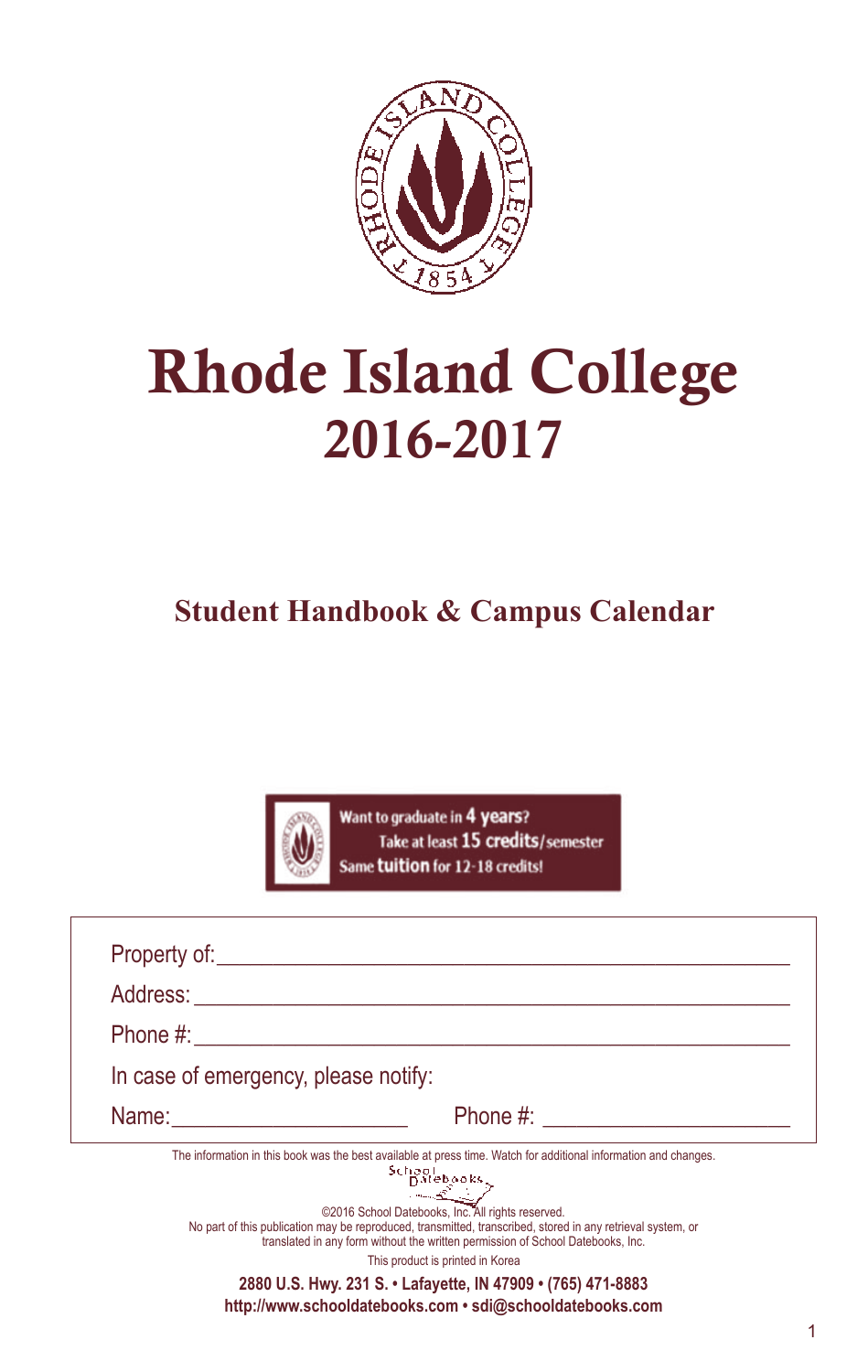# Rhode Island College
# 2016-2017

## Student Handbook & Campus Calendar

Want to graduate in **4 years**?
Take at least **15 credits**/semester
Same **tuition** for 12-18 credits!

Property of: ___________________________________________

Address: ___________________________________________

Phone #: ___________________________________________

In case of emergency, please notify:

Name: _____________________ Phone #: _____________________

The information in this book was the best available at press time. Watch for additional information and changes.

School Datebooks

©2016 School Datebooks, Inc. All rights reserved.
No part of this publication may be reproduced, transmitted, transcribed, stored in any retrieval system, or translated in any form without the written permission of School Datebooks, Inc.

This product is printed in Korea

**2880 U.S. Hwy. 231 S. • Lafayette, IN 47909 • (765) 471-8883**
**http://www.schooldatebooks.com • sdi@schooldatebooks.com**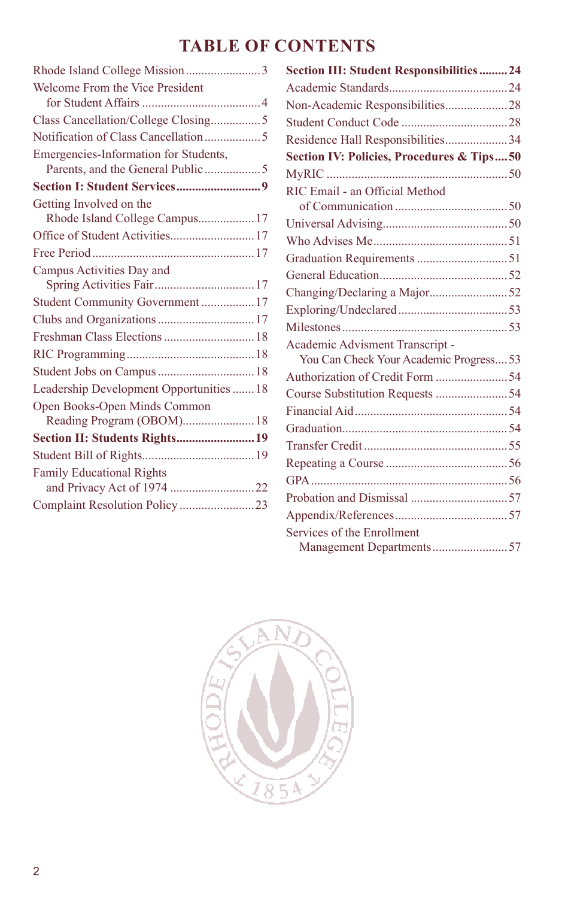# TABLE OF CONTENTS

Rhode Island College Mission........................3

Welcome From the Vice President for Student Affairs......................................4

Class Cancellation/College Closing................5

Notification of Class Cancellation..................5

Emergencies-Information for Students, Parents, and the General Public..................5

**Section I: Student Services...........................9**

Getting Involved on the Rhode Island College Campus..................17

Office of Student Activities...........................17

Free Period....................................................17

Campus Activities Day and Spring Activities Fair................................17

Student Community Government.................17

Clubs and Organizations...............................17

Freshman Class Elections.............................18

RIC Programming.........................................18

Student Jobs on Campus...............................18

Leadership Development Opportunities.......18

Open Books-Open Minds Common Reading Program (OBOM).......................18

**Section II: Students Rights.........................19**

Student Bill of Rights....................................19

Family Educational Rights and Privacy Act of 1974...........................22

Complaint Resolution Policy........................23

**Section III: Student Responsibilities.........24**

Academic Standards......................................24

Non-Academic Responsibilities....................28

Student Conduct Code..................................28

Residence Hall Responsibilities....................34

**Section IV: Policies, Procedures & Tips....50**

MyRIC..........................................................50

RIC Email - an Official Method of Communication....................................50

Universal Advising........................................50

Who Advises Me...........................................51

Graduation Requirements.............................51

General Education.........................................52

Changing/Declaring a Major.........................52

Exploring/Undeclared...................................53

Milestones.....................................................53

Academic Advisment Transcript - You Can Check Your Academic Progress....53

Authorization of Credit Form.......................54

Course Substitution Requests.......................54

Financial Aid.................................................54

Graduation.....................................................54

Transfer Credit..............................................55

Repeating a Course.......................................56

GPA...............................................................56

Probation and Dismissal...............................57

Appendix/References....................................57

Services of the Enrollment Management Departments........................57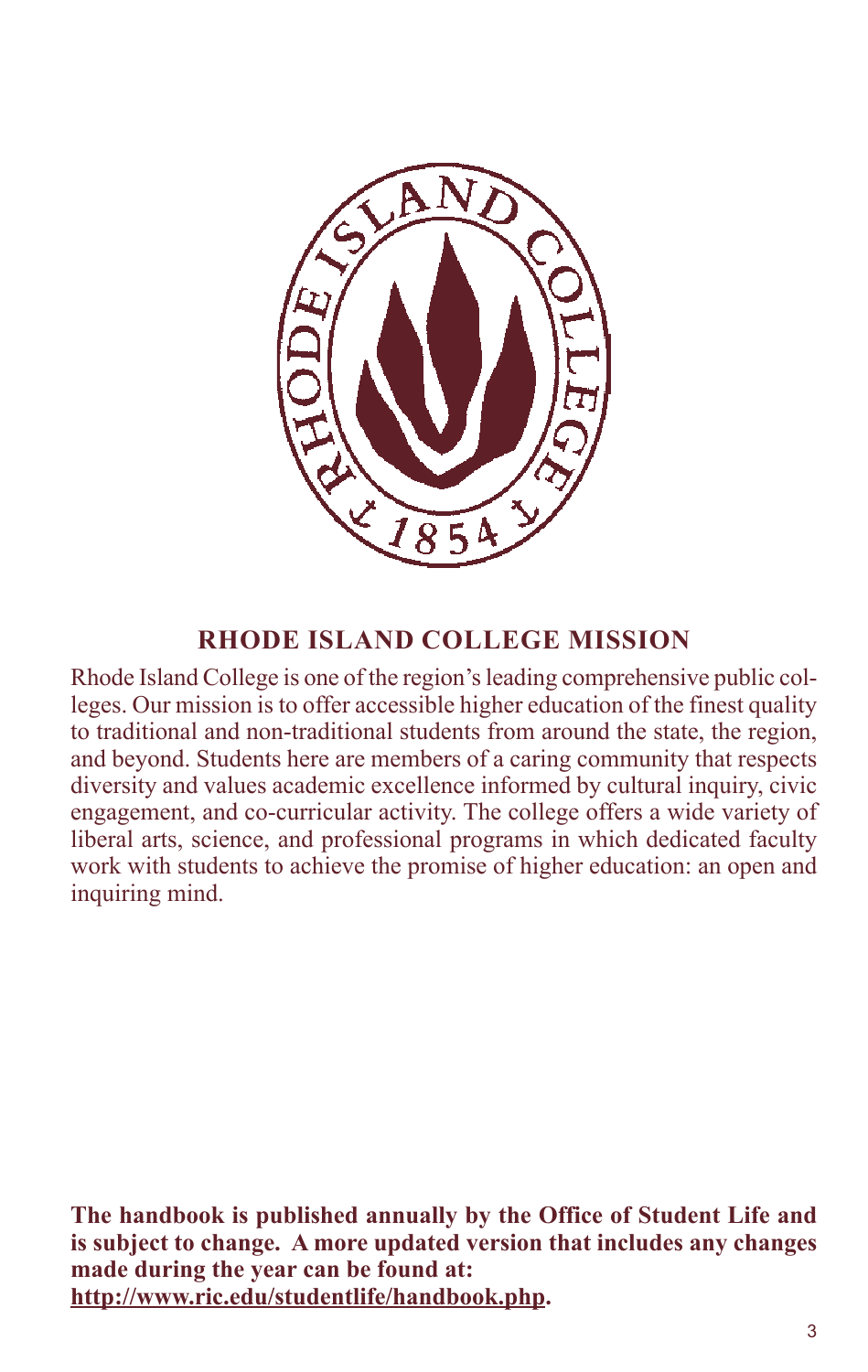## RHODE ISLAND COLLEGE MISSION

Rhode Island College is one of the region's leading comprehensive public colleges. Our mission is to offer accessible higher education of the finest quality to traditional and non-traditional students from around the state, the region, and beyond. Students here are members of a caring community that respects diversity and values academic excellence informed by cultural inquiry, civic engagement, and co-curricular activity. The college offers a wide variety of liberal arts, science, and professional programs in which dedicated faculty work with students to achieve the promise of higher education: an open and inquiring mind.

**The handbook is published annually by the Office of Student Life and is subject to change. A more updated version that includes any changes made during the year can be found at: http://www.ric.edu/studentlife/handbook.php.**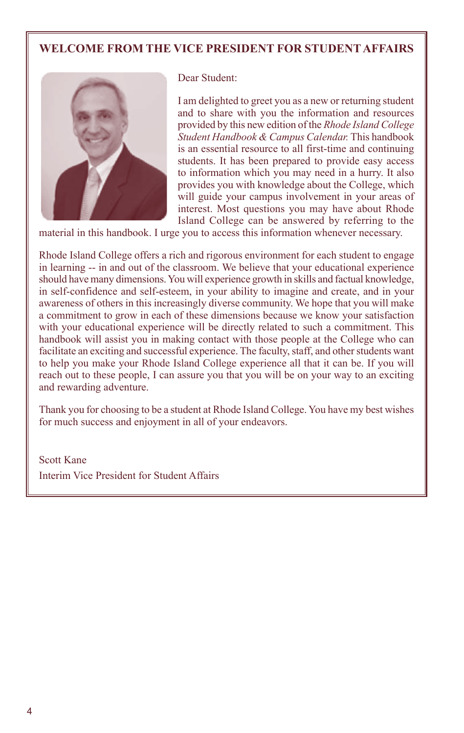## WELCOME FROM THE VICE PRESIDENT FOR STUDENT AFFAIRS

Dear Student:

I am delighted to greet you as a new or returning student and to share with you the information and resources provided by this new edition of the *Rhode Island College Student Handbook & Campus Calendar.* This handbook is an essential resource to all first-time and continuing students. It has been prepared to provide easy access to information which you may need in a hurry. It also provides you with knowledge about the College, which will guide your campus involvement in your areas of interest. Most questions you may have about Rhode Island College can be answered by referring to the material in this handbook. I urge you to access this information whenever necessary.

Rhode Island College offers a rich and rigorous environment for each student to engage in learning -- in and out of the classroom. We believe that your educational experience should have many dimensions. You will experience growth in skills and factual knowledge, in self-confidence and self-esteem, in your ability to imagine and create, and in your awareness of others in this increasingly diverse community. We hope that you will make a commitment to grow in each of these dimensions because we know your satisfaction with your educational experience will be directly related to such a commitment. This handbook will assist you in making contact with those people at the College who can facilitate an exciting and successful experience. The faculty, staff, and other students want to help you make your Rhode Island College experience all that it can be. If you will reach out to these people, I can assure you that you will be on your way to an exciting and rewarding adventure.

Thank you for choosing to be a student at Rhode Island College. You have my best wishes for much success and enjoyment in all of your endeavors.

Scott Kane
Interim Vice President for Student Affairs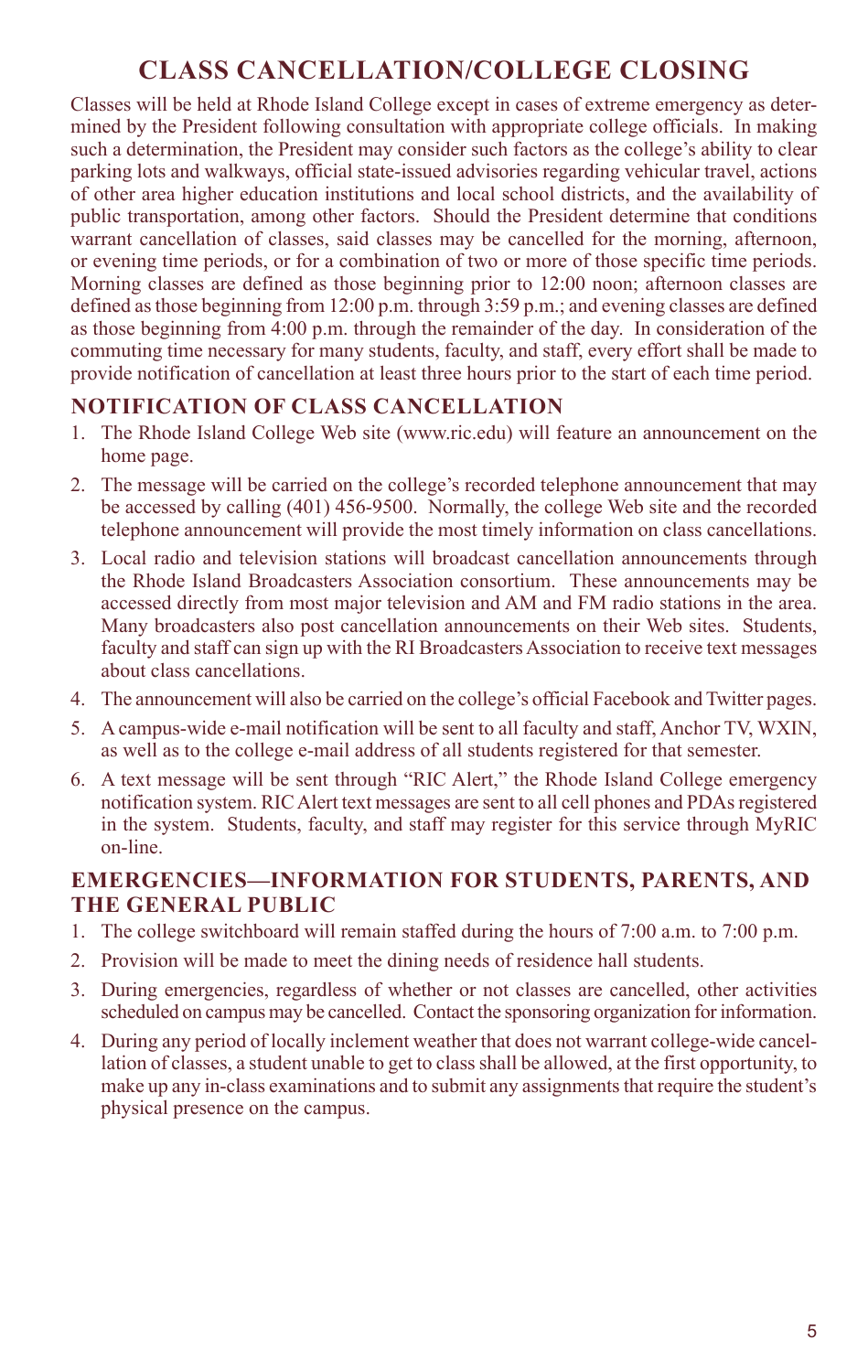# CLASS CANCELLATION/COLLEGE CLOSING

Classes will be held at Rhode Island College except in cases of extreme emergency as determined by the President following consultation with appropriate college officials. In making such a determination, the President may consider such factors as the college's ability to clear parking lots and walkways, official state-issued advisories regarding vehicular travel, actions of other area higher education institutions and local school districts, and the availability of public transportation, among other factors. Should the President determine that conditions warrant cancellation of classes, said classes may be cancelled for the morning, afternoon, or evening time periods, or for a combination of two or more of those specific time periods. Morning classes are defined as those beginning prior to 12:00 noon; afternoon classes are defined as those beginning from 12:00 p.m. through 3:59 p.m.; and evening classes are defined as those beginning from 4:00 p.m. through the remainder of the day. In consideration of the commuting time necessary for many students, faculty, and staff, every effort shall be made to provide notification of cancellation at least three hours prior to the start of each time period.

## NOTIFICATION OF CLASS CANCELLATION

1. The Rhode Island College Web site (www.ric.edu) will feature an announcement on the home page.
2. The message will be carried on the college's recorded telephone announcement that may be accessed by calling (401) 456-9500. Normally, the college Web site and the recorded telephone announcement will provide the most timely information on class cancellations.
3. Local radio and television stations will broadcast cancellation announcements through the Rhode Island Broadcasters Association consortium. These announcements may be accessed directly from most major television and AM and FM radio stations in the area. Many broadcasters also post cancellation announcements on their Web sites. Students, faculty and staff can sign up with the RI Broadcasters Association to receive text messages about class cancellations.
4. The announcement will also be carried on the college's official Facebook and Twitter pages.
5. A campus-wide e-mail notification will be sent to all faculty and staff, Anchor TV, WXIN, as well as to the college e-mail address of all students registered for that semester.
6. A text message will be sent through "RIC Alert," the Rhode Island College emergency notification system. RIC Alert text messages are sent to all cell phones and PDAs registered in the system. Students, faculty, and staff may register for this service through MyRIC on-line.

## EMERGENCIES—INFORMATION FOR STUDENTS, PARENTS, AND THE GENERAL PUBLIC

1. The college switchboard will remain staffed during the hours of 7:00 a.m. to 7:00 p.m.
2. Provision will be made to meet the dining needs of residence hall students.
3. During emergencies, regardless of whether or not classes are cancelled, other activities scheduled on campus may be cancelled. Contact the sponsoring organization for information.
4. During any period of locally inclement weather that does not warrant college-wide cancellation of classes, a student unable to get to class shall be allowed, at the first opportunity, to make up any in-class examinations and to submit any assignments that require the student's physical presence on the campus.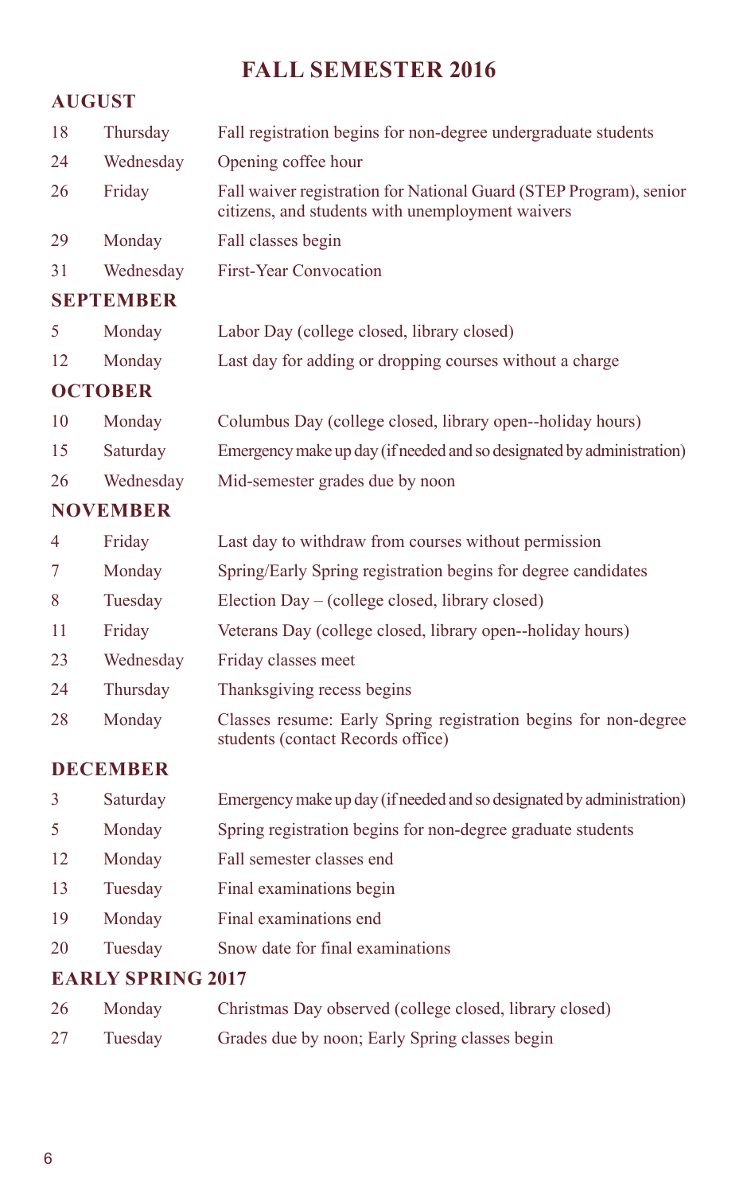# FALL SEMESTER 2016

## AUGUST

| | | |
|---|---|---|
| 18 | Thursday | Fall registration begins for non-degree undergraduate students |
| 24 | Wednesday | Opening coffee hour |
| 26 | Friday | Fall waiver registration for National Guard (STEP Program), senior citizens, and students with unemployment waivers |
| 29 | Monday | Fall classes begin |
| 31 | Wednesday | First-Year Convocation |

## SEPTEMBER

| | | |
|---|---|---|
| 5 | Monday | Labor Day (college closed, library closed) |
| 12 | Monday | Last day for adding or dropping courses without a charge |

## OCTOBER

| | | |
|---|---|---|
| 10 | Monday | Columbus Day (college closed, library open--holiday hours) |
| 15 | Saturday | Emergency make up day (if needed and so designated by administration) |
| 26 | Wednesday | Mid-semester grades due by noon |

## NOVEMBER

| | | |
|---|---|---|
| 4 | Friday | Last day to withdraw from courses without permission |
| 7 | Monday | Spring/Early Spring registration begins for degree candidates |
| 8 | Tuesday | Election Day – (college closed, library closed) |
| 11 | Friday | Veterans Day (college closed, library open--holiday hours) |
| 23 | Wednesday | Friday classes meet |
| 24 | Thursday | Thanksgiving recess begins |
| 28 | Monday | Classes resume: Early Spring registration begins for non-degree students (contact Records office) |

## DECEMBER

| | | |
|---|---|---|
| 3 | Saturday | Emergency make up day (if needed and so designated by administration) |
| 5 | Monday | Spring registration begins for non-degree graduate students |
| 12 | Monday | Fall semester classes end |
| 13 | Tuesday | Final examinations begin |
| 19 | Monday | Final examinations end |
| 20 | Tuesday | Snow date for final examinations |

## EARLY SPRING 2017

| | | |
|---|---|---|
| 26 | Monday | Christmas Day observed (college closed, library closed) |
| 27 | Tuesday | Grades due by noon; Early Spring classes begin |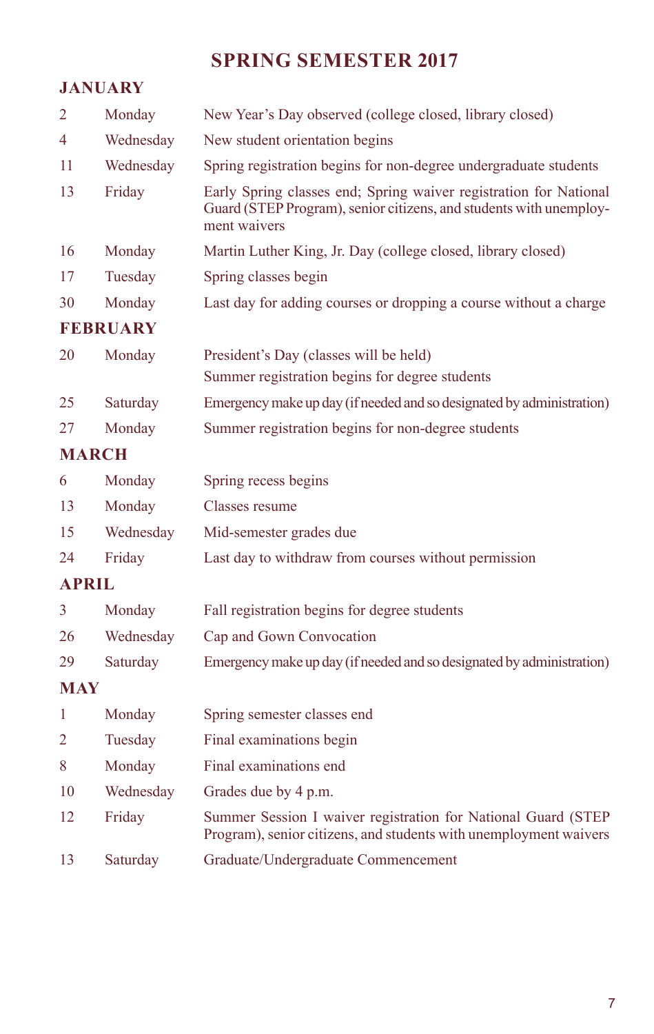# SPRING SEMESTER 2017

## JANUARY

| | | |
|---|---|---|
| 2 | Monday | New Year's Day observed (college closed, library closed) |
| 4 | Wednesday | New student orientation begins |
| 11 | Wednesday | Spring registration begins for non-degree undergraduate students |
| 13 | Friday | Early Spring classes end; Spring waiver registration for National Guard (STEP Program), senior citizens, and students with unemployment waivers |
| 16 | Monday | Martin Luther King, Jr. Day (college closed, library closed) |
| 17 | Tuesday | Spring classes begin |
| 30 | Monday | Last day for adding courses or dropping a course without a charge |

## FEBRUARY

| | | |
|---|---|---|
| 20 | Monday | President's Day (classes will be held)<br>Summer registration begins for degree students |
| 25 | Saturday | Emergency make up day (if needed and so designated by administration) |
| 27 | Monday | Summer registration begins for non-degree students |

## MARCH

| | | |
|---|---|---|
| 6 | Monday | Spring recess begins |
| 13 | Monday | Classes resume |
| 15 | Wednesday | Mid-semester grades due |
| 24 | Friday | Last day to withdraw from courses without permission |

## APRIL

| | | |
|---|---|---|
| 3 | Monday | Fall registration begins for degree students |
| 26 | Wednesday | Cap and Gown Convocation |
| 29 | Saturday | Emergency make up day (if needed and so designated by administration) |

## MAY

| | | |
|---|---|---|
| 1 | Monday | Spring semester classes end |
| 2 | Tuesday | Final examinations begin |
| 8 | Monday | Final examinations end |
| 10 | Wednesday | Grades due by 4 p.m. |
| 12 | Friday | Summer Session I waiver registration for National Guard (STEP Program), senior citizens, and students with unemployment waivers |
| 13 | Saturday | Graduate/Undergraduate Commencement |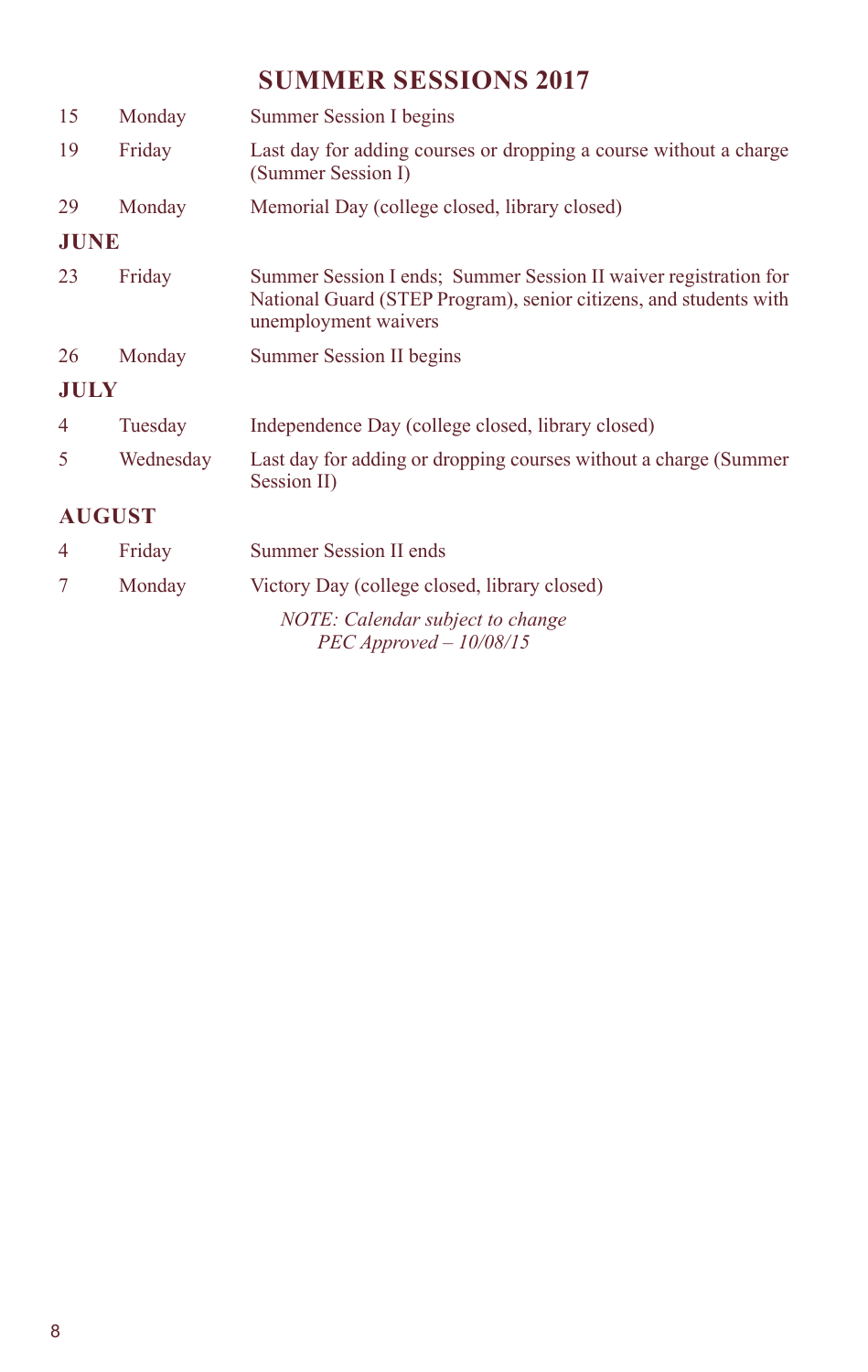# SUMMER SESSIONS 2017

| | | |
|---|---|---|
| 15 | Monday | Summer Session I begins |
| 19 | Friday | Last day for adding courses or dropping a course without a charge (Summer Session I) |
| 29 | Monday | Memorial Day (college closed, library closed) |
| **JUNE** | | |
| 23 | Friday | Summer Session I ends; Summer Session II waiver registration for National Guard (STEP Program), senior citizens, and students with unemployment waivers |
| 26 | Monday | Summer Session II begins |
| **JULY** | | |
| 4 | Tuesday | Independence Day (college closed, library closed) |
| 5 | Wednesday | Last day for adding or dropping courses without a charge (Summer Session II) |
| **AUGUST** | | |
| 4 | Friday | Summer Session II ends |
| 7 | Monday | Victory Day (college closed, library closed) |

*NOTE: Calendar subject to change*
*PEC Approved – 10/08/15*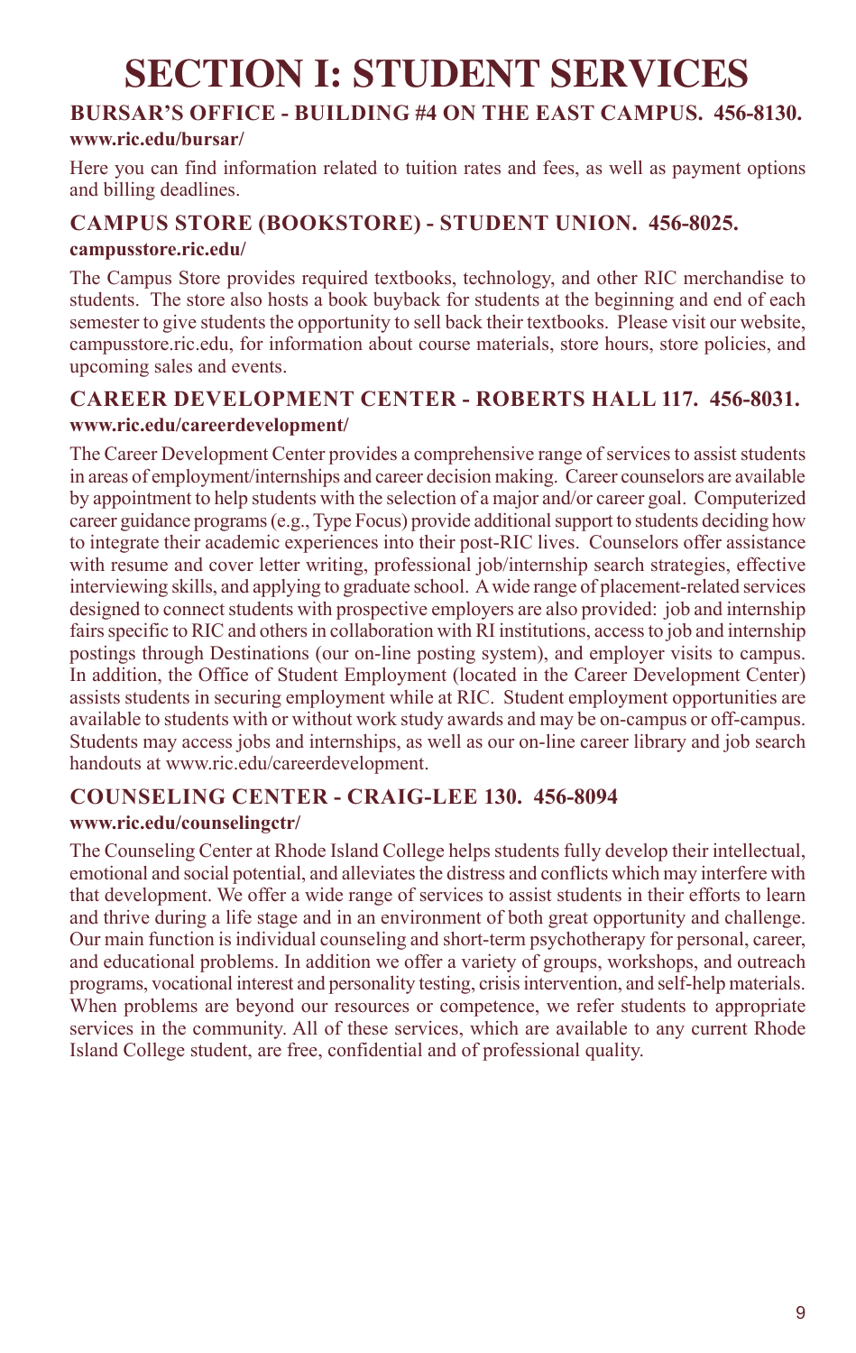# SECTION I: STUDENT SERVICES

## BURSAR'S OFFICE - BUILDING #4 ON THE EAST CAMPUS. 456-8130.

**www.ric.edu/bursar/**

Here you can find information related to tuition rates and fees, as well as payment options and billing deadlines.

## CAMPUS STORE (BOOKSTORE) - STUDENT UNION. 456-8025.

**campusstore.ric.edu/**

The Campus Store provides required textbooks, technology, and other RIC merchandise to students. The store also hosts a book buyback for students at the beginning and end of each semester to give students the opportunity to sell back their textbooks. Please visit our website, campusstore.ric.edu, for information about course materials, store hours, store policies, and upcoming sales and events.

## CAREER DEVELOPMENT CENTER - ROBERTS HALL 117. 456-8031.

**www.ric.edu/careerdevelopment/**

The Career Development Center provides a comprehensive range of services to assist students in areas of employment/internships and career decision making. Career counselors are available by appointment to help students with the selection of a major and/or career goal. Computerized career guidance programs (e.g., Type Focus) provide additional support to students deciding how to integrate their academic experiences into their post-RIC lives. Counselors offer assistance with resume and cover letter writing, professional job/internship search strategies, effective interviewing skills, and applying to graduate school. A wide range of placement-related services designed to connect students with prospective employers are also provided: job and internship fairs specific to RIC and others in collaboration with RI institutions, access to job and internship postings through Destinations (our on-line posting system), and employer visits to campus. In addition, the Office of Student Employment (located in the Career Development Center) assists students in securing employment while at RIC. Student employment opportunities are available to students with or without work study awards and may be on-campus or off-campus. Students may access jobs and internships, as well as our on-line career library and job search handouts at www.ric.edu/careerdevelopment.

## COUNSELING CENTER - CRAIG-LEE 130. 456-8094

**www.ric.edu/counselingctr/**

The Counseling Center at Rhode Island College helps students fully develop their intellectual, emotional and social potential, and alleviates the distress and conflicts which may interfere with that development. We offer a wide range of services to assist students in their efforts to learn and thrive during a life stage and in an environment of both great opportunity and challenge. Our main function is individual counseling and short-term psychotherapy for personal, career, and educational problems. In addition we offer a variety of groups, workshops, and outreach programs, vocational interest and personality testing, crisis intervention, and self-help materials. When problems are beyond our resources or competence, we refer students to appropriate services in the community. All of these services, which are available to any current Rhode Island College student, are free, confidential and of professional quality.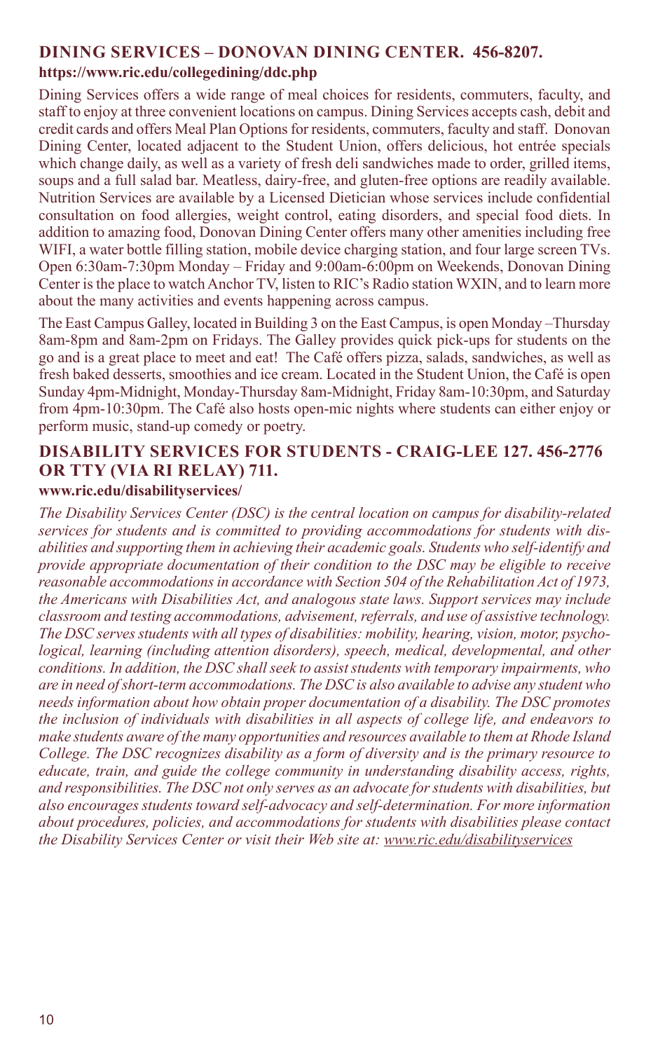## DINING SERVICES – DONOVAN DINING CENTER. 456-8207.

**https://www.ric.edu/collegedining/ddc.php**

Dining Services offers a wide range of meal choices for residents, commuters, faculty, and staff to enjoy at three convenient locations on campus. Dining Services accepts cash, debit and credit cards and offers Meal Plan Options for residents, commuters, faculty and staff. Donovan Dining Center, located adjacent to the Student Union, offers delicious, hot entrée specials which change daily, as well as a variety of fresh deli sandwiches made to order, grilled items, soups and a full salad bar. Meatless, dairy-free, and gluten-free options are readily available. Nutrition Services are available by a Licensed Dietician whose services include confidential consultation on food allergies, weight control, eating disorders, and special food diets. In addition to amazing food, Donovan Dining Center offers many other amenities including free WIFI, a water bottle filling station, mobile device charging station, and four large screen TVs. Open 6:30am-7:30pm Monday – Friday and 9:00am-6:00pm on Weekends, Donovan Dining Center is the place to watch Anchor TV, listen to RIC's Radio station WXIN, and to learn more about the many activities and events happening across campus.

The East Campus Galley, located in Building 3 on the East Campus, is open Monday –Thursday 8am-8pm and 8am-2pm on Fridays. The Galley provides quick pick-ups for students on the go and is a great place to meet and eat! The Café offers pizza, salads, sandwiches, as well as fresh baked desserts, smoothies and ice cream. Located in the Student Union, the Café is open Sunday 4pm-Midnight, Monday-Thursday 8am-Midnight, Friday 8am-10:30pm, and Saturday from 4pm-10:30pm. The Café also hosts open-mic nights where students can either enjoy or perform music, stand-up comedy or poetry.

## DISABILITY SERVICES FOR STUDENTS - CRAIG-LEE 127. 456-2776 OR TTY (VIA RI RELAY) 711.

**www.ric.edu/disabilityservices/**

*The Disability Services Center (DSC) is the central location on campus for disability-related services for students and is committed to providing accommodations for students with disabilities and supporting them in achieving their academic goals. Students who self-identify and provide appropriate documentation of their condition to the DSC may be eligible to receive reasonable accommodations in accordance with Section 504 of the Rehabilitation Act of 1973, the Americans with Disabilities Act, and analogous state laws. Support services may include classroom and testing accommodations, advisement, referrals, and use of assistive technology. The DSC serves students with all types of disabilities: mobility, hearing, vision, motor, psychological, learning (including attention disorders), speech, medical, developmental, and other conditions. In addition, the DSC shall seek to assist students with temporary impairments, who are in need of short-term accommodations. The DSC is also available to advise any student who needs information about how obtain proper documentation of a disability. The DSC promotes the inclusion of individuals with disabilities in all aspects of college life, and endeavors to make students aware of the many opportunities and resources available to them at Rhode Island College. The DSC recognizes disability as a form of diversity and is the primary resource to educate, train, and guide the college community in understanding disability access, rights, and responsibilities. The DSC not only serves as an advocate for students with disabilities, but also encourages students toward self-advocacy and self-determination. For more information about procedures, policies, and accommodations for students with disabilities please contact the Disability Services Center or visit their Web site at: www.ric.edu/disabilityservices*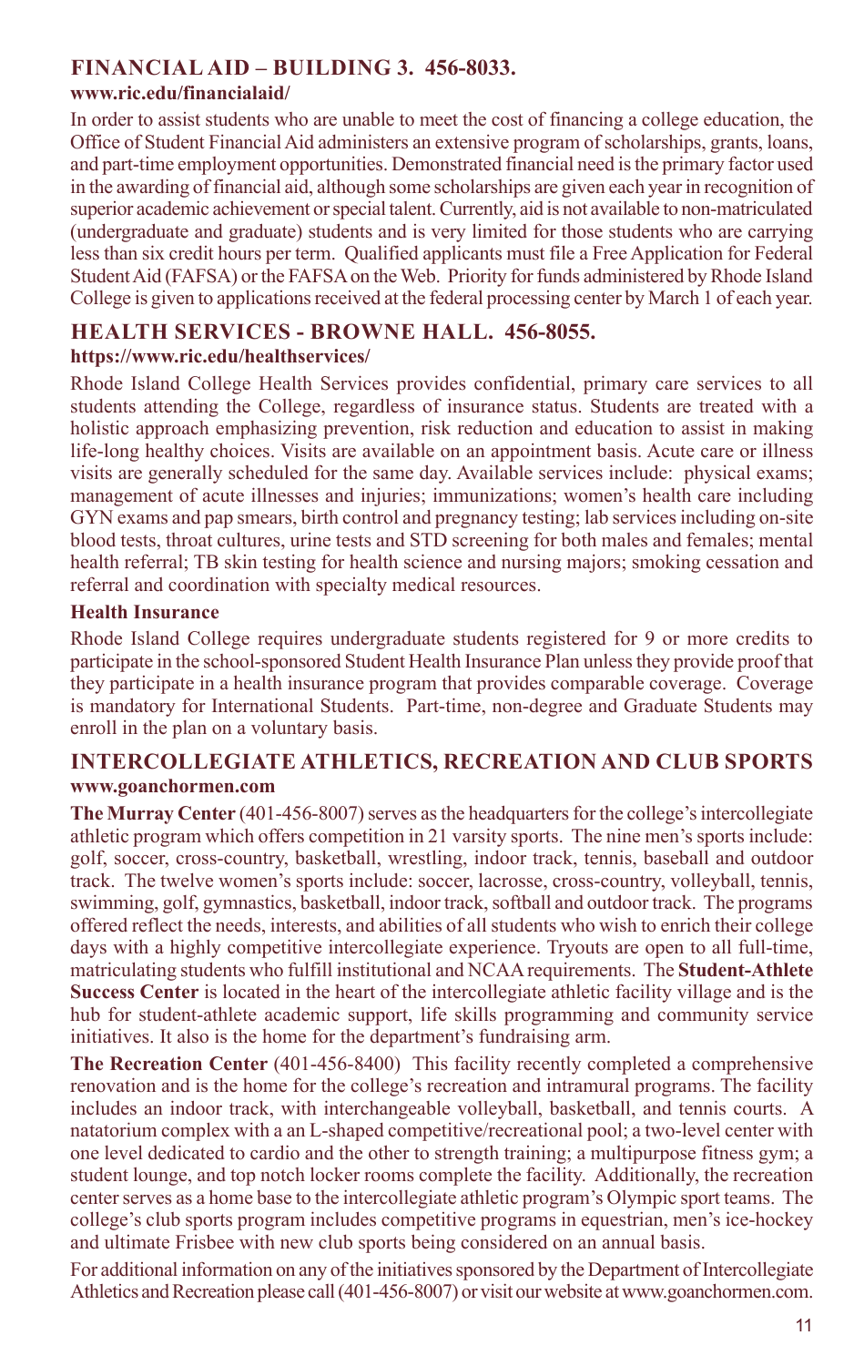## FINANCIAL AID – BUILDING 3. 456-8033.

**www.ric.edu/financialaid/**

In order to assist students who are unable to meet the cost of financing a college education, the Office of Student Financial Aid administers an extensive program of scholarships, grants, loans, and part-time employment opportunities. Demonstrated financial need is the primary factor used in the awarding of financial aid, although some scholarships are given each year in recognition of superior academic achievement or special talent. Currently, aid is not available to non-matriculated (undergraduate and graduate) students and is very limited for those students who are carrying less than six credit hours per term. Qualified applicants must file a Free Application for Federal Student Aid (FAFSA) or the FAFSA on the Web. Priority for funds administered by Rhode Island College is given to applications received at the federal processing center by March 1 of each year.

## HEALTH SERVICES - BROWNE HALL. 456-8055.

**https://www.ric.edu/healthservices/**

Rhode Island College Health Services provides confidential, primary care services to all students attending the College, regardless of insurance status. Students are treated with a holistic approach emphasizing prevention, risk reduction and education to assist in making life-long healthy choices. Visits are available on an appointment basis. Acute care or illness visits are generally scheduled for the same day. Available services include: physical exams; management of acute illnesses and injuries; immunizations; women's health care including GYN exams and pap smears, birth control and pregnancy testing; lab services including on-site blood tests, throat cultures, urine tests and STD screening for both males and females; mental health referral; TB skin testing for health science and nursing majors; smoking cessation and referral and coordination with specialty medical resources.

### Health Insurance

Rhode Island College requires undergraduate students registered for 9 or more credits to participate in the school-sponsored Student Health Insurance Plan unless they provide proof that they participate in a health insurance program that provides comparable coverage. Coverage is mandatory for International Students. Part-time, non-degree and Graduate Students may enroll in the plan on a voluntary basis.

## INTERCOLLEGIATE ATHLETICS, RECREATION AND CLUB SPORTS

**www.goanchormen.com**

**The Murray Center** (401-456-8007) serves as the headquarters for the college's intercollegiate athletic program which offers competition in 21 varsity sports. The nine men's sports include: golf, soccer, cross-country, basketball, wrestling, indoor track, tennis, baseball and outdoor track. The twelve women's sports include: soccer, lacrosse, cross-country, volleyball, tennis, swimming, golf, gymnastics, basketball, indoor track, softball and outdoor track. The programs offered reflect the needs, interests, and abilities of all students who wish to enrich their college days with a highly competitive intercollegiate experience. Tryouts are open to all full-time, matriculating students who fulfill institutional and NCAA requirements. The **Student-Athlete Success Center** is located in the heart of the intercollegiate athletic facility village and is the hub for student-athlete academic support, life skills programming and community service initiatives. It also is the home for the department's fundraising arm.

**The Recreation Center** (401-456-8400) This facility recently completed a comprehensive renovation and is the home for the college's recreation and intramural programs. The facility includes an indoor track, with interchangeable volleyball, basketball, and tennis courts. A natatorium complex with a an L-shaped competitive/recreational pool; a two-level center with one level dedicated to cardio and the other to strength training; a multipurpose fitness gym; a student lounge, and top notch locker rooms complete the facility. Additionally, the recreation center serves as a home base to the intercollegiate athletic program's Olympic sport teams. The college's club sports program includes competitive programs in equestrian, men's ice-hockey and ultimate Frisbee with new club sports being considered on an annual basis.

For additional information on any of the initiatives sponsored by the Department of Intercollegiate Athletics and Recreation please call (401-456-8007) or visit our website at www.goanchormen.com.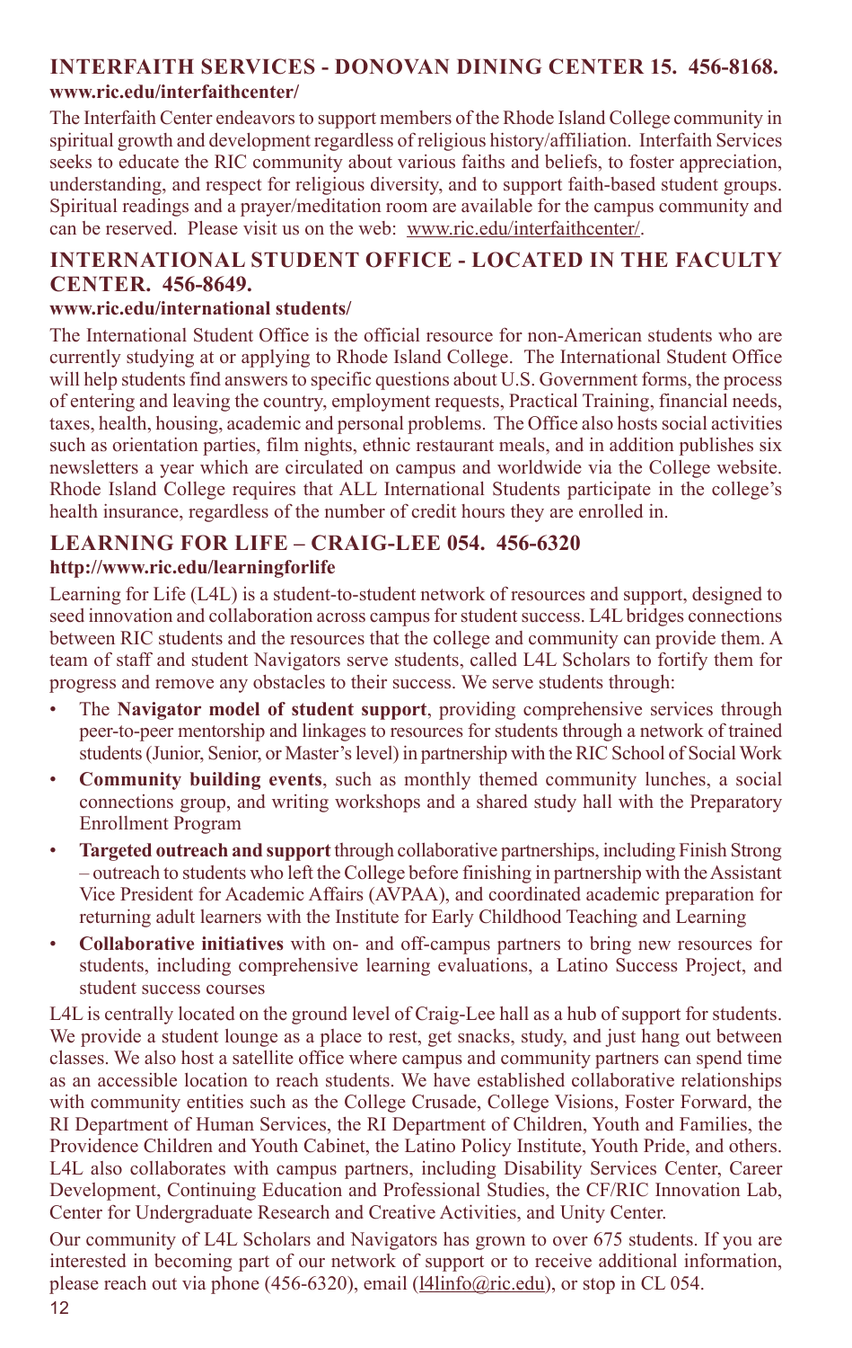## INTERFAITH SERVICES - DONOVAN DINING CENTER 15. 456-8168.

**www.ric.edu/interfaithcenter/**

The Interfaith Center endeavors to support members of the Rhode Island College community in spiritual growth and development regardless of religious history/affiliation. Interfaith Services seeks to educate the RIC community about various faiths and beliefs, to foster appreciation, understanding, and respect for religious diversity, and to support faith-based student groups. Spiritual readings and a prayer/meditation room are available for the campus community and can be reserved. Please visit us on the web: www.ric.edu/interfaithcenter/.

## INTERNATIONAL STUDENT OFFICE - LOCATED IN THE FACULTY CENTER. 456-8649.

**www.ric.edu/international students/**

The International Student Office is the official resource for non-American students who are currently studying at or applying to Rhode Island College. The International Student Office will help students find answers to specific questions about U.S. Government forms, the process of entering and leaving the country, employment requests, Practical Training, financial needs, taxes, health, housing, academic and personal problems. The Office also hosts social activities such as orientation parties, film nights, ethnic restaurant meals, and in addition publishes six newsletters a year which are circulated on campus and worldwide via the College website. Rhode Island College requires that ALL International Students participate in the college's health insurance, regardless of the number of credit hours they are enrolled in.

## LEARNING FOR LIFE – CRAIG-LEE 054. 456-6320

**http://www.ric.edu/learningforlife**

Learning for Life (L4L) is a student-to-student network of resources and support, designed to seed innovation and collaboration across campus for student success. L4L bridges connections between RIC students and the resources that the college and community can provide them. A team of staff and student Navigators serve students, called L4L Scholars to fortify them for progress and remove any obstacles to their success. We serve students through:

- The **Navigator model of student support**, providing comprehensive services through peer-to-peer mentorship and linkages to resources for students through a network of trained students (Junior, Senior, or Master's level) in partnership with the RIC School of Social Work
- **Community building events**, such as monthly themed community lunches, a social connections group, and writing workshops and a shared study hall with the Preparatory Enrollment Program
- **Targeted outreach and support** through collaborative partnerships, including Finish Strong – outreach to students who left the College before finishing in partnership with the Assistant Vice President for Academic Affairs (AVPAA), and coordinated academic preparation for returning adult learners with the Institute for Early Childhood Teaching and Learning
- **Collaborative initiatives** with on- and off-campus partners to bring new resources for students, including comprehensive learning evaluations, a Latino Success Project, and student success courses

L4L is centrally located on the ground level of Craig-Lee hall as a hub of support for students. We provide a student lounge as a place to rest, get snacks, study, and just hang out between classes. We also host a satellite office where campus and community partners can spend time as an accessible location to reach students. We have established collaborative relationships with community entities such as the College Crusade, College Visions, Foster Forward, the RI Department of Human Services, the RI Department of Children, Youth and Families, the Providence Children and Youth Cabinet, the Latino Policy Institute, Youth Pride, and others. L4L also collaborates with campus partners, including Disability Services Center, Career Development, Continuing Education and Professional Studies, the CF/RIC Innovation Lab, Center for Undergraduate Research and Creative Activities, and Unity Center.

Our community of L4L Scholars and Navigators has grown to over 675 students. If you are interested in becoming part of our network of support or to receive additional information, please reach out via phone (456-6320), email (l4linfo@ric.edu), or stop in CL 054.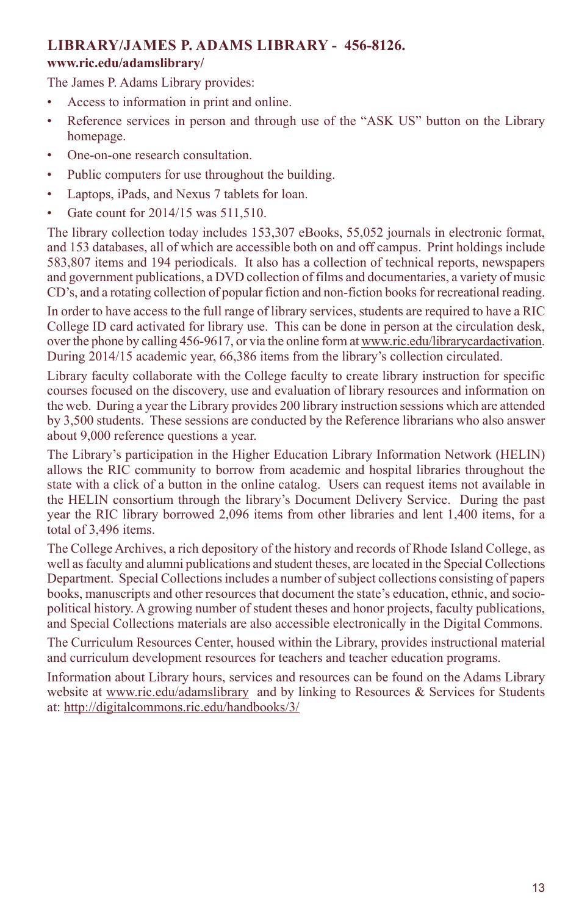## LIBRARY/JAMES P. ADAMS LIBRARY - 456-8126.

**www.ric.edu/adamslibrary/**

The James P. Adams Library provides:

- Access to information in print and online.
- Reference services in person and through use of the "ASK US" button on the Library homepage.
- One-on-one research consultation.
- Public computers for use throughout the building.
- Laptops, iPads, and Nexus 7 tablets for loan.
- Gate count for 2014/15 was 511,510.

The library collection today includes 153,307 eBooks, 55,052 journals in electronic format, and 153 databases, all of which are accessible both on and off campus. Print holdings include 583,807 items and 194 periodicals. It also has a collection of technical reports, newspapers and government publications, a DVD collection of films and documentaries, a variety of music CD's, and a rotating collection of popular fiction and non-fiction books for recreational reading.

In order to have access to the full range of library services, students are required to have a RIC College ID card activated for library use. This can be done in person at the circulation desk, over the phone by calling 456-9617, or via the online form at www.ric.edu/librarycardactivation. During 2014/15 academic year, 66,386 items from the library's collection circulated.

Library faculty collaborate with the College faculty to create library instruction for specific courses focused on the discovery, use and evaluation of library resources and information on the web. During a year the Library provides 200 library instruction sessions which are attended by 3,500 students. These sessions are conducted by the Reference librarians who also answer about 9,000 reference questions a year.

The Library's participation in the Higher Education Library Information Network (HELIN) allows the RIC community to borrow from academic and hospital libraries throughout the state with a click of a button in the online catalog. Users can request items not available in the HELIN consortium through the library's Document Delivery Service. During the past year the RIC library borrowed 2,096 items from other libraries and lent 1,400 items, for a total of 3,496 items.

The College Archives, a rich depository of the history and records of Rhode Island College, as well as faculty and alumni publications and student theses, are located in the Special Collections Department. Special Collections includes a number of subject collections consisting of papers books, manuscripts and other resources that document the state's education, ethnic, and socio-political history. A growing number of student theses and honor projects, faculty publications, and Special Collections materials are also accessible electronically in the Digital Commons.

The Curriculum Resources Center, housed within the Library, provides instructional material and curriculum development resources for teachers and teacher education programs.

Information about Library hours, services and resources can be found on the Adams Library website at www.ric.edu/adamslibrary and by linking to Resources & Services for Students at: http://digitalcommons.ric.edu/handbooks/3/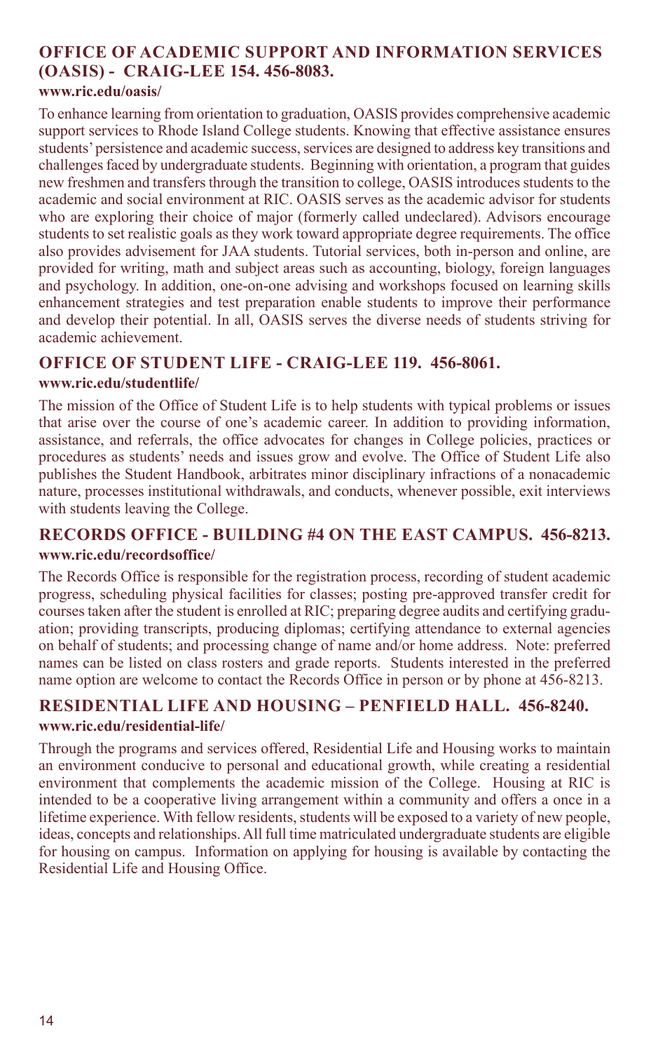## OFFICE OF ACADEMIC SUPPORT AND INFORMATION SERVICES (OASIS) - CRAIG-LEE 154. 456-8083.

**www.ric.edu/oasis/**

To enhance learning from orientation to graduation, OASIS provides comprehensive academic support services to Rhode Island College students. Knowing that effective assistance ensures students' persistence and academic success, services are designed to address key transitions and challenges faced by undergraduate students. Beginning with orientation, a program that guides new freshmen and transfers through the transition to college, OASIS introduces students to the academic and social environment at RIC. OASIS serves as the academic advisor for students who are exploring their choice of major (formerly called undeclared). Advisors encourage students to set realistic goals as they work toward appropriate degree requirements. The office also provides advisement for JAA students. Tutorial services, both in-person and online, are provided for writing, math and subject areas such as accounting, biology, foreign languages and psychology. In addition, one-on-one advising and workshops focused on learning skills enhancement strategies and test preparation enable students to improve their performance and develop their potential. In all, OASIS serves the diverse needs of students striving for academic achievement.

## OFFICE OF STUDENT LIFE - CRAIG-LEE 119. 456-8061.

**www.ric.edu/studentlife/**

The mission of the Office of Student Life is to help students with typical problems or issues that arise over the course of one's academic career. In addition to providing information, assistance, and referrals, the office advocates for changes in College policies, practices or procedures as students' needs and issues grow and evolve. The Office of Student Life also publishes the Student Handbook, arbitrates minor disciplinary infractions of a nonacademic nature, processes institutional withdrawals, and conducts, whenever possible, exit interviews with students leaving the College.

## RECORDS OFFICE - BUILDING #4 ON THE EAST CAMPUS. 456-8213.

**www.ric.edu/recordsoffice/**

The Records Office is responsible for the registration process, recording of student academic progress, scheduling physical facilities for classes; posting pre-approved transfer credit for courses taken after the student is enrolled at RIC; preparing degree audits and certifying graduation; providing transcripts, producing diplomas; certifying attendance to external agencies on behalf of students; and processing change of name and/or home address. Note: preferred names can be listed on class rosters and grade reports. Students interested in the preferred name option are welcome to contact the Records Office in person or by phone at 456-8213.

## RESIDENTIAL LIFE AND HOUSING – PENFIELD HALL. 456-8240.

**www.ric.edu/residential-life/**

Through the programs and services offered, Residential Life and Housing works to maintain an environment conducive to personal and educational growth, while creating a residential environment that complements the academic mission of the College. Housing at RIC is intended to be a cooperative living arrangement within a community and offers a once in a lifetime experience. With fellow residents, students will be exposed to a variety of new people, ideas, concepts and relationships. All full time matriculated undergraduate students are eligible for housing on campus. Information on applying for housing is available by contacting the Residential Life and Housing Office.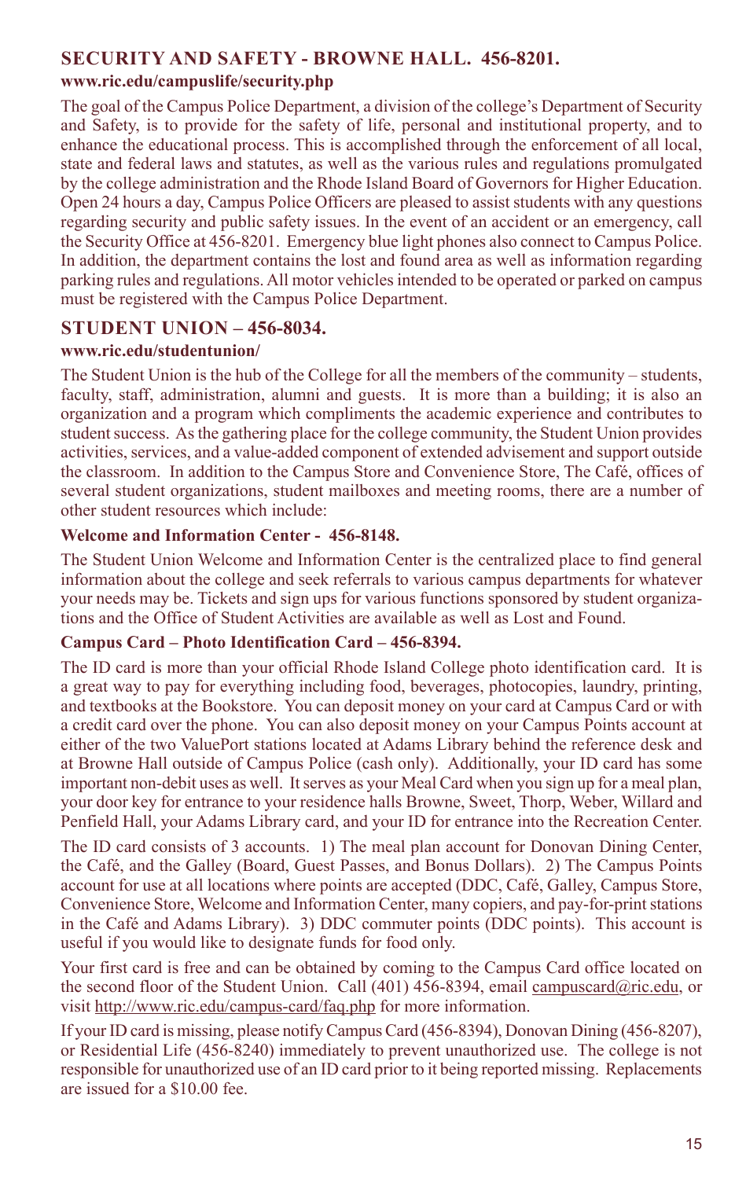## SECURITY AND SAFETY - BROWNE HALL. 456-8201.

**www.ric.edu/campuslife/security.php**

The goal of the Campus Police Department, a division of the college's Department of Security and Safety, is to provide for the safety of life, personal and institutional property, and to enhance the educational process. This is accomplished through the enforcement of all local, state and federal laws and statutes, as well as the various rules and regulations promulgated by the college administration and the Rhode Island Board of Governors for Higher Education. Open 24 hours a day, Campus Police Officers are pleased to assist students with any questions regarding security and public safety issues. In the event of an accident or an emergency, call the Security Office at 456-8201. Emergency blue light phones also connect to Campus Police. In addition, the department contains the lost and found area as well as information regarding parking rules and regulations. All motor vehicles intended to be operated or parked on campus must be registered with the Campus Police Department.

## STUDENT UNION – 456-8034.

**www.ric.edu/studentunion/**

The Student Union is the hub of the College for all the members of the community – students, faculty, staff, administration, alumni and guests. It is more than a building; it is also an organization and a program which compliments the academic experience and contributes to student success. As the gathering place for the college community, the Student Union provides activities, services, and a value-added component of extended advisement and support outside the classroom. In addition to the Campus Store and Convenience Store, The Café, offices of several student organizations, student mailboxes and meeting rooms, there are a number of other student resources which include:

### Welcome and Information Center - 456-8148.

The Student Union Welcome and Information Center is the centralized place to find general information about the college and seek referrals to various campus departments for whatever your needs may be. Tickets and sign ups for various functions sponsored by student organizations and the Office of Student Activities are available as well as Lost and Found.

### Campus Card – Photo Identification Card – 456-8394.

The ID card is more than your official Rhode Island College photo identification card. It is a great way to pay for everything including food, beverages, photocopies, laundry, printing, and textbooks at the Bookstore. You can deposit money on your card at Campus Card or with a credit card over the phone. You can also deposit money on your Campus Points account at either of the two ValuePort stations located at Adams Library behind the reference desk and at Browne Hall outside of Campus Police (cash only). Additionally, your ID card has some important non-debit uses as well. It serves as your Meal Card when you sign up for a meal plan, your door key for entrance to your residence halls Browne, Sweet, Thorp, Weber, Willard and Penfield Hall, your Adams Library card, and your ID for entrance into the Recreation Center.

The ID card consists of 3 accounts. 1) The meal plan account for Donovan Dining Center, the Café, and the Galley (Board, Guest Passes, and Bonus Dollars). 2) The Campus Points account for use at all locations where points are accepted (DDC, Café, Galley, Campus Store, Convenience Store, Welcome and Information Center, many copiers, and pay-for-print stations in the Café and Adams Library). 3) DDC commuter points (DDC points). This account is useful if you would like to designate funds for food only.

Your first card is free and can be obtained by coming to the Campus Card office located on the second floor of the Student Union. Call (401) 456-8394, email campuscard@ric.edu, or visit http://www.ric.edu/campus-card/faq.php for more information.

If your ID card is missing, please notify Campus Card (456-8394), Donovan Dining (456-8207), or Residential Life (456-8240) immediately to prevent unauthorized use. The college is not responsible for unauthorized use of an ID card prior to it being reported missing. Replacements are issued for a $10.00 fee.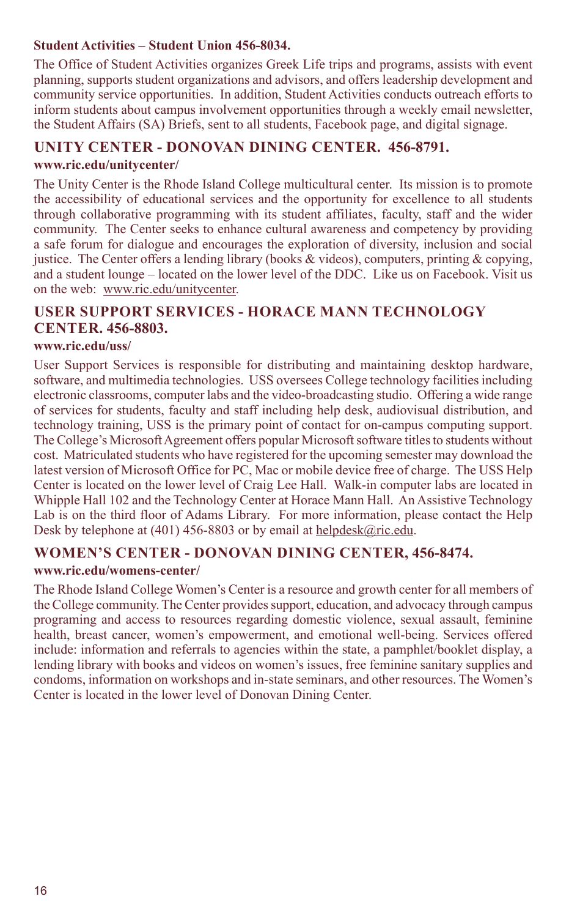**Student Activities – Student Union 456-8034.**

The Office of Student Activities organizes Greek Life trips and programs, assists with event planning, supports student organizations and advisors, and offers leadership development and community service opportunities. In addition, Student Activities conducts outreach efforts to inform students about campus involvement opportunities through a weekly email newsletter, the Student Affairs (SA) Briefs, sent to all students, Facebook page, and digital signage.

## UNITY CENTER - DONOVAN DINING CENTER. 456-8791.

**www.ric.edu/unitycenter/**

The Unity Center is the Rhode Island College multicultural center. Its mission is to promote the accessibility of educational services and the opportunity for excellence to all students through collaborative programming with its student affiliates, faculty, staff and the wider community. The Center seeks to enhance cultural awareness and competency by providing a safe forum for dialogue and encourages the exploration of diversity, inclusion and social justice. The Center offers a lending library (books & videos), computers, printing & copying, and a student lounge – located on the lower level of the DDC. Like us on Facebook. Visit us on the web: www.ric.edu/unitycenter.

## USER SUPPORT SERVICES - HORACE MANN TECHNOLOGY CENTER. 456-8803.

**www.ric.edu/uss/**

User Support Services is responsible for distributing and maintaining desktop hardware, software, and multimedia technologies. USS oversees College technology facilities including electronic classrooms, computer labs and the video-broadcasting studio. Offering a wide range of services for students, faculty and staff including help desk, audiovisual distribution, and technology training, USS is the primary point of contact for on-campus computing support. The College's Microsoft Agreement offers popular Microsoft software titles to students without cost. Matriculated students who have registered for the upcoming semester may download the latest version of Microsoft Office for PC, Mac or mobile device free of charge. The USS Help Center is located on the lower level of Craig Lee Hall. Walk-in computer labs are located in Whipple Hall 102 and the Technology Center at Horace Mann Hall. An Assistive Technology Lab is on the third floor of Adams Library. For more information, please contact the Help Desk by telephone at (401) 456-8803 or by email at helpdesk@ric.edu.

## WOMEN'S CENTER - DONOVAN DINING CENTER, 456-8474.

**www.ric.edu/womens-center/**

The Rhode Island College Women's Center is a resource and growth center for all members of the College community. The Center provides support, education, and advocacy through campus programing and access to resources regarding domestic violence, sexual assault, feminine health, breast cancer, women's empowerment, and emotional well-being. Services offered include: information and referrals to agencies within the state, a pamphlet/booklet display, a lending library with books and videos on women's issues, free feminine sanitary supplies and condoms, information on workshops and in-state seminars, and other resources. The Women's Center is located in the lower level of Donovan Dining Center.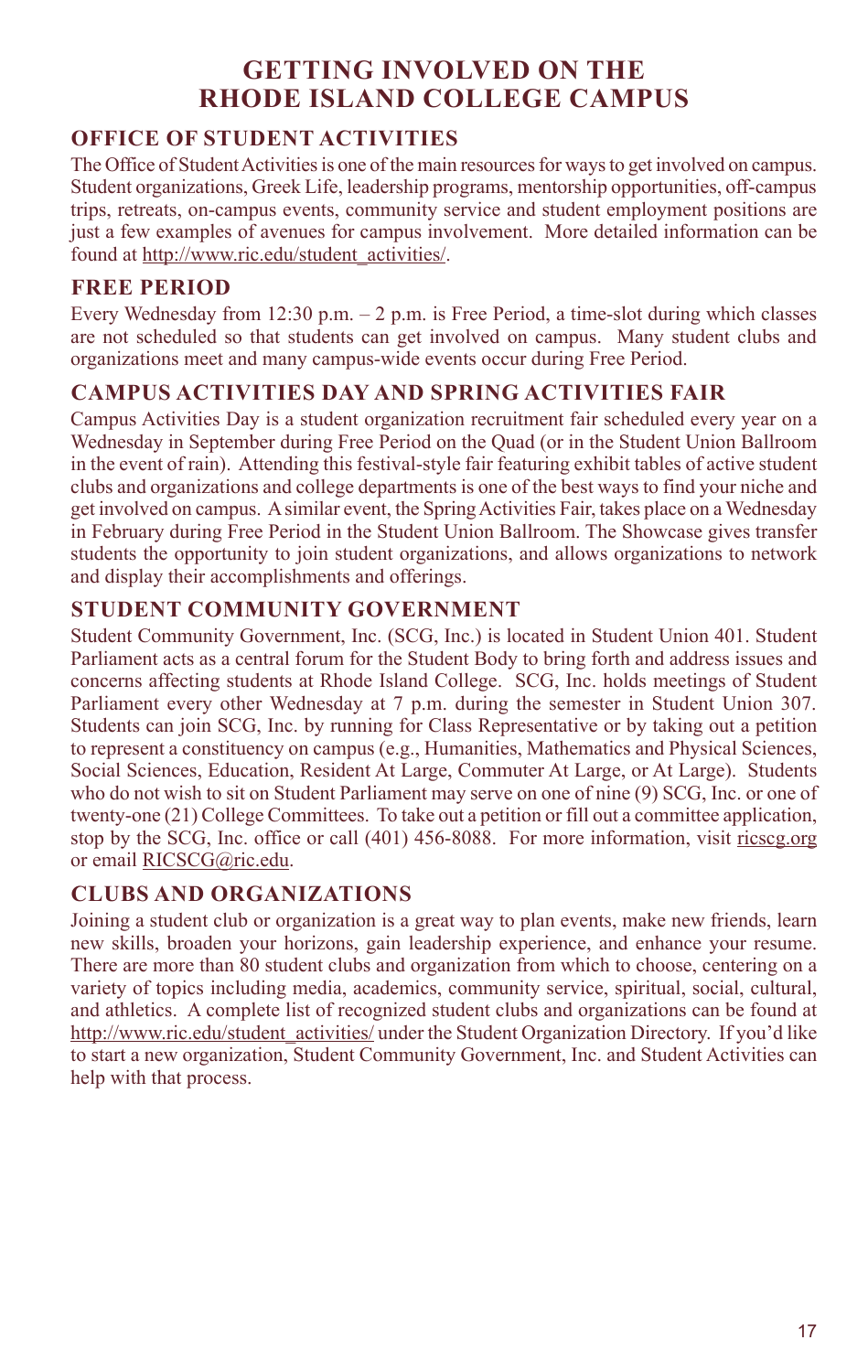# GETTING INVOLVED ON THE RHODE ISLAND COLLEGE CAMPUS

## OFFICE OF STUDENT ACTIVITIES

The Office of Student Activities is one of the main resources for ways to get involved on campus. Student organizations, Greek Life, leadership programs, mentorship opportunities, off-campus trips, retreats, on-campus events, community service and student employment positions are just a few examples of avenues for campus involvement. More detailed information can be found at http://www.ric.edu/student_activities/.

## FREE PERIOD

Every Wednesday from 12:30 p.m. – 2 p.m. is Free Period, a time-slot during which classes are not scheduled so that students can get involved on campus. Many student clubs and organizations meet and many campus-wide events occur during Free Period.

## CAMPUS ACTIVITIES DAY AND SPRING ACTIVITIES FAIR

Campus Activities Day is a student organization recruitment fair scheduled every year on a Wednesday in September during Free Period on the Quad (or in the Student Union Ballroom in the event of rain). Attending this festival-style fair featuring exhibit tables of active student clubs and organizations and college departments is one of the best ways to find your niche and get involved on campus. A similar event, the Spring Activities Fair, takes place on a Wednesday in February during Free Period in the Student Union Ballroom. The Showcase gives transfer students the opportunity to join student organizations, and allows organizations to network and display their accomplishments and offerings.

## STUDENT COMMUNITY GOVERNMENT

Student Community Government, Inc. (SCG, Inc.) is located in Student Union 401. Student Parliament acts as a central forum for the Student Body to bring forth and address issues and concerns affecting students at Rhode Island College. SCG, Inc. holds meetings of Student Parliament every other Wednesday at 7 p.m. during the semester in Student Union 307. Students can join SCG, Inc. by running for Class Representative or by taking out a petition to represent a constituency on campus (e.g., Humanities, Mathematics and Physical Sciences, Social Sciences, Education, Resident At Large, Commuter At Large, or At Large). Students who do not wish to sit on Student Parliament may serve on one of nine (9) SCG, Inc. or one of twenty-one (21) College Committees. To take out a petition or fill out a committee application, stop by the SCG, Inc. office or call (401) 456-8088. For more information, visit ricscg.org or email RICSCG@ric.edu.

## CLUBS AND ORGANIZATIONS

Joining a student club or organization is a great way to plan events, make new friends, learn new skills, broaden your horizons, gain leadership experience, and enhance your resume. There are more than 80 student clubs and organization from which to choose, centering on a variety of topics including media, academics, community service, spiritual, social, cultural, and athletics. A complete list of recognized student clubs and organizations can be found at http://www.ric.edu/student_activities/ under the Student Organization Directory. If you'd like to start a new organization, Student Community Government, Inc. and Student Activities can help with that process.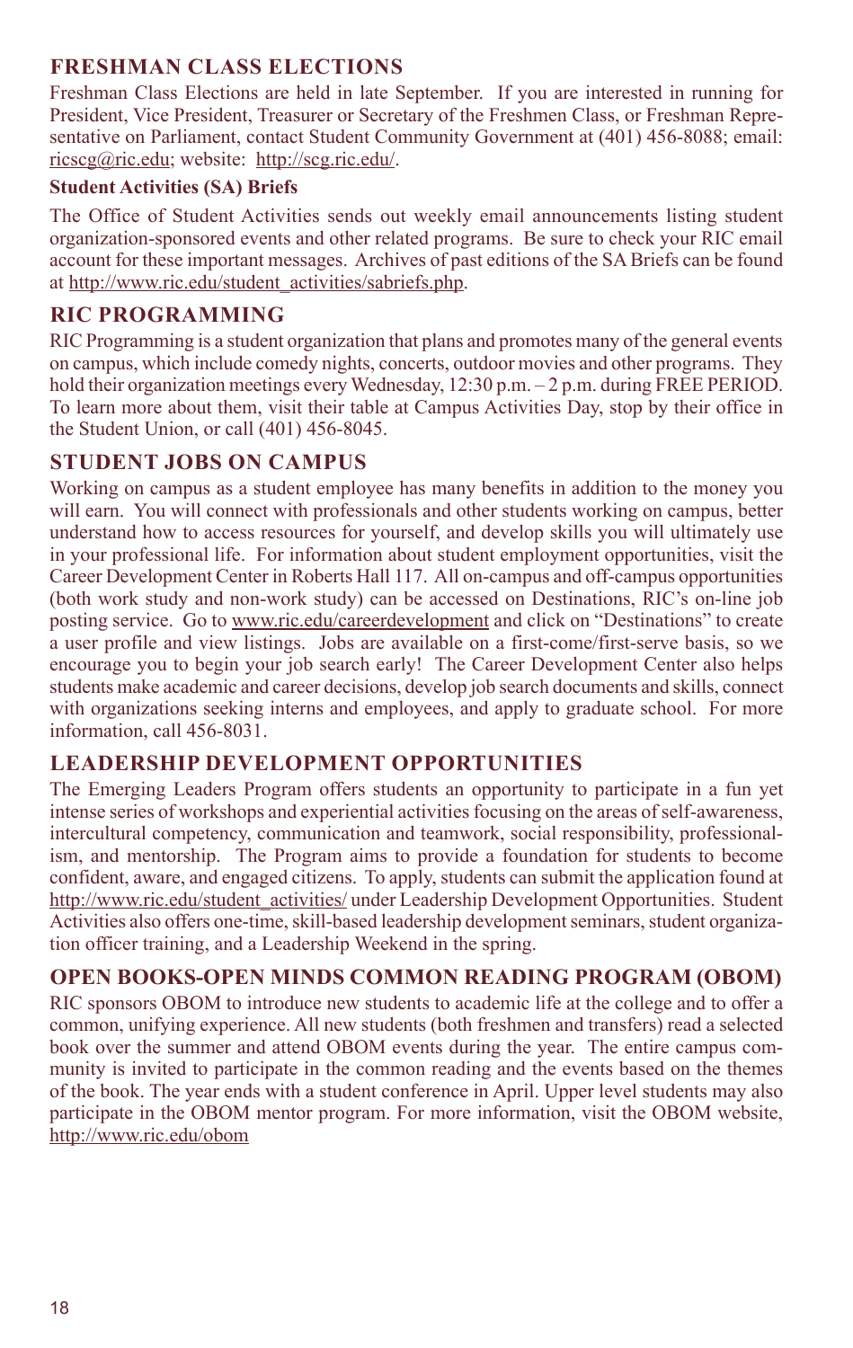## FRESHMAN CLASS ELECTIONS

Freshman Class Elections are held in late September. If you are interested in running for President, Vice President, Treasurer or Secretary of the Freshmen Class, or Freshman Representative on Parliament, contact Student Community Government at (401) 456-8088; email: ricscg@ric.edu; website: http://scg.ric.edu/.

### Student Activities (SA) Briefs

The Office of Student Activities sends out weekly email announcements listing student organization-sponsored events and other related programs. Be sure to check your RIC email account for these important messages. Archives of past editions of the SA Briefs can be found at http://www.ric.edu/student_activities/sabriefs.php.

## RIC PROGRAMMING

RIC Programming is a student organization that plans and promotes many of the general events on campus, which include comedy nights, concerts, outdoor movies and other programs. They hold their organization meetings every Wednesday, 12:30 p.m. – 2 p.m. during FREE PERIOD. To learn more about them, visit their table at Campus Activities Day, stop by their office in the Student Union, or call (401) 456-8045.

## STUDENT JOBS ON CAMPUS

Working on campus as a student employee has many benefits in addition to the money you will earn. You will connect with professionals and other students working on campus, better understand how to access resources for yourself, and develop skills you will ultimately use in your professional life. For information about student employment opportunities, visit the Career Development Center in Roberts Hall 117. All on-campus and off-campus opportunities (both work study and non-work study) can be accessed on Destinations, RIC's on-line job posting service. Go to www.ric.edu/careerdevelopment and click on "Destinations" to create a user profile and view listings. Jobs are available on a first-come/first-serve basis, so we encourage you to begin your job search early! The Career Development Center also helps students make academic and career decisions, develop job search documents and skills, connect with organizations seeking interns and employees, and apply to graduate school. For more information, call 456-8031.

## LEADERSHIP DEVELOPMENT OPPORTUNITIES

The Emerging Leaders Program offers students an opportunity to participate in a fun yet intense series of workshops and experiential activities focusing on the areas of self-awareness, intercultural competency, communication and teamwork, social responsibility, professionalism, and mentorship. The Program aims to provide a foundation for students to become confident, aware, and engaged citizens. To apply, students can submit the application found at http://www.ric.edu/student_activities/ under Leadership Development Opportunities. Student Activities also offers one-time, skill-based leadership development seminars, student organization officer training, and a Leadership Weekend in the spring.

## OPEN BOOKS-OPEN MINDS COMMON READING PROGRAM (OBOM)

RIC sponsors OBOM to introduce new students to academic life at the college and to offer a common, unifying experience. All new students (both freshmen and transfers) read a selected book over the summer and attend OBOM events during the year. The entire campus community is invited to participate in the common reading and the events based on the themes of the book. The year ends with a student conference in April. Upper level students may also participate in the OBOM mentor program. For more information, visit the OBOM website, http://www.ric.edu/obom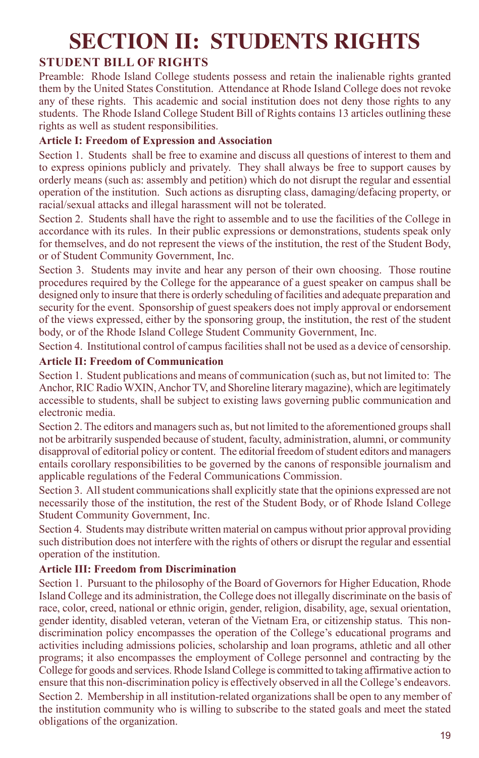# SECTION II: STUDENTS RIGHTS

## STUDENT BILL OF RIGHTS

Preamble: Rhode Island College students possess and retain the inalienable rights granted them by the United States Constitution. Attendance at Rhode Island College does not revoke any of these rights. This academic and social institution does not deny those rights to any students. The Rhode Island College Student Bill of Rights contains 13 articles outlining these rights as well as student responsibilities.

### Article I: Freedom of Expression and Association

Section 1. Students shall be free to examine and discuss all questions of interest to them and to express opinions publicly and privately. They shall always be free to support causes by orderly means (such as: assembly and petition) which do not disrupt the regular and essential operation of the institution. Such actions as disrupting class, damaging/defacing property, or racial/sexual attacks and illegal harassment will not be tolerated.

Section 2. Students shall have the right to assemble and to use the facilities of the College in accordance with its rules. In their public expressions or demonstrations, students speak only for themselves, and do not represent the views of the institution, the rest of the Student Body, or of Student Community Government, Inc.

Section 3. Students may invite and hear any person of their own choosing. Those routine procedures required by the College for the appearance of a guest speaker on campus shall be designed only to insure that there is orderly scheduling of facilities and adequate preparation and security for the event. Sponsorship of guest speakers does not imply approval or endorsement of the views expressed, either by the sponsoring group, the institution, the rest of the student body, or of the Rhode Island College Student Community Government, Inc.

Section 4. Institutional control of campus facilities shall not be used as a device of censorship.

### Article II: Freedom of Communication

Section 1. Student publications and means of communication (such as, but not limited to: The Anchor, RIC Radio WXIN, Anchor TV, and Shoreline literary magazine), which are legitimately accessible to students, shall be subject to existing laws governing public communication and electronic media.

Section 2. The editors and managers such as, but not limited to the aforementioned groups shall not be arbitrarily suspended because of student, faculty, administration, alumni, or community disapproval of editorial policy or content. The editorial freedom of student editors and managers entails corollary responsibilities to be governed by the canons of responsible journalism and applicable regulations of the Federal Communications Commission.

Section 3. All student communications shall explicitly state that the opinions expressed are not necessarily those of the institution, the rest of the Student Body, or of Rhode Island College Student Community Government, Inc.

Section 4. Students may distribute written material on campus without prior approval providing such distribution does not interfere with the rights of others or disrupt the regular and essential operation of the institution.

### Article III: Freedom from Discrimination

Section 1. Pursuant to the philosophy of the Board of Governors for Higher Education, Rhode Island College and its administration, the College does not illegally discriminate on the basis of race, color, creed, national or ethnic origin, gender, religion, disability, age, sexual orientation, gender identity, disabled veteran, veteran of the Vietnam Era, or citizenship status. This non-discrimination policy encompasses the operation of the College's educational programs and activities including admissions policies, scholarship and loan programs, athletic and all other programs; it also encompasses the employment of College personnel and contracting by the College for goods and services. Rhode Island College is committed to taking affirmative action to ensure that this non-discrimination policy is effectively observed in all the College's endeavors.

Section 2. Membership in all institution-related organizations shall be open to any member of the institution community who is willing to subscribe to the stated goals and meet the stated obligations of the organization.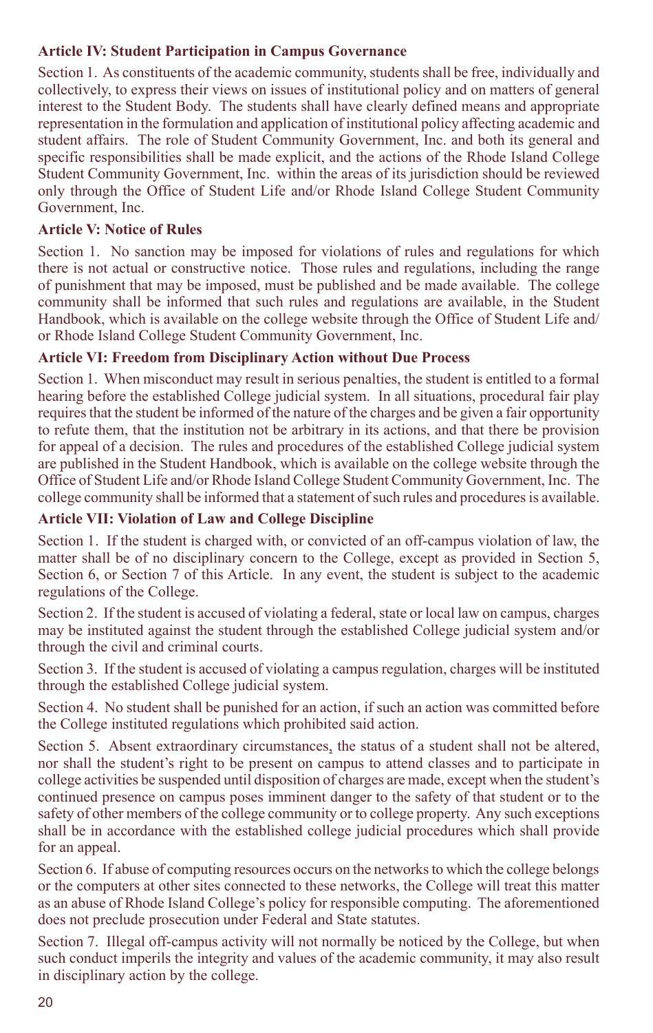**Article IV: Student Participation in Campus Governance**

Section 1. As constituents of the academic community, students shall be free, individually and collectively, to express their views on issues of institutional policy and on matters of general interest to the Student Body. The students shall have clearly defined means and appropriate representation in the formulation and application of institutional policy affecting academic and student affairs. The role of Student Community Government, Inc. and both its general and specific responsibilities shall be made explicit, and the actions of the Rhode Island College Student Community Government, Inc. within the areas of its jurisdiction should be reviewed only through the Office of Student Life and/or Rhode Island College Student Community Government, Inc.

**Article V: Notice of Rules**

Section 1. No sanction may be imposed for violations of rules and regulations for which there is not actual or constructive notice. Those rules and regulations, including the range of punishment that may be imposed, must be published and be made available. The college community shall be informed that such rules and regulations are available, in the Student Handbook, which is available on the college website through the Office of Student Life and/or Rhode Island College Student Community Government, Inc.

**Article VI: Freedom from Disciplinary Action without Due Process**

Section 1. When misconduct may result in serious penalties, the student is entitled to a formal hearing before the established College judicial system. In all situations, procedural fair play requires that the student be informed of the nature of the charges and be given a fair opportunity to refute them, that the institution not be arbitrary in its actions, and that there be provision for appeal of a decision. The rules and procedures of the established College judicial system are published in the Student Handbook, which is available on the college website through the Office of Student Life and/or Rhode Island College Student Community Government, Inc. The college community shall be informed that a statement of such rules and procedures is available.

**Article VII: Violation of Law and College Discipline**

Section 1. If the student is charged with, or convicted of an off-campus violation of law, the matter shall be of no disciplinary concern to the College, except as provided in Section 5, Section 6, or Section 7 of this Article. In any event, the student is subject to the academic regulations of the College.

Section 2. If the student is accused of violating a federal, state or local law on campus, charges may be instituted against the student through the established College judicial system and/or through the civil and criminal courts.

Section 3. If the student is accused of violating a campus regulation, charges will be instituted through the established College judicial system.

Section 4. No student shall be punished for an action, if such an action was committed before the College instituted regulations which prohibited said action.

Section 5. Absent extraordinary circumstances, the status of a student shall not be altered, nor shall the student's right to be present on campus to attend classes and to participate in college activities be suspended until disposition of charges are made, except when the student's continued presence on campus poses imminent danger to the safety of that student or to the safety of other members of the college community or to college property. Any such exceptions shall be in accordance with the established college judicial procedures which shall provide for an appeal.

Section 6. If abuse of computing resources occurs on the networks to which the college belongs or the computers at other sites connected to these networks, the College will treat this matter as an abuse of Rhode Island College's policy for responsible computing. The aforementioned does not preclude prosecution under Federal and State statutes.

Section 7. Illegal off-campus activity will not normally be noticed by the College, but when such conduct imperils the integrity and values of the academic community, it may also result in disciplinary action by the college.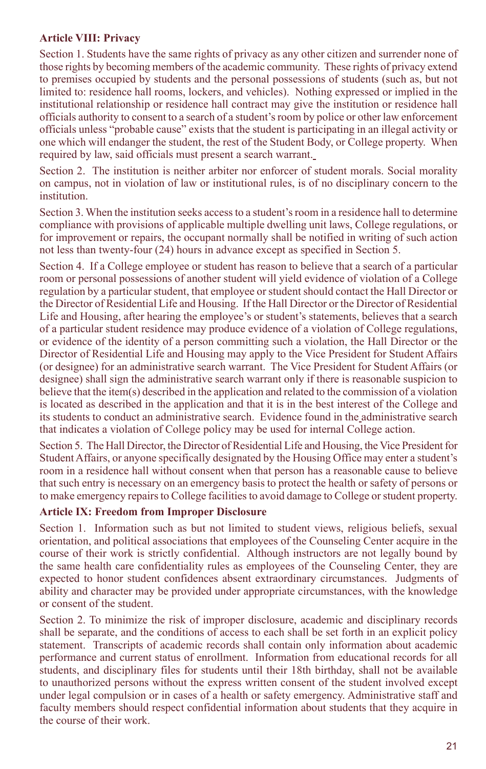**Article VIII: Privacy**

Section 1. Students have the same rights of privacy as any other citizen and surrender none of those rights by becoming members of the academic community. These rights of privacy extend to premises occupied by students and the personal possessions of students (such as, but not limited to: residence hall rooms, lockers, and vehicles). Nothing expressed or implied in the institutional relationship or residence hall contract may give the institution or residence hall officials authority to consent to a search of a student's room by police or other law enforcement officials unless "probable cause" exists that the student is participating in an illegal activity or one which will endanger the student, the rest of the Student Body, or College property. When required by law, said officials must present a search warrant.

Section 2. The institution is neither arbiter nor enforcer of student morals. Social morality on campus, not in violation of law or institutional rules, is of no disciplinary concern to the institution.

Section 3. When the institution seeks access to a student's room in a residence hall to determine compliance with provisions of applicable multiple dwelling unit laws, College regulations, or for improvement or repairs, the occupant normally shall be notified in writing of such action not less than twenty-four (24) hours in advance except as specified in Section 5.

Section 4. If a College employee or student has reason to believe that a search of a particular room or personal possessions of another student will yield evidence of violation of a College regulation by a particular student, that employee or student should contact the Hall Director or the Director of Residential Life and Housing. If the Hall Director or the Director of Residential Life and Housing, after hearing the employee's or student's statements, believes that a search of a particular student residence may produce evidence of a violation of College regulations, or evidence of the identity of a person committing such a violation, the Hall Director or the Director of Residential Life and Housing may apply to the Vice President for Student Affairs (or designee) for an administrative search warrant. The Vice President for Student Affairs (or designee) shall sign the administrative search warrant only if there is reasonable suspicion to believe that the item(s) described in the application and related to the commission of a violation is located as described in the application and that it is in the best interest of the College and its students to conduct an administrative search. Evidence found in the administrative search that indicates a violation of College policy may be used for internal College action.

Section 5. The Hall Director, the Director of Residential Life and Housing, the Vice President for Student Affairs, or anyone specifically designated by the Housing Office may enter a student's room in a residence hall without consent when that person has a reasonable cause to believe that such entry is necessary on an emergency basis to protect the health or safety of persons or to make emergency repairs to College facilities to avoid damage to College or student property.

**Article IX: Freedom from Improper Disclosure**

Section 1. Information such as but not limited to student views, religious beliefs, sexual orientation, and political associations that employees of the Counseling Center acquire in the course of their work is strictly confidential. Although instructors are not legally bound by the same health care confidentiality rules as employees of the Counseling Center, they are expected to honor student confidences absent extraordinary circumstances. Judgments of ability and character may be provided under appropriate circumstances, with the knowledge or consent of the student.

Section 2. To minimize the risk of improper disclosure, academic and disciplinary records shall be separate, and the conditions of access to each shall be set forth in an explicit policy statement. Transcripts of academic records shall contain only information about academic performance and current status of enrollment. Information from educational records for all students, and disciplinary files for students until their 18th birthday, shall not be available to unauthorized persons without the express written consent of the student involved except under legal compulsion or in cases of a health or safety emergency. Administrative staff and faculty members should respect confidential information about students that they acquire in the course of their work.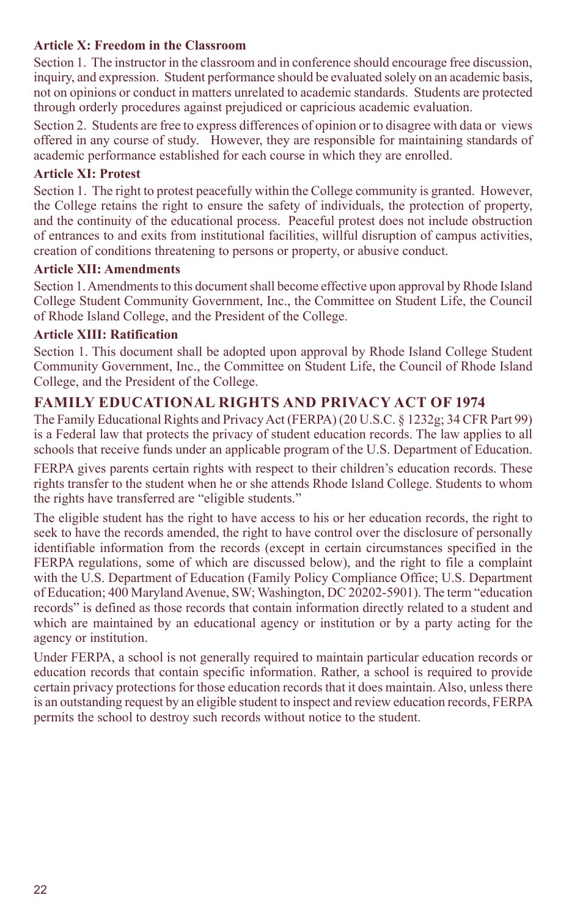### Article X: Freedom in the Classroom

Section 1. The instructor in the classroom and in conference should encourage free discussion, inquiry, and expression. Student performance should be evaluated solely on an academic basis, not on opinions or conduct in matters unrelated to academic standards. Students are protected through orderly procedures against prejudiced or capricious academic evaluation.

Section 2. Students are free to express differences of opinion or to disagree with data or views offered in any course of study. However, they are responsible for maintaining standards of academic performance established for each course in which they are enrolled.

### Article XI: Protest

Section 1. The right to protest peacefully within the College community is granted. However, the College retains the right to ensure the safety of individuals, the protection of property, and the continuity of the educational process. Peaceful protest does not include obstruction of entrances to and exits from institutional facilities, willful disruption of campus activities, creation of conditions threatening to persons or property, or abusive conduct.

### Article XII: Amendments

Section 1. Amendments to this document shall become effective upon approval by Rhode Island College Student Community Government, Inc., the Committee on Student Life, the Council of Rhode Island College, and the President of the College.

### Article XIII: Ratification

Section 1. This document shall be adopted upon approval by Rhode Island College Student Community Government, Inc., the Committee on Student Life, the Council of Rhode Island College, and the President of the College.

## FAMILY EDUCATIONAL RIGHTS AND PRIVACY ACT OF 1974

The Family Educational Rights and Privacy Act (FERPA) (20 U.S.C. § 1232g; 34 CFR Part 99) is a Federal law that protects the privacy of student education records. The law applies to all schools that receive funds under an applicable program of the U.S. Department of Education.

FERPA gives parents certain rights with respect to their children's education records. These rights transfer to the student when he or she attends Rhode Island College. Students to whom the rights have transferred are "eligible students."

The eligible student has the right to have access to his or her education records, the right to seek to have the records amended, the right to have control over the disclosure of personally identifiable information from the records (except in certain circumstances specified in the FERPA regulations, some of which are discussed below), and the right to file a complaint with the U.S. Department of Education (Family Policy Compliance Office; U.S. Department of Education; 400 Maryland Avenue, SW; Washington, DC 20202-5901). The term "education records" is defined as those records that contain information directly related to a student and which are maintained by an educational agency or institution or by a party acting for the agency or institution.

Under FERPA, a school is not generally required to maintain particular education records or education records that contain specific information. Rather, a school is required to provide certain privacy protections for those education records that it does maintain. Also, unless there is an outstanding request by an eligible student to inspect and review education records, FERPA permits the school to destroy such records without notice to the student.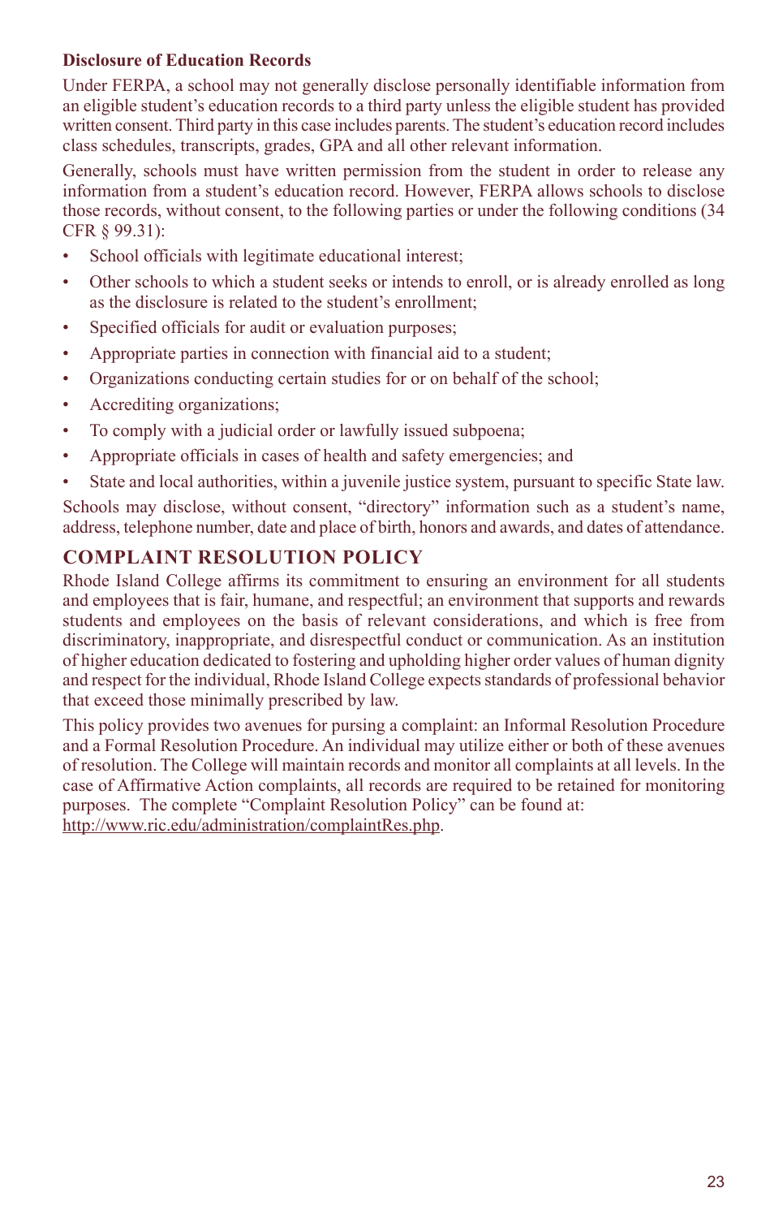### Disclosure of Education Records

Under FERPA, a school may not generally disclose personally identifiable information from an eligible student's education records to a third party unless the eligible student has provided written consent. Third party in this case includes parents. The student's education record includes class schedules, transcripts, grades, GPA and all other relevant information.

Generally, schools must have written permission from the student in order to release any information from a student's education record. However, FERPA allows schools to disclose those records, without consent, to the following parties or under the following conditions (34 CFR § 99.31):

- School officials with legitimate educational interest;
- Other schools to which a student seeks or intends to enroll, or is already enrolled as long as the disclosure is related to the student's enrollment;
- Specified officials for audit or evaluation purposes;
- Appropriate parties in connection with financial aid to a student;
- Organizations conducting certain studies for or on behalf of the school;
- Accrediting organizations;
- To comply with a judicial order or lawfully issued subpoena;
- Appropriate officials in cases of health and safety emergencies; and
- State and local authorities, within a juvenile justice system, pursuant to specific State law.

Schools may disclose, without consent, "directory" information such as a student's name, address, telephone number, date and place of birth, honors and awards, and dates of attendance.

## COMPLAINT RESOLUTION POLICY

Rhode Island College affirms its commitment to ensuring an environment for all students and employees that is fair, humane, and respectful; an environment that supports and rewards students and employees on the basis of relevant considerations, and which is free from discriminatory, inappropriate, and disrespectful conduct or communication. As an institution of higher education dedicated to fostering and upholding higher order values of human dignity and respect for the individual, Rhode Island College expects standards of professional behavior that exceed those minimally prescribed by law.

This policy provides two avenues for pursing a complaint: an Informal Resolution Procedure and a Formal Resolution Procedure. An individual may utilize either or both of these avenues of resolution. The College will maintain records and monitor all complaints at all levels. In the case of Affirmative Action complaints, all records are required to be retained for monitoring purposes. The complete "Complaint Resolution Policy" can be found at:
http://www.ric.edu/administration/complaintRes.php.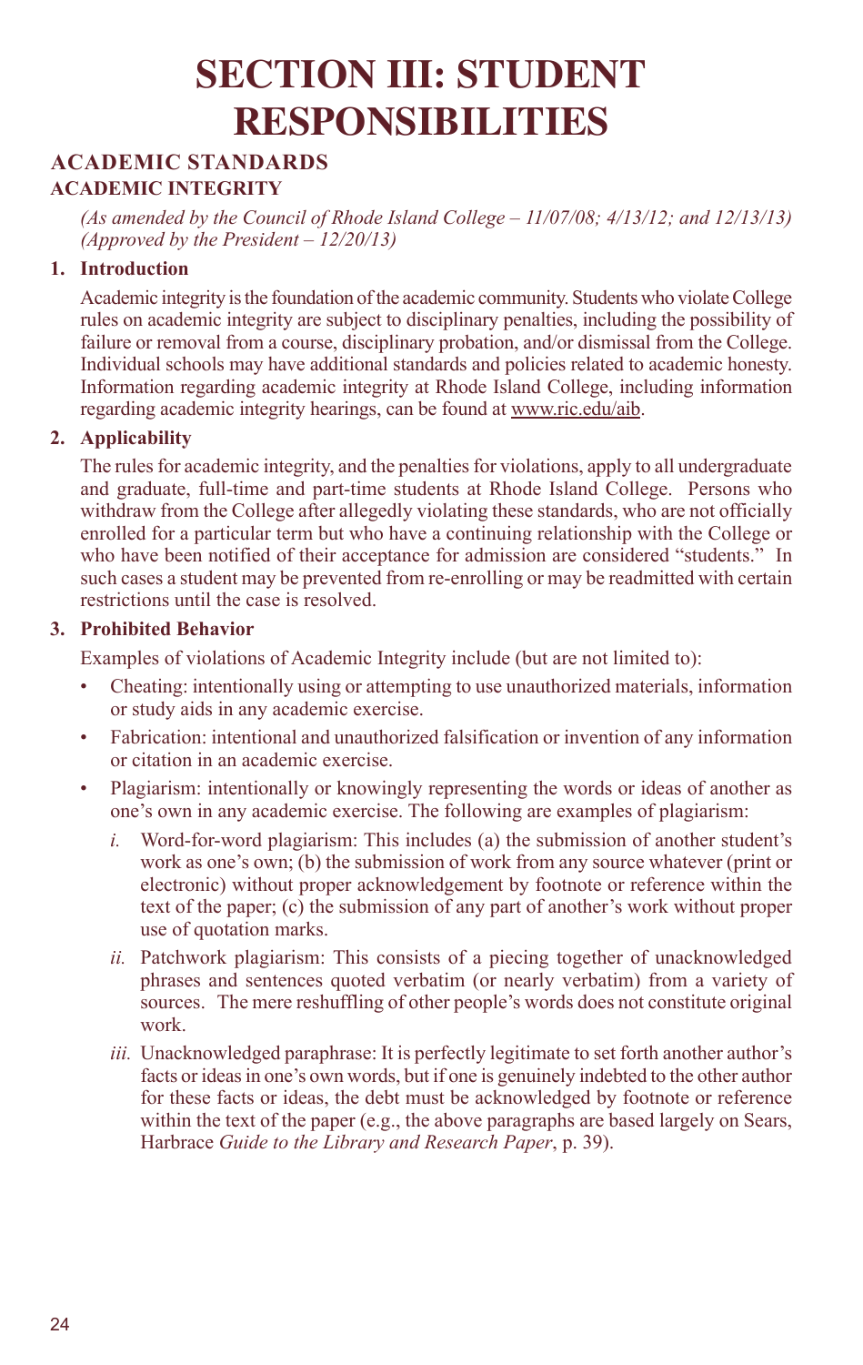# SECTION III: STUDENT RESPONSIBILITIES

## ACADEMIC STANDARDS

### ACADEMIC INTEGRITY

*(As amended by the Council of Rhode Island College – 11/07/08; 4/13/12; and 12/13/13) (Approved by the President – 12/20/13)*

**1. Introduction**

Academic integrity is the foundation of the academic community. Students who violate College rules on academic integrity are subject to disciplinary penalties, including the possibility of failure or removal from a course, disciplinary probation, and/or dismissal from the College. Individual schools may have additional standards and policies related to academic honesty. Information regarding academic integrity at Rhode Island College, including information regarding academic integrity hearings, can be found at www.ric.edu/aib.

**2. Applicability**

The rules for academic integrity, and the penalties for violations, apply to all undergraduate and graduate, full-time and part-time students at Rhode Island College. Persons who withdraw from the College after allegedly violating these standards, who are not officially enrolled for a particular term but who have a continuing relationship with the College or who have been notified of their acceptance for admission are considered "students." In such cases a student may be prevented from re-enrolling or may be readmitted with certain restrictions until the case is resolved.

**3. Prohibited Behavior**

Examples of violations of Academic Integrity include (but are not limited to):

- Cheating: intentionally using or attempting to use unauthorized materials, information or study aids in any academic exercise.
- Fabrication: intentional and unauthorized falsification or invention of any information or citation in an academic exercise.
- Plagiarism: intentionally or knowingly representing the words or ideas of another as one's own in any academic exercise. The following are examples of plagiarism:
  - *i.* Word-for-word plagiarism: This includes (a) the submission of another student's work as one's own; (b) the submission of work from any source whatever (print or electronic) without proper acknowledgement by footnote or reference within the text of the paper; (c) the submission of any part of another's work without proper use of quotation marks.
  - *ii.* Patchwork plagiarism: This consists of a piecing together of unacknowledged phrases and sentences quoted verbatim (or nearly verbatim) from a variety of sources. The mere reshuffling of other people's words does not constitute original work.
  - *iii.* Unacknowledged paraphrase: It is perfectly legitimate to set forth another author's facts or ideas in one's own words, but if one is genuinely indebted to the other author for these facts or ideas, the debt must be acknowledged by footnote or reference within the text of the paper (e.g., the above paragraphs are based largely on Sears, Harbrace *Guide to the Library and Research Paper*, p. 39).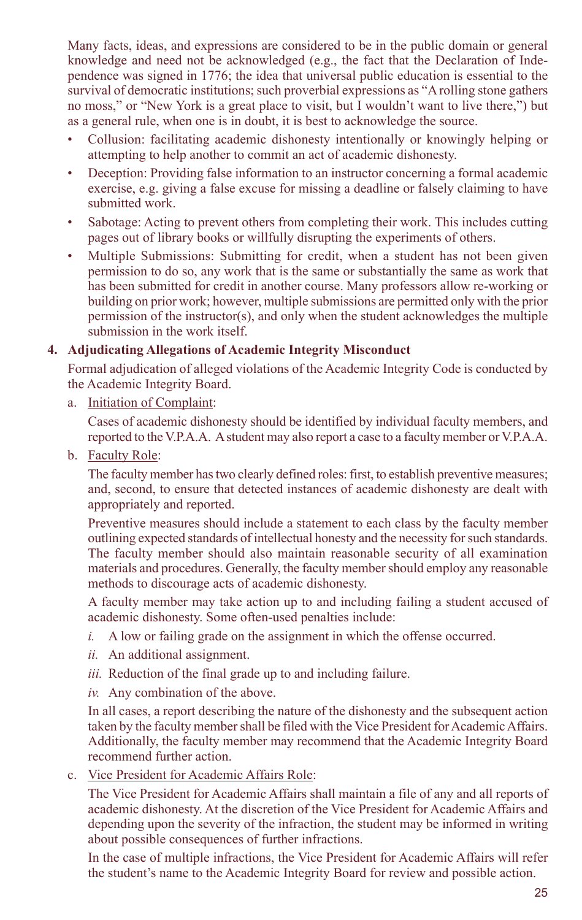Many facts, ideas, and expressions are considered to be in the public domain or general knowledge and need not be acknowledged (e.g., the fact that the Declaration of Independence was signed in 1776; the idea that universal public education is essential to the survival of democratic institutions; such proverbial expressions as "A rolling stone gathers no moss," or "New York is a great place to visit, but I wouldn't want to live there,") but as a general rule, when one is in doubt, it is best to acknowledge the source.

- Collusion: facilitating academic dishonesty intentionally or knowingly helping or attempting to help another to commit an act of academic dishonesty.
- Deception: Providing false information to an instructor concerning a formal academic exercise, e.g. giving a false excuse for missing a deadline or falsely claiming to have submitted work.
- Sabotage: Acting to prevent others from completing their work. This includes cutting pages out of library books or willfully disrupting the experiments of others.
- Multiple Submissions: Submitting for credit, when a student has not been given permission to do so, any work that is the same or substantially the same as work that has been submitted for credit in another course. Many professors allow re-working or building on prior work; however, multiple submissions are permitted only with the prior permission of the instructor(s), and only when the student acknowledges the multiple submission in the work itself.

**4. Adjudicating Allegations of Academic Integrity Misconduct**

Formal adjudication of alleged violations of the Academic Integrity Code is conducted by the Academic Integrity Board.

a. Initiation of Complaint:

Cases of academic dishonesty should be identified by individual faculty members, and reported to the V.P.A.A. A student may also report a case to a faculty member or V.P.A.A.

b. Faculty Role:

The faculty member has two clearly defined roles: first, to establish preventive measures; and, second, to ensure that detected instances of academic dishonesty are dealt with appropriately and reported.

Preventive measures should include a statement to each class by the faculty member outlining expected standards of intellectual honesty and the necessity for such standards. The faculty member should also maintain reasonable security of all examination materials and procedures. Generally, the faculty member should employ any reasonable methods to discourage acts of academic dishonesty.

A faculty member may take action up to and including failing a student accused of academic dishonesty. Some often-used penalties include:

*i.* A low or failing grade on the assignment in which the offense occurred.

*ii.* An additional assignment.

*iii.* Reduction of the final grade up to and including failure.

*iv.* Any combination of the above.

In all cases, a report describing the nature of the dishonesty and the subsequent action taken by the faculty member shall be filed with the Vice President for Academic Affairs. Additionally, the faculty member may recommend that the Academic Integrity Board recommend further action.

c. Vice President for Academic Affairs Role:

The Vice President for Academic Affairs shall maintain a file of any and all reports of academic dishonesty. At the discretion of the Vice President for Academic Affairs and depending upon the severity of the infraction, the student may be informed in writing about possible consequences of further infractions.

In the case of multiple infractions, the Vice President for Academic Affairs will refer the student's name to the Academic Integrity Board for review and possible action.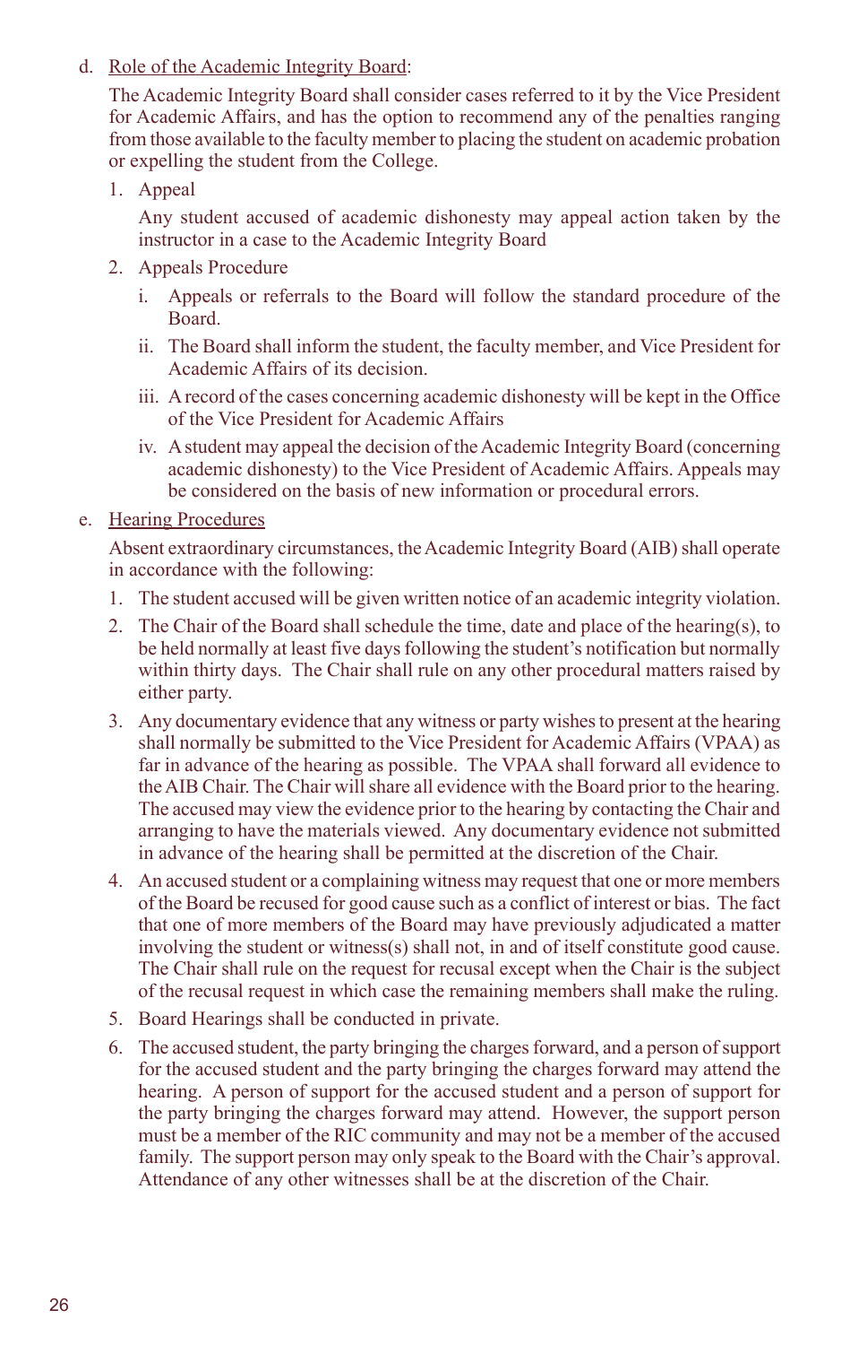d. <u>Role of the Academic Integrity Board</u>:

The Academic Integrity Board shall consider cases referred to it by the Vice President for Academic Affairs, and has the option to recommend any of the penalties ranging from those available to the faculty member to placing the student on academic probation or expelling the student from the College.

1. Appeal

   Any student accused of academic dishonesty may appeal action taken by the instructor in a case to the Academic Integrity Board

2. Appeals Procedure

   i. Appeals or referrals to the Board will follow the standard procedure of the Board.

   ii. The Board shall inform the student, the faculty member, and Vice President for Academic Affairs of its decision.

   iii. A record of the cases concerning academic dishonesty will be kept in the Office of the Vice President for Academic Affairs

   iv. A student may appeal the decision of the Academic Integrity Board (concerning academic dishonesty) to the Vice President of Academic Affairs. Appeals may be considered on the basis of new information or procedural errors.

e. <u>Hearing Procedures</u>

Absent extraordinary circumstances, the Academic Integrity Board (AIB) shall operate in accordance with the following:

1. The student accused will be given written notice of an academic integrity violation.
2. The Chair of the Board shall schedule the time, date and place of the hearing(s), to be held normally at least five days following the student's notification but normally within thirty days. The Chair shall rule on any other procedural matters raised by either party.
3. Any documentary evidence that any witness or party wishes to present at the hearing shall normally be submitted to the Vice President for Academic Affairs (VPAA) as far in advance of the hearing as possible. The VPAA shall forward all evidence to the AIB Chair. The Chair will share all evidence with the Board prior to the hearing. The accused may view the evidence prior to the hearing by contacting the Chair and arranging to have the materials viewed. Any documentary evidence not submitted in advance of the hearing shall be permitted at the discretion of the Chair.
4. An accused student or a complaining witness may request that one or more members of the Board be recused for good cause such as a conflict of interest or bias. The fact that one of more members of the Board may have previously adjudicated a matter involving the student or witness(s) shall not, in and of itself constitute good cause. The Chair shall rule on the request for recusal except when the Chair is the subject of the recusal request in which case the remaining members shall make the ruling.
5. Board Hearings shall be conducted in private.
6. The accused student, the party bringing the charges forward, and a person of support for the accused student and the party bringing the charges forward may attend the hearing. A person of support for the accused student and a person of support for the party bringing the charges forward may attend. However, the support person must be a member of the RIC community and may not be a member of the accused family. The support person may only speak to the Board with the Chair's approval. Attendance of any other witnesses shall be at the discretion of the Chair.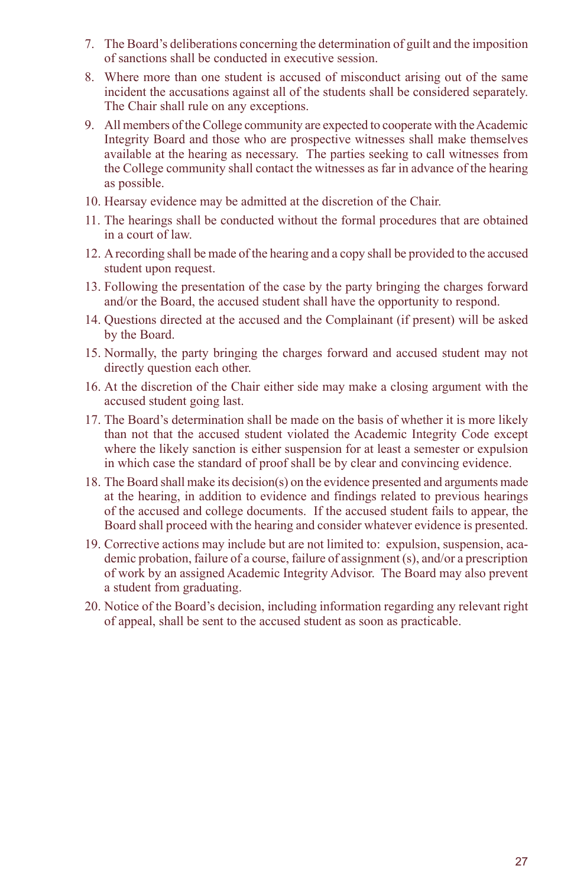7. The Board's deliberations concerning the determination of guilt and the imposition of sanctions shall be conducted in executive session.
8. Where more than one student is accused of misconduct arising out of the same incident the accusations against all of the students shall be considered separately. The Chair shall rule on any exceptions.
9. All members of the College community are expected to cooperate with the Academic Integrity Board and those who are prospective witnesses shall make themselves available at the hearing as necessary. The parties seeking to call witnesses from the College community shall contact the witnesses as far in advance of the hearing as possible.
10. Hearsay evidence may be admitted at the discretion of the Chair.
11. The hearings shall be conducted without the formal procedures that are obtained in a court of law.
12. A recording shall be made of the hearing and a copy shall be provided to the accused student upon request.
13. Following the presentation of the case by the party bringing the charges forward and/or the Board, the accused student shall have the opportunity to respond.
14. Questions directed at the accused and the Complainant (if present) will be asked by the Board.
15. Normally, the party bringing the charges forward and accused student may not directly question each other.
16. At the discretion of the Chair either side may make a closing argument with the accused student going last.
17. The Board's determination shall be made on the basis of whether it is more likely than not that the accused student violated the Academic Integrity Code except where the likely sanction is either suspension for at least a semester or expulsion in which case the standard of proof shall be by clear and convincing evidence.
18. The Board shall make its decision(s) on the evidence presented and arguments made at the hearing, in addition to evidence and findings related to previous hearings of the accused and college documents. If the accused student fails to appear, the Board shall proceed with the hearing and consider whatever evidence is presented.
19. Corrective actions may include but are not limited to: expulsion, suspension, academic probation, failure of a course, failure of assignment (s), and/or a prescription of work by an assigned Academic Integrity Advisor. The Board may also prevent a student from graduating.
20. Notice of the Board's decision, including information regarding any relevant right of appeal, shall be sent to the accused student as soon as practicable.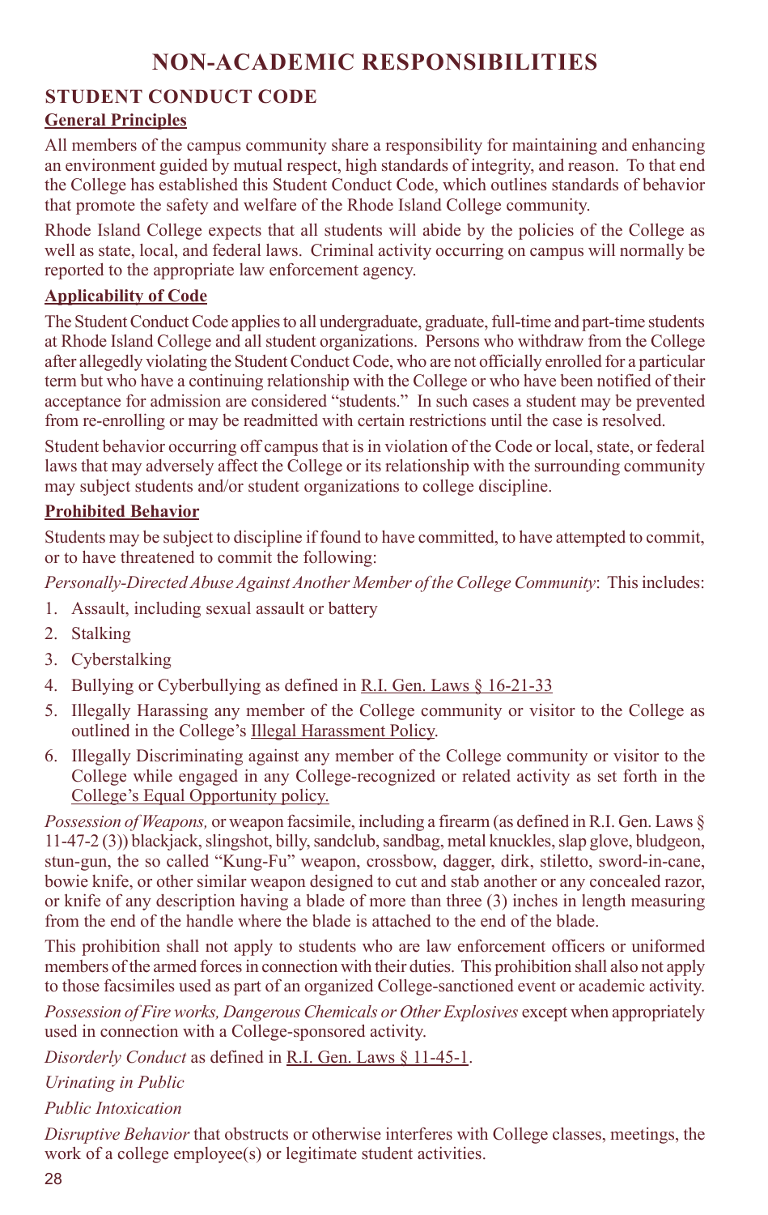# NON-ACADEMIC RESPONSIBILITIES

## STUDENT CONDUCT CODE

### General Principles

All members of the campus community share a responsibility for maintaining and enhancing an environment guided by mutual respect, high standards of integrity, and reason. To that end the College has established this Student Conduct Code, which outlines standards of behavior that promote the safety and welfare of the Rhode Island College community.

Rhode Island College expects that all students will abide by the policies of the College as well as state, local, and federal laws. Criminal activity occurring on campus will normally be reported to the appropriate law enforcement agency.

### Applicability of Code

The Student Conduct Code applies to all undergraduate, graduate, full-time and part-time students at Rhode Island College and all student organizations. Persons who withdraw from the College after allegedly violating the Student Conduct Code, who are not officially enrolled for a particular term but who have a continuing relationship with the College or who have been notified of their acceptance for admission are considered "students." In such cases a student may be prevented from re-enrolling or may be readmitted with certain restrictions until the case is resolved.

Student behavior occurring off campus that is in violation of the Code or local, state, or federal laws that may adversely affect the College or its relationship with the surrounding community may subject students and/or student organizations to college discipline.

### Prohibited Behavior

Students may be subject to discipline if found to have committed, to have attempted to commit, or to have threatened to commit the following:

*Personally-Directed Abuse Against Another Member of the College Community*: This includes:

1. Assault, including sexual assault or battery
2. Stalking
3. Cyberstalking
4. Bullying or Cyberbullying as defined in R.I. Gen. Laws § 16-21-33
5. Illegally Harassing any member of the College community or visitor to the College as outlined in the College's Illegal Harassment Policy.
6. Illegally Discriminating against any member of the College community or visitor to the College while engaged in any College-recognized or related activity as set forth in the College's Equal Opportunity policy.

*Possession of Weapons,* or weapon facsimile, including a firearm (as defined in R.I. Gen. Laws § 11-47-2 (3)) blackjack, slingshot, billy, sandclub, sandbag, metal knuckles, slap glove, bludgeon, stun-gun, the so called "Kung-Fu" weapon, crossbow, dagger, dirk, stiletto, sword-in-cane, bowie knife, or other similar weapon designed to cut and stab another or any concealed razor, or knife of any description having a blade of more than three (3) inches in length measuring from the end of the handle where the blade is attached to the end of the blade.

This prohibition shall not apply to students who are law enforcement officers or uniformed members of the armed forces in connection with their duties. This prohibition shall also not apply to those facsimiles used as part of an organized College-sanctioned event or academic activity.

*Possession of Fire works, Dangerous Chemicals or Other Explosives* except when appropriately used in connection with a College-sponsored activity.

*Disorderly Conduct* as defined in R.I. Gen. Laws § 11-45-1.

*Urinating in Public*

*Public Intoxication*

*Disruptive Behavior* that obstructs or otherwise interferes with College classes, meetings, the work of a college employee(s) or legitimate student activities.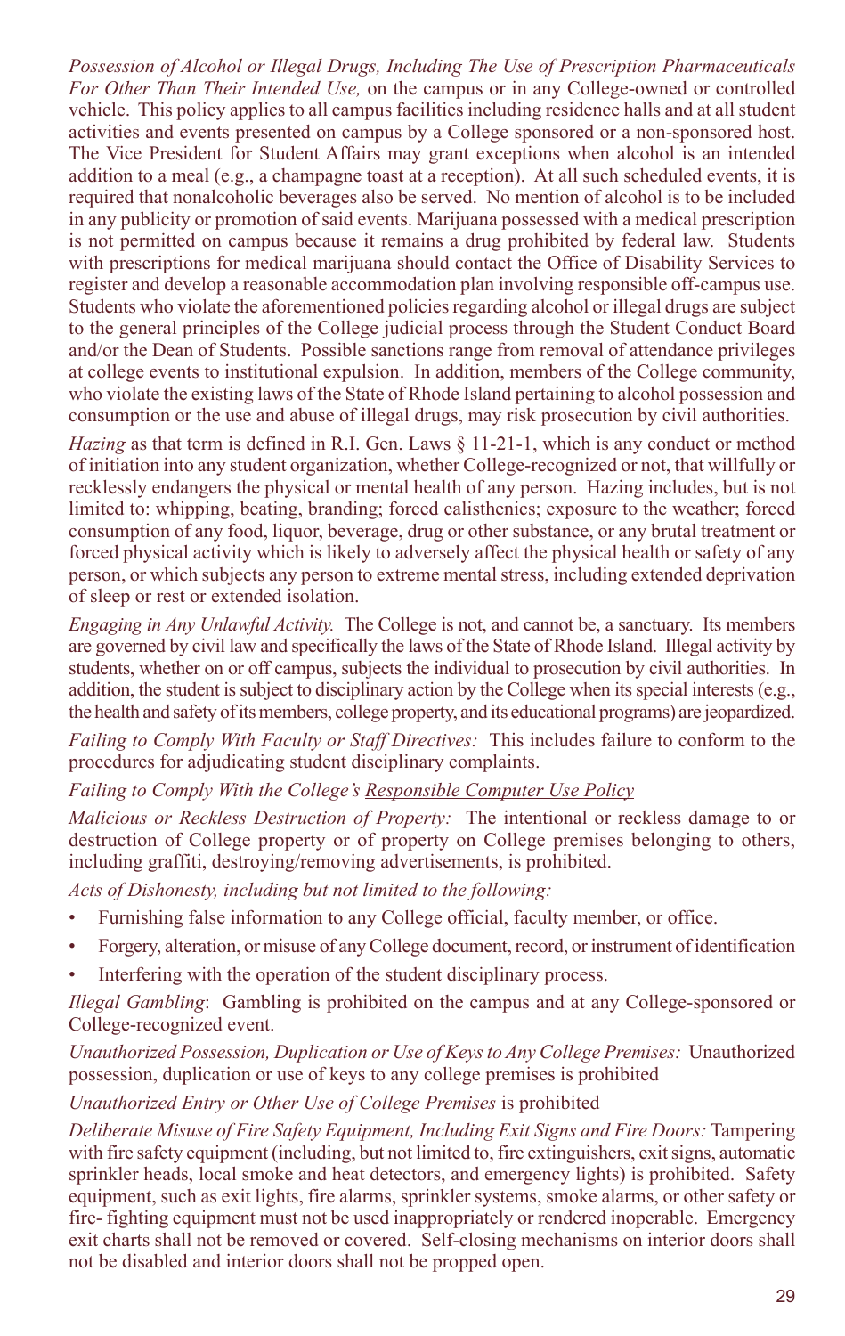*Possession of Alcohol or Illegal Drugs, Including The Use of Prescription Pharmaceuticals For Other Than Their Intended Use,* on the campus or in any College-owned or controlled vehicle. This policy applies to all campus facilities including residence halls and at all student activities and events presented on campus by a College sponsored or a non-sponsored host. The Vice President for Student Affairs may grant exceptions when alcohol is an intended addition to a meal (e.g., a champagne toast at a reception). At all such scheduled events, it is required that nonalcoholic beverages also be served. No mention of alcohol is to be included in any publicity or promotion of said events. Marijuana possessed with a medical prescription is not permitted on campus because it remains a drug prohibited by federal law. Students with prescriptions for medical marijuana should contact the Office of Disability Services to register and develop a reasonable accommodation plan involving responsible off-campus use. Students who violate the aforementioned policies regarding alcohol or illegal drugs are subject to the general principles of the College judicial process through the Student Conduct Board and/or the Dean of Students. Possible sanctions range from removal of attendance privileges at college events to institutional expulsion. In addition, members of the College community, who violate the existing laws of the State of Rhode Island pertaining to alcohol possession and consumption or the use and abuse of illegal drugs, may risk prosecution by civil authorities.

*Hazing* as that term is defined in R.I. Gen. Laws § 11-21-1, which is any conduct or method of initiation into any student organization, whether College-recognized or not, that willfully or recklessly endangers the physical or mental health of any person. Hazing includes, but is not limited to: whipping, beating, branding; forced calisthenics; exposure to the weather; forced consumption of any food, liquor, beverage, drug or other substance, or any brutal treatment or forced physical activity which is likely to adversely affect the physical health or safety of any person, or which subjects any person to extreme mental stress, including extended deprivation of sleep or rest or extended isolation.

*Engaging in Any Unlawful Activity.* The College is not, and cannot be, a sanctuary. Its members are governed by civil law and specifically the laws of the State of Rhode Island. Illegal activity by students, whether on or off campus, subjects the individual to prosecution by civil authorities. In addition, the student is subject to disciplinary action by the College when its special interests (e.g., the health and safety of its members, college property, and its educational programs) are jeopardized.

*Failing to Comply With Faculty or Staff Directives:* This includes failure to conform to the procedures for adjudicating student disciplinary complaints.

*Failing to Comply With the College's Responsible Computer Use Policy*

*Malicious or Reckless Destruction of Property:* The intentional or reckless damage to or destruction of College property or of property on College premises belonging to others, including graffiti, destroying/removing advertisements, is prohibited.

*Acts of Dishonesty, including but not limited to the following:*

- Furnishing false information to any College official, faculty member, or office.
- Forgery, alteration, or misuse of any College document, record, or instrument of identification
- Interfering with the operation of the student disciplinary process.

*Illegal Gambling*: Gambling is prohibited on the campus and at any College-sponsored or College-recognized event.

*Unauthorized Possession, Duplication or Use of Keys to Any College Premises:* Unauthorized possession, duplication or use of keys to any college premises is prohibited

*Unauthorized Entry or Other Use of College Premises* is prohibited

*Deliberate Misuse of Fire Safety Equipment, Including Exit Signs and Fire Doors:* Tampering with fire safety equipment (including, but not limited to, fire extinguishers, exit signs, automatic sprinkler heads, local smoke and heat detectors, and emergency lights) is prohibited. Safety equipment, such as exit lights, fire alarms, sprinkler systems, smoke alarms, or other safety or fire- fighting equipment must not be used inappropriately or rendered inoperable. Emergency exit charts shall not be removed or covered. Self-closing mechanisms on interior doors shall not be disabled and interior doors shall not be propped open.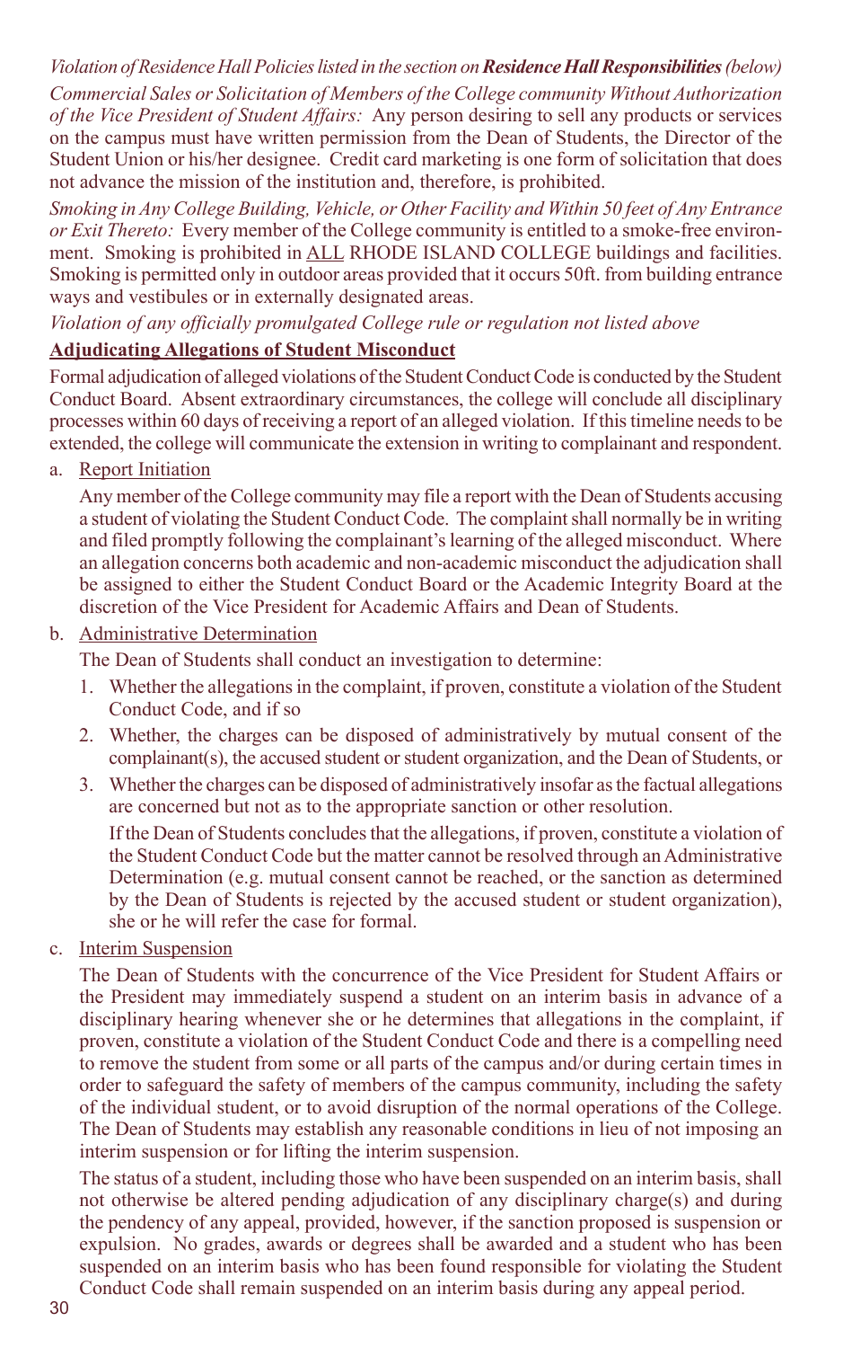*Violation of Residence Hall Policies listed in the section on **Residence Hall Responsibilities** (below)*

*Commercial Sales or Solicitation of Members of the College community Without Authorization of the Vice President of Student Affairs:* Any person desiring to sell any products or services on the campus must have written permission from the Dean of Students, the Director of the Student Union or his/her designee. Credit card marketing is one form of solicitation that does not advance the mission of the institution and, therefore, is prohibited.

*Smoking in Any College Building, Vehicle, or Other Facility and Within 50 feet of Any Entrance or Exit Thereto:* Every member of the College community is entitled to a smoke-free environment. Smoking is prohibited in ALL RHODE ISLAND COLLEGE buildings and facilities. Smoking is permitted only in outdoor areas provided that it occurs 50ft. from building entrance ways and vestibules or in externally designated areas.

*Violation of any officially promulgated College rule or regulation not listed above*

**Adjudicating Allegations of Student Misconduct**

Formal adjudication of alleged violations of the Student Conduct Code is conducted by the Student Conduct Board. Absent extraordinary circumstances, the college will conclude all disciplinary processes within 60 days of receiving a report of an alleged violation. If this timeline needs to be extended, the college will communicate the extension in writing to complainant and respondent.

a. Report Initiation

   Any member of the College community may file a report with the Dean of Students accusing a student of violating the Student Conduct Code. The complaint shall normally be in writing and filed promptly following the complainant's learning of the alleged misconduct. Where an allegation concerns both academic and non-academic misconduct the adjudication shall be assigned to either the Student Conduct Board or the Academic Integrity Board at the discretion of the Vice President for Academic Affairs and Dean of Students.

b. Administrative Determination

   The Dean of Students shall conduct an investigation to determine:

   1. Whether the allegations in the complaint, if proven, constitute a violation of the Student Conduct Code, and if so
   2. Whether, the charges can be disposed of administratively by mutual consent of the complainant(s), the accused student or student organization, and the Dean of Students, or
   3. Whether the charges can be disposed of administratively insofar as the factual allegations are concerned but not as to the appropriate sanction or other resolution.

      If the Dean of Students concludes that the allegations, if proven, constitute a violation of the Student Conduct Code but the matter cannot be resolved through an Administrative Determination (e.g. mutual consent cannot be reached, or the sanction as determined by the Dean of Students is rejected by the accused student or student organization), she or he will refer the case for formal.

c. Interim Suspension

   The Dean of Students with the concurrence of the Vice President for Student Affairs or the President may immediately suspend a student on an interim basis in advance of a disciplinary hearing whenever she or he determines that allegations in the complaint, if proven, constitute a violation of the Student Conduct Code and there is a compelling need to remove the student from some or all parts of the campus and/or during certain times in order to safeguard the safety of members of the campus community, including the safety of the individual student, or to avoid disruption of the normal operations of the College. The Dean of Students may establish any reasonable conditions in lieu of not imposing an interim suspension or for lifting the interim suspension.

   The status of a student, including those who have been suspended on an interim basis, shall not otherwise be altered pending adjudication of any disciplinary charge(s) and during the pendency of any appeal, provided, however, if the sanction proposed is suspension or expulsion. No grades, awards or degrees shall be awarded and a student who has been suspended on an interim basis who has been found responsible for violating the Student Conduct Code shall remain suspended on an interim basis during any appeal period.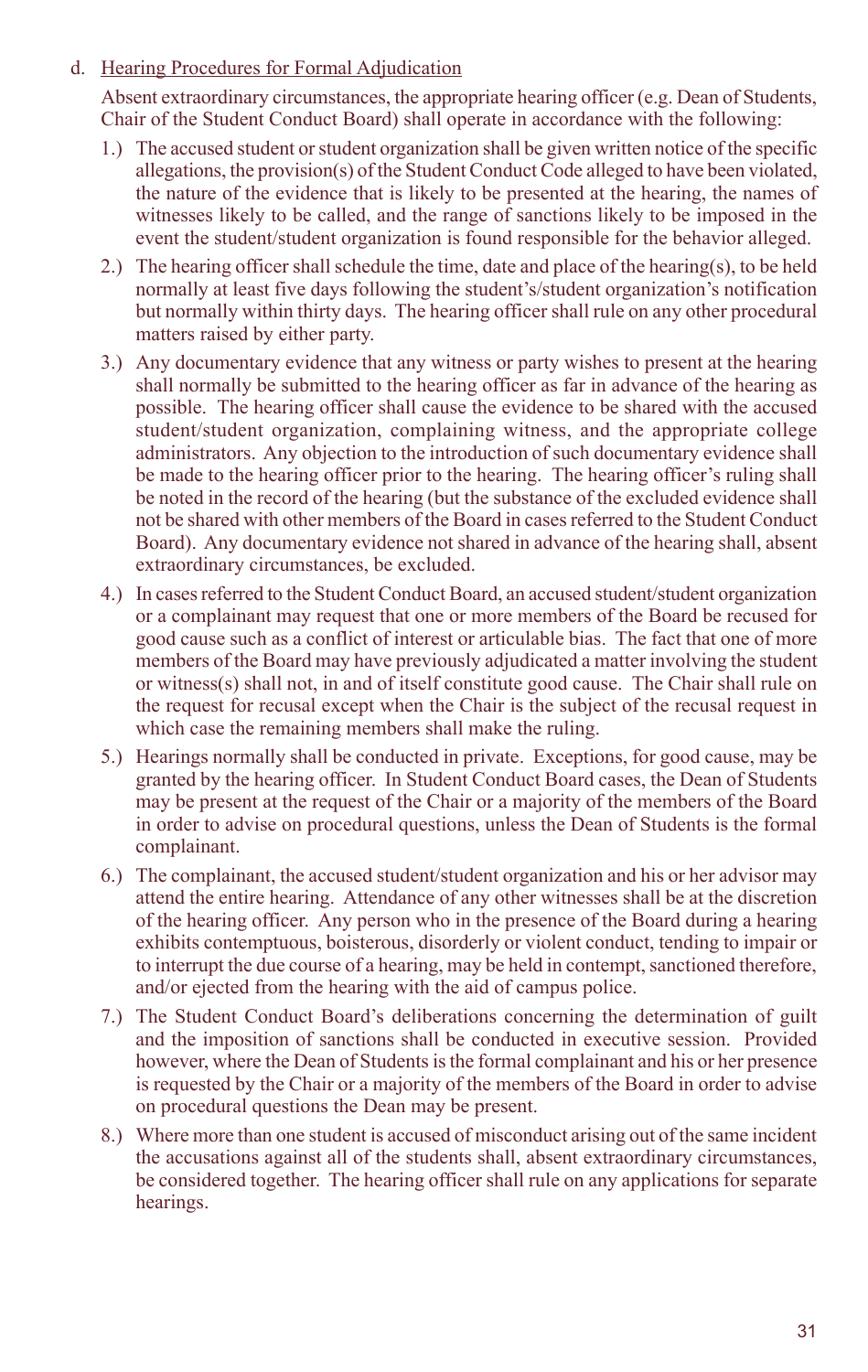d. <u>Hearing Procedures for Formal Adjudication</u>

Absent extraordinary circumstances, the appropriate hearing officer (e.g. Dean of Students, Chair of the Student Conduct Board) shall operate in accordance with the following:

1.) The accused student or student organization shall be given written notice of the specific allegations, the provision(s) of the Student Conduct Code alleged to have been violated, the nature of the evidence that is likely to be presented at the hearing, the names of witnesses likely to be called, and the range of sanctions likely to be imposed in the event the student/student organization is found responsible for the behavior alleged.

2.) The hearing officer shall schedule the time, date and place of the hearing(s), to be held normally at least five days following the student's/student organization's notification but normally within thirty days. The hearing officer shall rule on any other procedural matters raised by either party.

3.) Any documentary evidence that any witness or party wishes to present at the hearing shall normally be submitted to the hearing officer as far in advance of the hearing as possible. The hearing officer shall cause the evidence to be shared with the accused student/student organization, complaining witness, and the appropriate college administrators. Any objection to the introduction of such documentary evidence shall be made to the hearing officer prior to the hearing. The hearing officer's ruling shall be noted in the record of the hearing (but the substance of the excluded evidence shall not be shared with other members of the Board in cases referred to the Student Conduct Board). Any documentary evidence not shared in advance of the hearing shall, absent extraordinary circumstances, be excluded.

4.) In cases referred to the Student Conduct Board, an accused student/student organization or a complainant may request that one or more members of the Board be recused for good cause such as a conflict of interest or articulable bias. The fact that one of more members of the Board may have previously adjudicated a matter involving the student or witness(s) shall not, in and of itself constitute good cause. The Chair shall rule on the request for recusal except when the Chair is the subject of the recusal request in which case the remaining members shall make the ruling.

5.) Hearings normally shall be conducted in private. Exceptions, for good cause, may be granted by the hearing officer. In Student Conduct Board cases, the Dean of Students may be present at the request of the Chair or a majority of the members of the Board in order to advise on procedural questions, unless the Dean of Students is the formal complainant.

6.) The complainant, the accused student/student organization and his or her advisor may attend the entire hearing. Attendance of any other witnesses shall be at the discretion of the hearing officer. Any person who in the presence of the Board during a hearing exhibits contemptuous, boisterous, disorderly or violent conduct, tending to impair or to interrupt the due course of a hearing, may be held in contempt, sanctioned therefore, and/or ejected from the hearing with the aid of campus police.

7.) The Student Conduct Board's deliberations concerning the determination of guilt and the imposition of sanctions shall be conducted in executive session. Provided however, where the Dean of Students is the formal complainant and his or her presence is requested by the Chair or a majority of the members of the Board in order to advise on procedural questions the Dean may be present.

8.) Where more than one student is accused of misconduct arising out of the same incident the accusations against all of the students shall, absent extraordinary circumstances, be considered together. The hearing officer shall rule on any applications for separate hearings.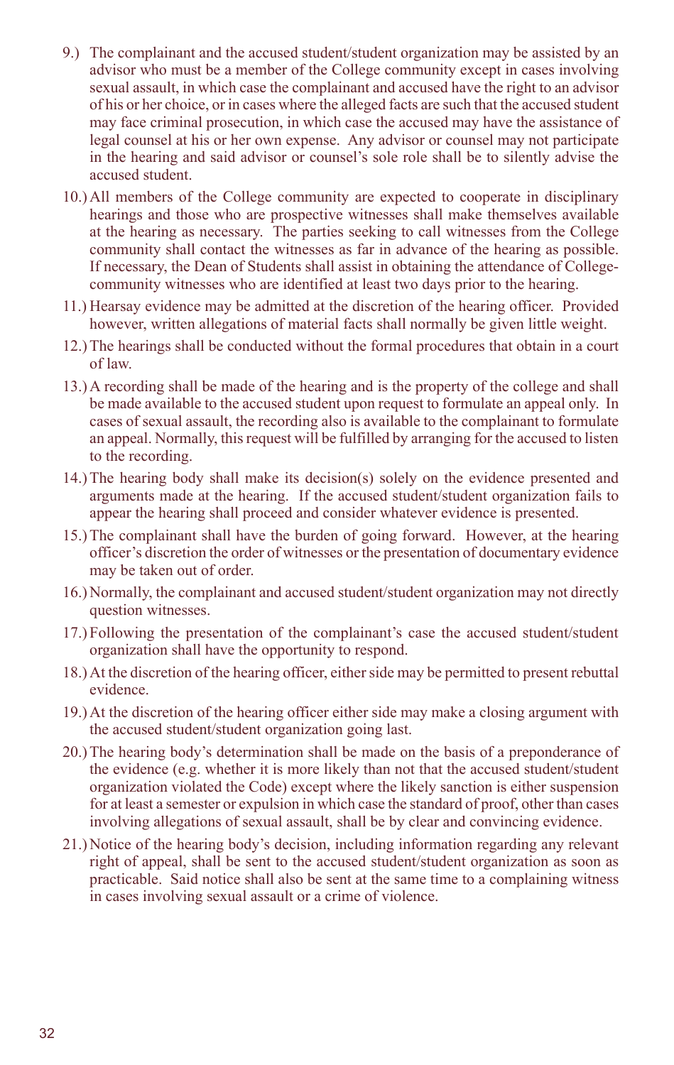9.) The complainant and the accused student/student organization may be assisted by an advisor who must be a member of the College community except in cases involving sexual assault, in which case the complainant and accused have the right to an advisor of his or her choice, or in cases where the alleged facts are such that the accused student may face criminal prosecution, in which case the accused may have the assistance of legal counsel at his or her own expense. Any advisor or counsel may not participate in the hearing and said advisor or counsel's sole role shall be to silently advise the accused student.

10.) All members of the College community are expected to cooperate in disciplinary hearings and those who are prospective witnesses shall make themselves available at the hearing as necessary. The parties seeking to call witnesses from the College community shall contact the witnesses as far in advance of the hearing as possible. If necessary, the Dean of Students shall assist in obtaining the attendance of College-community witnesses who are identified at least two days prior to the hearing.

11.) Hearsay evidence may be admitted at the discretion of the hearing officer. Provided however, written allegations of material facts shall normally be given little weight.

12.) The hearings shall be conducted without the formal procedures that obtain in a court of law.

13.) A recording shall be made of the hearing and is the property of the college and shall be made available to the accused student upon request to formulate an appeal only. In cases of sexual assault, the recording also is available to the complainant to formulate an appeal. Normally, this request will be fulfilled by arranging for the accused to listen to the recording.

14.) The hearing body shall make its decision(s) solely on the evidence presented and arguments made at the hearing. If the accused student/student organization fails to appear the hearing shall proceed and consider whatever evidence is presented.

15.) The complainant shall have the burden of going forward. However, at the hearing officer's discretion the order of witnesses or the presentation of documentary evidence may be taken out of order.

16.) Normally, the complainant and accused student/student organization may not directly question witnesses.

17.) Following the presentation of the complainant's case the accused student/student organization shall have the opportunity to respond.

18.) At the discretion of the hearing officer, either side may be permitted to present rebuttal evidence.

19.) At the discretion of the hearing officer either side may make a closing argument with the accused student/student organization going last.

20.) The hearing body's determination shall be made on the basis of a preponderance of the evidence (e.g. whether it is more likely than not that the accused student/student organization violated the Code) except where the likely sanction is either suspension for at least a semester or expulsion in which case the standard of proof, other than cases involving allegations of sexual assault, shall be by clear and convincing evidence.

21.) Notice of the hearing body's decision, including information regarding any relevant right of appeal, shall be sent to the accused student/student organization as soon as practicable. Said notice shall also be sent at the same time to a complaining witness in cases involving sexual assault or a crime of violence.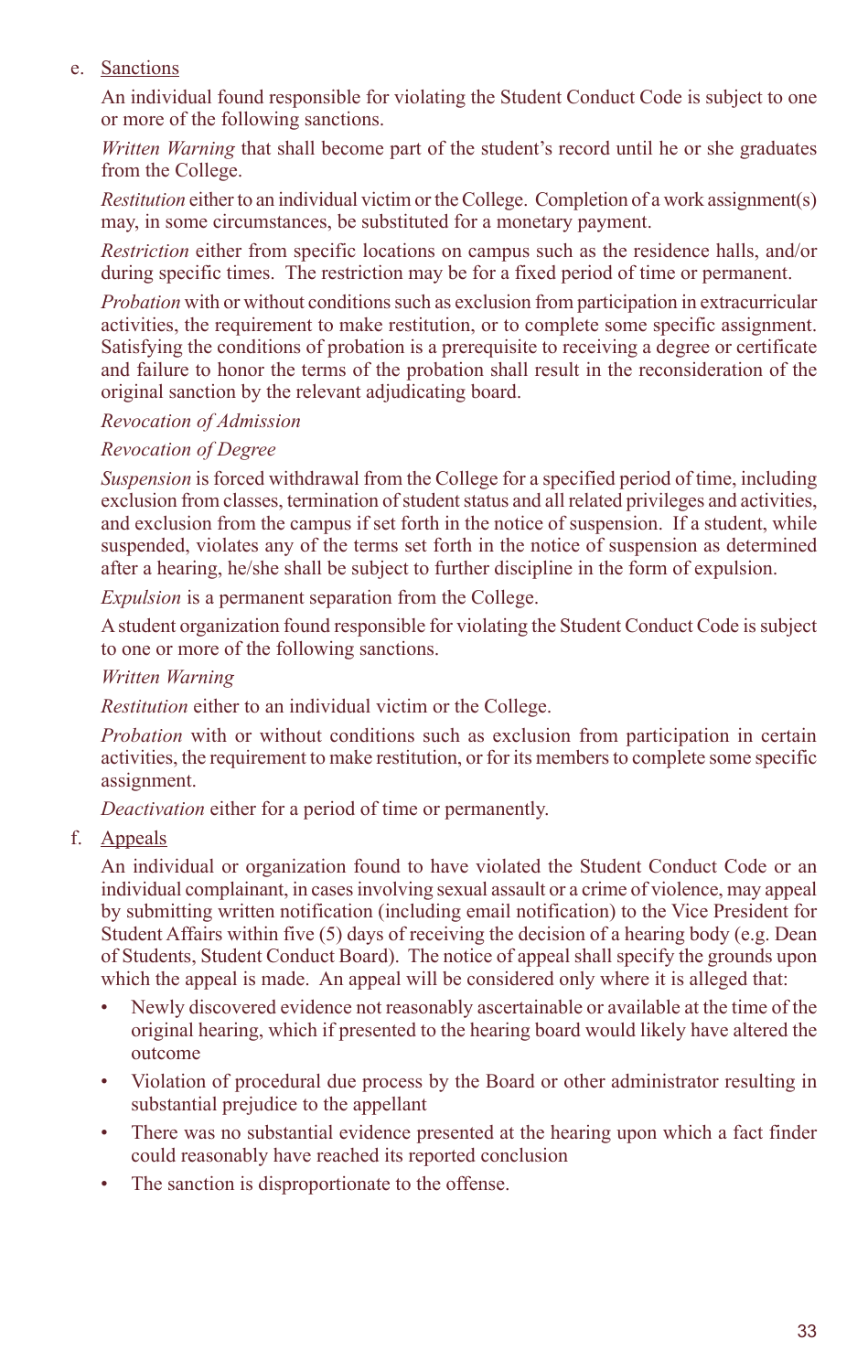e. <u>Sanctions</u>

An individual found responsible for violating the Student Conduct Code is subject to one or more of the following sanctions.

*Written Warning* that shall become part of the student's record until he or she graduates from the College.

*Restitution* either to an individual victim or the College. Completion of a work assignment(s) may, in some circumstances, be substituted for a monetary payment.

*Restriction* either from specific locations on campus such as the residence halls, and/or during specific times. The restriction may be for a fixed period of time or permanent.

*Probation* with or without conditions such as exclusion from participation in extracurricular activities, the requirement to make restitution, or to complete some specific assignment. Satisfying the conditions of probation is a prerequisite to receiving a degree or certificate and failure to honor the terms of the probation shall result in the reconsideration of the original sanction by the relevant adjudicating board.

*Revocation of Admission*

*Revocation of Degree*

*Suspension* is forced withdrawal from the College for a specified period of time, including exclusion from classes, termination of student status and all related privileges and activities, and exclusion from the campus if set forth in the notice of suspension. If a student, while suspended, violates any of the terms set forth in the notice of suspension as determined after a hearing, he/she shall be subject to further discipline in the form of expulsion.

*Expulsion* is a permanent separation from the College.

A student organization found responsible for violating the Student Conduct Code is subject to one or more of the following sanctions.

*Written Warning*

*Restitution* either to an individual victim or the College.

*Probation* with or without conditions such as exclusion from participation in certain activities, the requirement to make restitution, or for its members to complete some specific assignment.

*Deactivation* either for a period of time or permanently.

f. <u>Appeals</u>

An individual or organization found to have violated the Student Conduct Code or an individual complainant, in cases involving sexual assault or a crime of violence, may appeal by submitting written notification (including email notification) to the Vice President for Student Affairs within five (5) days of receiving the decision of a hearing body (e.g. Dean of Students, Student Conduct Board). The notice of appeal shall specify the grounds upon which the appeal is made. An appeal will be considered only where it is alleged that:

- Newly discovered evidence not reasonably ascertainable or available at the time of the original hearing, which if presented to the hearing board would likely have altered the outcome
- Violation of procedural due process by the Board or other administrator resulting in substantial prejudice to the appellant
- There was no substantial evidence presented at the hearing upon which a fact finder could reasonably have reached its reported conclusion
- The sanction is disproportionate to the offense.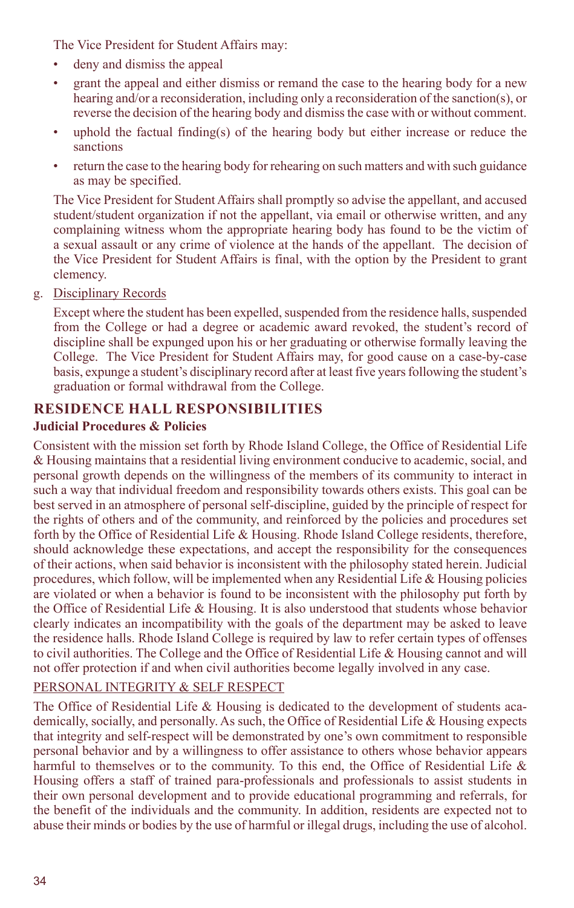The Vice President for Student Affairs may:

- deny and dismiss the appeal
- grant the appeal and either dismiss or remand the case to the hearing body for a new hearing and/or a reconsideration, including only a reconsideration of the sanction(s), or reverse the decision of the hearing body and dismiss the case with or without comment.
- uphold the factual finding(s) of the hearing body but either increase or reduce the sanctions
- return the case to the hearing body for rehearing on such matters and with such guidance as may be specified.

The Vice President for Student Affairs shall promptly so advise the appellant, and accused student/student organization if not the appellant, via email or otherwise written, and any complaining witness whom the appropriate hearing body has found to be the victim of a sexual assault or any crime of violence at the hands of the appellant. The decision of the Vice President for Student Affairs is final, with the option by the President to grant clemency.

g. Disciplinary Records

Except where the student has been expelled, suspended from the residence halls, suspended from the College or had a degree or academic award revoked, the student's record of discipline shall be expunged upon his or her graduating or otherwise formally leaving the College. The Vice President for Student Affairs may, for good cause on a case-by-case basis, expunge a student's disciplinary record after at least five years following the student's graduation or formal withdrawal from the College.

## RESIDENCE HALL RESPONSIBILITIES

### Judicial Procedures & Policies

Consistent with the mission set forth by Rhode Island College, the Office of Residential Life & Housing maintains that a residential living environment conducive to academic, social, and personal growth depends on the willingness of the members of its community to interact in such a way that individual freedom and responsibility towards others exists. This goal can be best served in an atmosphere of personal self-discipline, guided by the principle of respect for the rights of others and of the community, and reinforced by the policies and procedures set forth by the Office of Residential Life & Housing. Rhode Island College residents, therefore, should acknowledge these expectations, and accept the responsibility for the consequences of their actions, when said behavior is inconsistent with the philosophy stated herein. Judicial procedures, which follow, will be implemented when any Residential Life & Housing policies are violated or when a behavior is found to be inconsistent with the philosophy put forth by the Office of Residential Life & Housing. It is also understood that students whose behavior clearly indicates an incompatibility with the goals of the department may be asked to leave the residence halls. Rhode Island College is required by law to refer certain types of offenses to civil authorities. The College and the Office of Residential Life & Housing cannot and will not offer protection if and when civil authorities become legally involved in any case.

PERSONAL INTEGRITY & SELF RESPECT

The Office of Residential Life & Housing is dedicated to the development of students academically, socially, and personally. As such, the Office of Residential Life & Housing expects that integrity and self-respect will be demonstrated by one's own commitment to responsible personal behavior and by a willingness to offer assistance to others whose behavior appears harmful to themselves or to the community. To this end, the Office of Residential Life & Housing offers a staff of trained para-professionals and professionals to assist students in their own personal development and to provide educational programming and referrals, for the benefit of the individuals and the community. In addition, residents are expected not to abuse their minds or bodies by the use of harmful or illegal drugs, including the use of alcohol.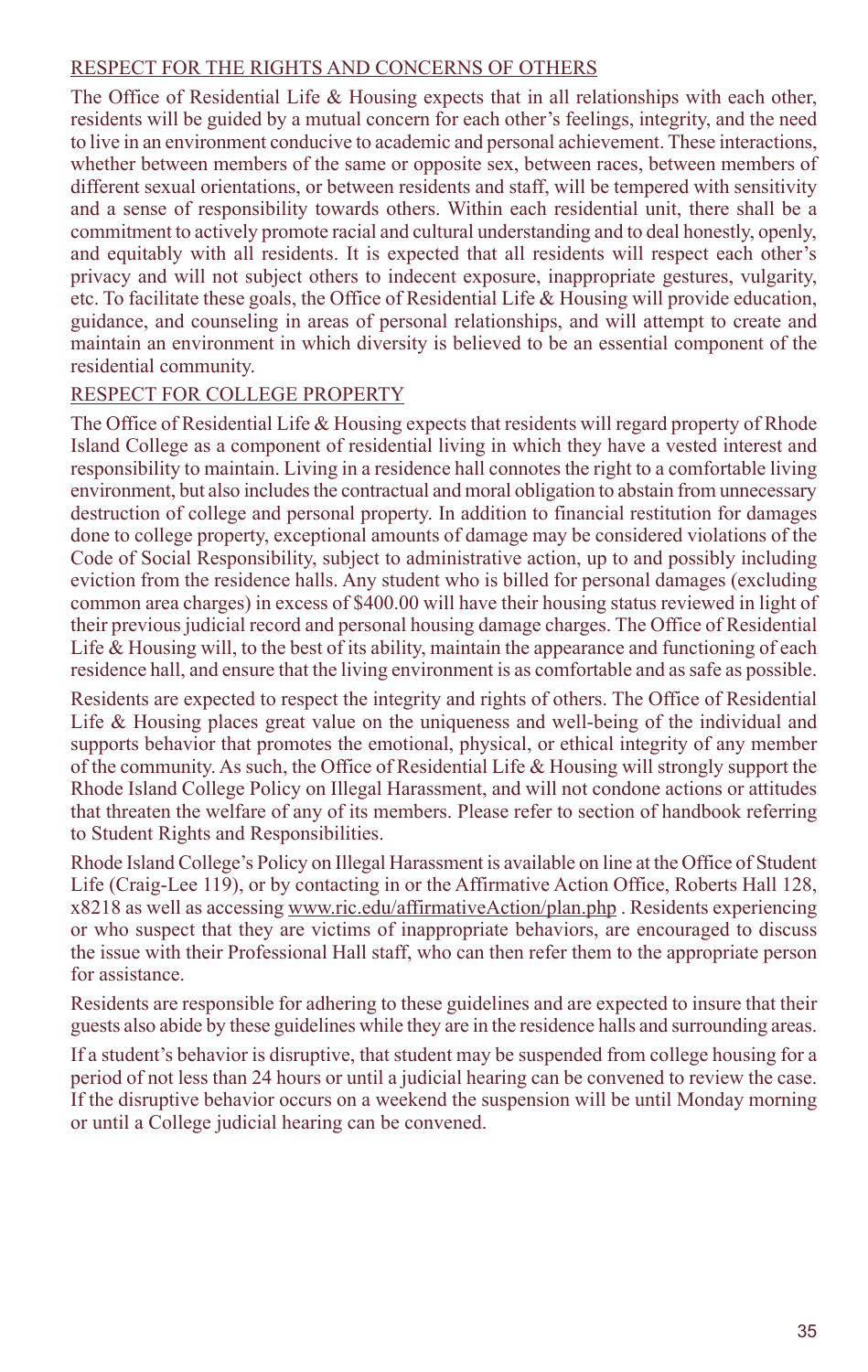## RESPECT FOR THE RIGHTS AND CONCERNS OF OTHERS

The Office of Residential Life & Housing expects that in all relationships with each other, residents will be guided by a mutual concern for each other's feelings, integrity, and the need to live in an environment conducive to academic and personal achievement. These interactions, whether between members of the same or opposite sex, between races, between members of different sexual orientations, or between residents and staff, will be tempered with sensitivity and a sense of responsibility towards others. Within each residential unit, there shall be a commitment to actively promote racial and cultural understanding and to deal honestly, openly, and equitably with all residents. It is expected that all residents will respect each other's privacy and will not subject others to indecent exposure, inappropriate gestures, vulgarity, etc. To facilitate these goals, the Office of Residential Life & Housing will provide education, guidance, and counseling in areas of personal relationships, and will attempt to create and maintain an environment in which diversity is believed to be an essential component of the residential community.

## RESPECT FOR COLLEGE PROPERTY

The Office of Residential Life & Housing expects that residents will regard property of Rhode Island College as a component of residential living in which they have a vested interest and responsibility to maintain. Living in a residence hall connotes the right to a comfortable living environment, but also includes the contractual and moral obligation to abstain from unnecessary destruction of college and personal property. In addition to financial restitution for damages done to college property, exceptional amounts of damage may be considered violations of the Code of Social Responsibility, subject to administrative action, up to and possibly including eviction from the residence halls. Any student who is billed for personal damages (excluding common area charges) in excess of $400.00 will have their housing status reviewed in light of their previous judicial record and personal housing damage charges. The Office of Residential Life & Housing will, to the best of its ability, maintain the appearance and functioning of each residence hall, and ensure that the living environment is as comfortable and as safe as possible.

Residents are expected to respect the integrity and rights of others. The Office of Residential Life & Housing places great value on the uniqueness and well-being of the individual and supports behavior that promotes the emotional, physical, or ethical integrity of any member of the community. As such, the Office of Residential Life & Housing will strongly support the Rhode Island College Policy on Illegal Harassment, and will not condone actions or attitudes that threaten the welfare of any of its members. Please refer to section of handbook referring to Student Rights and Responsibilities.

Rhode Island College's Policy on Illegal Harassment is available on line at the Office of Student Life (Craig-Lee 119), or by contacting in or the Affirmative Action Office, Roberts Hall 128, x8218 as well as accessing www.ric.edu/affirmativeAction/plan.php . Residents experiencing or who suspect that they are victims of inappropriate behaviors, are encouraged to discuss the issue with their Professional Hall staff, who can then refer them to the appropriate person for assistance.

Residents are responsible for adhering to these guidelines and are expected to insure that their guests also abide by these guidelines while they are in the residence halls and surrounding areas.

If a student's behavior is disruptive, that student may be suspended from college housing for a period of not less than 24 hours or until a judicial hearing can be convened to review the case. If the disruptive behavior occurs on a weekend the suspension will be until Monday morning or until a College judicial hearing can be convened.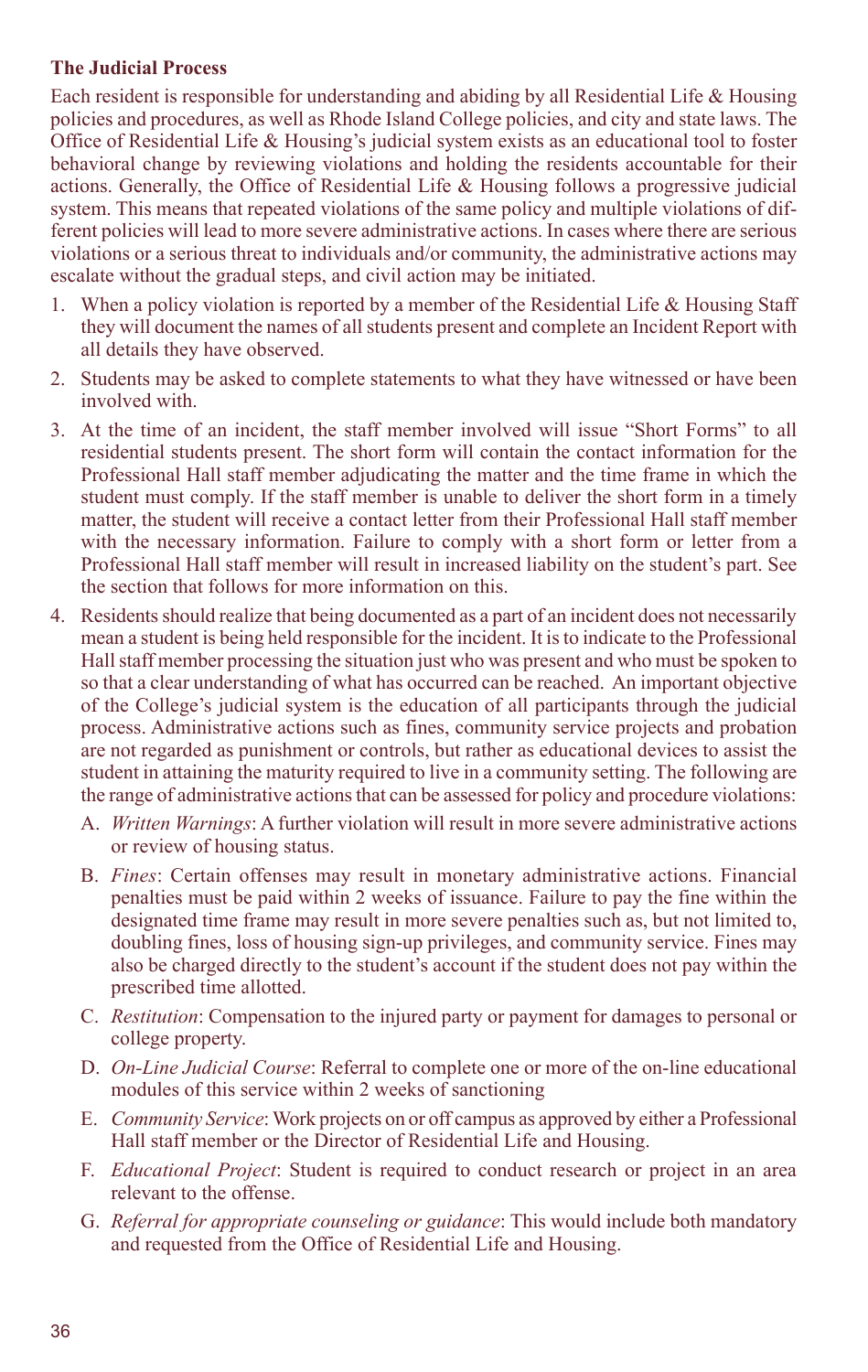**The Judicial Process**

Each resident is responsible for understanding and abiding by all Residential Life & Housing policies and procedures, as well as Rhode Island College policies, and city and state laws. The Office of Residential Life & Housing's judicial system exists as an educational tool to foster behavioral change by reviewing violations and holding the residents accountable for their actions. Generally, the Office of Residential Life & Housing follows a progressive judicial system. This means that repeated violations of the same policy and multiple violations of different policies will lead to more severe administrative actions. In cases where there are serious violations or a serious threat to individuals and/or community, the administrative actions may escalate without the gradual steps, and civil action may be initiated.

1. When a policy violation is reported by a member of the Residential Life & Housing Staff they will document the names of all students present and complete an Incident Report with all details they have observed.
2. Students may be asked to complete statements to what they have witnessed or have been involved with.
3. At the time of an incident, the staff member involved will issue "Short Forms" to all residential students present. The short form will contain the contact information for the Professional Hall staff member adjudicating the matter and the time frame in which the student must comply. If the staff member is unable to deliver the short form in a timely matter, the student will receive a contact letter from their Professional Hall staff member with the necessary information. Failure to comply with a short form or letter from a Professional Hall staff member will result in increased liability on the student's part. See the section that follows for more information on this.
4. Residents should realize that being documented as a part of an incident does not necessarily mean a student is being held responsible for the incident. It is to indicate to the Professional Hall staff member processing the situation just who was present and who must be spoken to so that a clear understanding of what has occurred can be reached. An important objective of the College's judicial system is the education of all participants through the judicial process. Administrative actions such as fines, community service projects and probation are not regarded as punishment or controls, but rather as educational devices to assist the student in attaining the maturity required to live in a community setting. The following are the range of administrative actions that can be assessed for policy and procedure violations:
   - A. *Written Warnings*: A further violation will result in more severe administrative actions or review of housing status.
   - B. *Fines*: Certain offenses may result in monetary administrative actions. Financial penalties must be paid within 2 weeks of issuance. Failure to pay the fine within the designated time frame may result in more severe penalties such as, but not limited to, doubling fines, loss of housing sign-up privileges, and community service. Fines may also be charged directly to the student's account if the student does not pay within the prescribed time allotted.
   - C. *Restitution*: Compensation to the injured party or payment for damages to personal or college property.
   - D. *On-Line Judicial Course*: Referral to complete one or more of the on-line educational modules of this service within 2 weeks of sanctioning
   - E. *Community Service*: Work projects on or off campus as approved by either a Professional Hall staff member or the Director of Residential Life and Housing.
   - F. *Educational Project*: Student is required to conduct research or project in an area relevant to the offense.
   - G. *Referral for appropriate counseling or guidance*: This would include both mandatory and requested from the Office of Residential Life and Housing.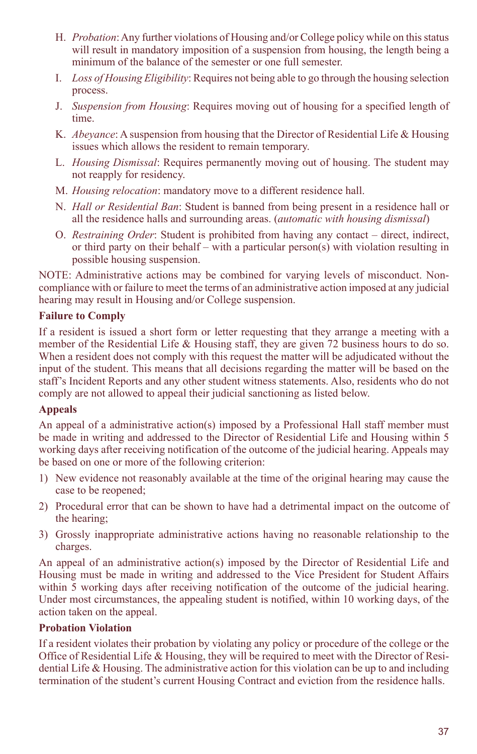H. *Probation*: Any further violations of Housing and/or College policy while on this status will result in mandatory imposition of a suspension from housing, the length being a minimum of the balance of the semester or one full semester.

I. *Loss of Housing Eligibility*: Requires not being able to go through the housing selection process.

J. *Suspension from Housing*: Requires moving out of housing for a specified length of time.

K. *Abeyance*: A suspension from housing that the Director of Residential Life & Housing issues which allows the resident to remain temporary.

L. *Housing Dismissal*: Requires permanently moving out of housing. The student may not reapply for residency.

M. *Housing relocation*: mandatory move to a different residence hall.

N. *Hall or Residential Ban*: Student is banned from being present in a residence hall or all the residence halls and surrounding areas. (*automatic with housing dismissal*)

O. *Restraining Order*: Student is prohibited from having any contact – direct, indirect, or third party on their behalf – with a particular person(s) with violation resulting in possible housing suspension.

NOTE: Administrative actions may be combined for varying levels of misconduct. Non-compliance with or failure to meet the terms of an administrative action imposed at any judicial hearing may result in Housing and/or College suspension.

**Failure to Comply**

If a resident is issued a short form or letter requesting that they arrange a meeting with a member of the Residential Life & Housing staff, they are given 72 business hours to do so. When a resident does not comply with this request the matter will be adjudicated without the input of the student. This means that all decisions regarding the matter will be based on the staff's Incident Reports and any other student witness statements. Also, residents who do not comply are not allowed to appeal their judicial sanctioning as listed below.

**Appeals**

An appeal of a administrative action(s) imposed by a Professional Hall staff member must be made in writing and addressed to the Director of Residential Life and Housing within 5 working days after receiving notification of the outcome of the judicial hearing. Appeals may be based on one or more of the following criterion:

1) New evidence not reasonably available at the time of the original hearing may cause the case to be reopened;
2) Procedural error that can be shown to have had a detrimental impact on the outcome of the hearing;
3) Grossly inappropriate administrative actions having no reasonable relationship to the charges.

An appeal of an administrative action(s) imposed by the Director of Residential Life and Housing must be made in writing and addressed to the Vice President for Student Affairs within 5 working days after receiving notification of the outcome of the judicial hearing. Under most circumstances, the appealing student is notified, within 10 working days, of the action taken on the appeal.

**Probation Violation**

If a resident violates their probation by violating any policy or procedure of the college or the Office of Residential Life & Housing, they will be required to meet with the Director of Residential Life & Housing. The administrative action for this violation can be up to and including termination of the student's current Housing Contract and eviction from the residence halls.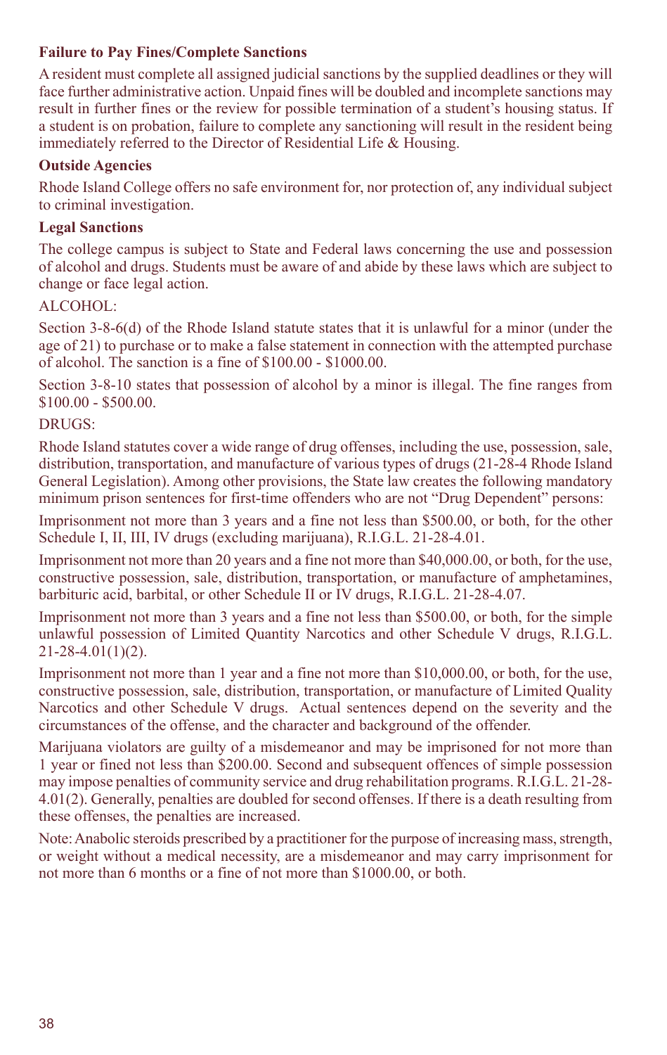**Failure to Pay Fines/Complete Sanctions**

A resident must complete all assigned judicial sanctions by the supplied deadlines or they will face further administrative action. Unpaid fines will be doubled and incomplete sanctions may result in further fines or the review for possible termination of a student's housing status. If a student is on probation, failure to complete any sanctioning will result in the resident being immediately referred to the Director of Residential Life & Housing.

**Outside Agencies**

Rhode Island College offers no safe environment for, nor protection of, any individual subject to criminal investigation.

**Legal Sanctions**

The college campus is subject to State and Federal laws concerning the use and possession of alcohol and drugs. Students must be aware of and abide by these laws which are subject to change or face legal action.

ALCOHOL:

Section 3-8-6(d) of the Rhode Island statute states that it is unlawful for a minor (under the age of 21) to purchase or to make a false statement in connection with the attempted purchase of alcohol. The sanction is a fine of $100.00 - $1000.00.

Section 3-8-10 states that possession of alcohol by a minor is illegal. The fine ranges from $100.00 - $500.00.

DRUGS:

Rhode Island statutes cover a wide range of drug offenses, including the use, possession, sale, distribution, transportation, and manufacture of various types of drugs (21-28-4 Rhode Island General Legislation). Among other provisions, the State law creates the following mandatory minimum prison sentences for first-time offenders who are not "Drug Dependent" persons:

Imprisonment not more than 3 years and a fine not less than $500.00, or both, for the other Schedule I, II, III, IV drugs (excluding marijuana), R.I.G.L. 21-28-4.01.

Imprisonment not more than 20 years and a fine not more than $40,000.00, or both, for the use, constructive possession, sale, distribution, transportation, or manufacture of amphetamines, barbituric acid, barbital, or other Schedule II or IV drugs, R.I.G.L. 21-28-4.07.

Imprisonment not more than 3 years and a fine not less than $500.00, or both, for the simple unlawful possession of Limited Quantity Narcotics and other Schedule V drugs, R.I.G.L. 21-28-4.01(1)(2).

Imprisonment not more than 1 year and a fine not more than $10,000.00, or both, for the use, constructive possession, sale, distribution, transportation, or manufacture of Limited Quality Narcotics and other Schedule V drugs. Actual sentences depend on the severity and the circumstances of the offense, and the character and background of the offender.

Marijuana violators are guilty of a misdemeanor and may be imprisoned for not more than 1 year or fined not less than $200.00. Second and subsequent offences of simple possession may impose penalties of community service and drug rehabilitation programs. R.I.G.L. 21-28-4.01(2). Generally, penalties are doubled for second offenses. If there is a death resulting from these offenses, the penalties are increased.

Note: Anabolic steroids prescribed by a practitioner for the purpose of increasing mass, strength, or weight without a medical necessity, are a misdemeanor and may carry imprisonment for not more than 6 months or a fine of not more than $1000.00, or both.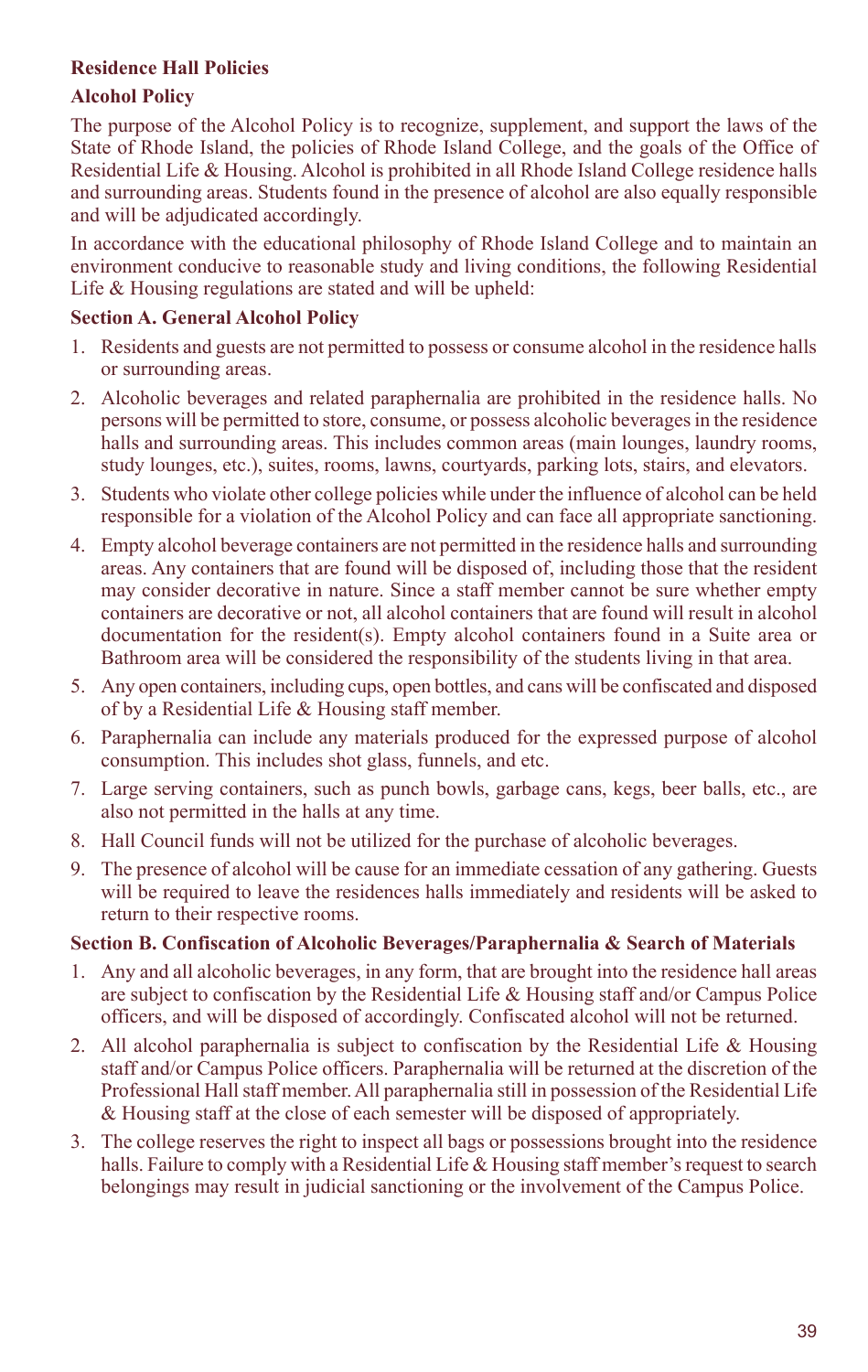## Residence Hall Policies

### Alcohol Policy

The purpose of the Alcohol Policy is to recognize, supplement, and support the laws of the State of Rhode Island, the policies of Rhode Island College, and the goals of the Office of Residential Life & Housing. Alcohol is prohibited in all Rhode Island College residence halls and surrounding areas. Students found in the presence of alcohol are also equally responsible and will be adjudicated accordingly.

In accordance with the educational philosophy of Rhode Island College and to maintain an environment conducive to reasonable study and living conditions, the following Residential Life & Housing regulations are stated and will be upheld:

#### Section A. General Alcohol Policy

1. Residents and guests are not permitted to possess or consume alcohol in the residence halls or surrounding areas.
2. Alcoholic beverages and related paraphernalia are prohibited in the residence halls. No persons will be permitted to store, consume, or possess alcoholic beverages in the residence halls and surrounding areas. This includes common areas (main lounges, laundry rooms, study lounges, etc.), suites, rooms, lawns, courtyards, parking lots, stairs, and elevators.
3. Students who violate other college policies while under the influence of alcohol can be held responsible for a violation of the Alcohol Policy and can face all appropriate sanctioning.
4. Empty alcohol beverage containers are not permitted in the residence halls and surrounding areas. Any containers that are found will be disposed of, including those that the resident may consider decorative in nature. Since a staff member cannot be sure whether empty containers are decorative or not, all alcohol containers that are found will result in alcohol documentation for the resident(s). Empty alcohol containers found in a Suite area or Bathroom area will be considered the responsibility of the students living in that area.
5. Any open containers, including cups, open bottles, and cans will be confiscated and disposed of by a Residential Life & Housing staff member.
6. Paraphernalia can include any materials produced for the expressed purpose of alcohol consumption. This includes shot glass, funnels, and etc.
7. Large serving containers, such as punch bowls, garbage cans, kegs, beer balls, etc., are also not permitted in the halls at any time.
8. Hall Council funds will not be utilized for the purchase of alcoholic beverages.
9. The presence of alcohol will be cause for an immediate cessation of any gathering. Guests will be required to leave the residences halls immediately and residents will be asked to return to their respective rooms.

#### Section B. Confiscation of Alcoholic Beverages/Paraphernalia & Search of Materials

1. Any and all alcoholic beverages, in any form, that are brought into the residence hall areas are subject to confiscation by the Residential Life & Housing staff and/or Campus Police officers, and will be disposed of accordingly. Confiscated alcohol will not be returned.
2. All alcohol paraphernalia is subject to confiscation by the Residential Life & Housing staff and/or Campus Police officers. Paraphernalia will be returned at the discretion of the Professional Hall staff member. All paraphernalia still in possession of the Residential Life & Housing staff at the close of each semester will be disposed of appropriately.
3. The college reserves the right to inspect all bags or possessions brought into the residence halls. Failure to comply with a Residential Life & Housing staff member's request to search belongings may result in judicial sanctioning or the involvement of the Campus Police.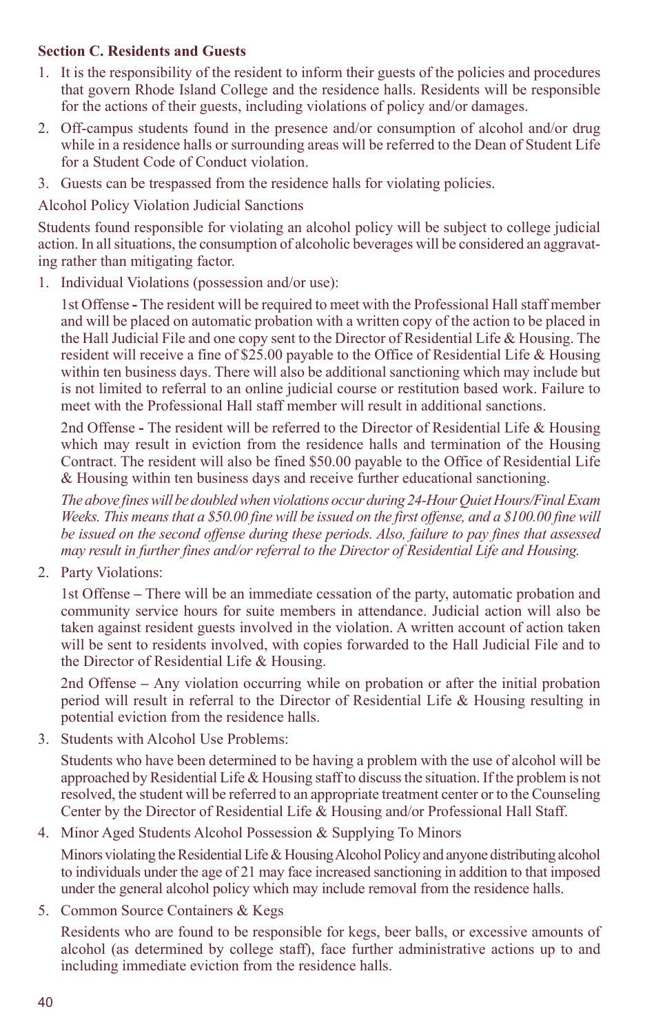**Section C. Residents and Guests**

1. It is the responsibility of the resident to inform their guests of the policies and procedures that govern Rhode Island College and the residence halls. Residents will be responsible for the actions of their guests, including violations of policy and/or damages.
2. Off-campus students found in the presence and/or consumption of alcohol and/or drug while in a residence halls or surrounding areas will be referred to the Dean of Student Life for a Student Code of Conduct violation.
3. Guests can be trespassed from the residence halls for violating policies.

Alcohol Policy Violation Judicial Sanctions

Students found responsible for violating an alcohol policy will be subject to college judicial action. In all situations, the consumption of alcoholic beverages will be considered an aggravating rather than mitigating factor.

1. Individual Violations (possession and/or use):

   1st Offense **-** The resident will be required to meet with the Professional Hall staff member and will be placed on automatic probation with a written copy of the action to be placed in the Hall Judicial File and one copy sent to the Director of Residential Life & Housing. The resident will receive a fine of $25.00 payable to the Office of Residential Life & Housing within ten business days. There will also be additional sanctioning which may include but is not limited to referral to an online judicial course or restitution based work. Failure to meet with the Professional Hall staff member will result in additional sanctions.

   2nd Offense **-** The resident will be referred to the Director of Residential Life & Housing which may result in eviction from the residence halls and termination of the Housing Contract. The resident will also be fined $50.00 payable to the Office of Residential Life & Housing within ten business days and receive further educational sanctioning.

   *The above fines will be doubled when violations occur during 24-Hour Quiet Hours/Final Exam Weeks. This means that a $50.00 fine will be issued on the first offense, and a $100.00 fine will be issued on the second offense during these periods. Also, failure to pay fines that assessed may result in further fines and/or referral to the Director of Residential Life and Housing.*

2. Party Violations:

   1st Offense **–** There will be an immediate cessation of the party, automatic probation and community service hours for suite members in attendance. Judicial action will also be taken against resident guests involved in the violation. A written account of action taken will be sent to residents involved, with copies forwarded to the Hall Judicial File and to the Director of Residential Life & Housing.

   2nd Offense **–** Any violation occurring while on probation or after the initial probation period will result in referral to the Director of Residential Life & Housing resulting in potential eviction from the residence halls.

3. Students with Alcohol Use Problems:

   Students who have been determined to be having a problem with the use of alcohol will be approached by Residential Life & Housing staff to discuss the situation. If the problem is not resolved, the student will be referred to an appropriate treatment center or to the Counseling Center by the Director of Residential Life & Housing and/or Professional Hall Staff.

4. Minor Aged Students Alcohol Possession & Supplying To Minors

   Minors violating the Residential Life & Housing Alcohol Policy and anyone distributing alcohol to individuals under the age of 21 may face increased sanctioning in addition to that imposed under the general alcohol policy which may include removal from the residence halls.

5. Common Source Containers & Kegs

   Residents who are found to be responsible for kegs, beer balls, or excessive amounts of alcohol (as determined by college staff), face further administrative actions up to and including immediate eviction from the residence halls.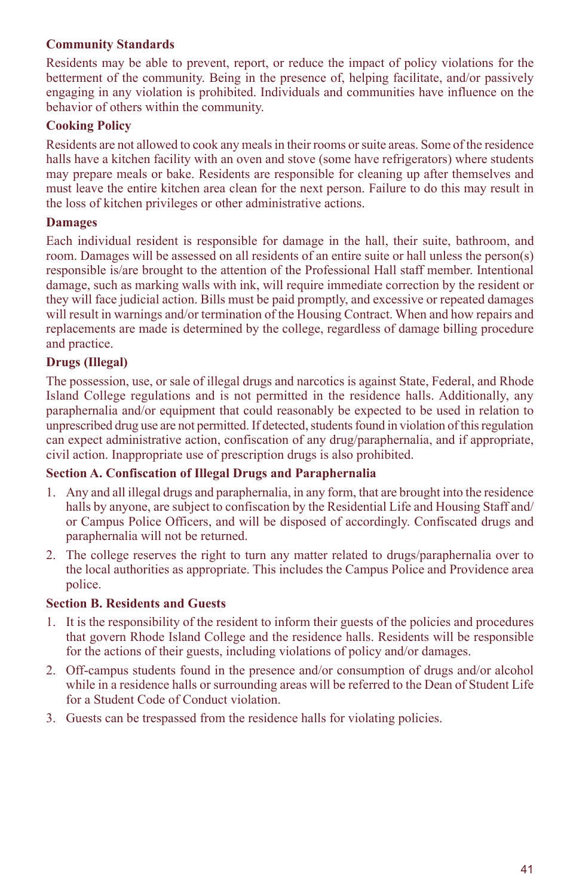**Community Standards**

Residents may be able to prevent, report, or reduce the impact of policy violations for the betterment of the community. Being in the presence of, helping facilitate, and/or passively engaging in any violation is prohibited. Individuals and communities have influence on the behavior of others within the community.

**Cooking Policy**

Residents are not allowed to cook any meals in their rooms or suite areas. Some of the residence halls have a kitchen facility with an oven and stove (some have refrigerators) where students may prepare meals or bake. Residents are responsible for cleaning up after themselves and must leave the entire kitchen area clean for the next person. Failure to do this may result in the loss of kitchen privileges or other administrative actions.

**Damages**

Each individual resident is responsible for damage in the hall, their suite, bathroom, and room. Damages will be assessed on all residents of an entire suite or hall unless the person(s) responsible is/are brought to the attention of the Professional Hall staff member. Intentional damage, such as marking walls with ink, will require immediate correction by the resident or they will face judicial action. Bills must be paid promptly, and excessive or repeated damages will result in warnings and/or termination of the Housing Contract. When and how repairs and replacements are made is determined by the college, regardless of damage billing procedure and practice.

**Drugs (Illegal)**

The possession, use, or sale of illegal drugs and narcotics is against State, Federal, and Rhode Island College regulations and is not permitted in the residence halls. Additionally, any paraphernalia and/or equipment that could reasonably be expected to be used in relation to unprescribed drug use are not permitted. If detected, students found in violation of this regulation can expect administrative action, confiscation of any drug/paraphernalia, and if appropriate, civil action. Inappropriate use of prescription drugs is also prohibited.

**Section A. Confiscation of Illegal Drugs and Paraphernalia**

1. Any and all illegal drugs and paraphernalia, in any form, that are brought into the residence halls by anyone, are subject to confiscation by the Residential Life and Housing Staff and/or Campus Police Officers, and will be disposed of accordingly. Confiscated drugs and paraphernalia will not be returned.
2. The college reserves the right to turn any matter related to drugs/paraphernalia over to the local authorities as appropriate. This includes the Campus Police and Providence area police.

**Section B. Residents and Guests**

1. It is the responsibility of the resident to inform their guests of the policies and procedures that govern Rhode Island College and the residence halls. Residents will be responsible for the actions of their guests, including violations of policy and/or damages.
2. Off-campus students found in the presence and/or consumption of drugs and/or alcohol while in a residence halls or surrounding areas will be referred to the Dean of Student Life for a Student Code of Conduct violation.
3. Guests can be trespassed from the residence halls for violating policies.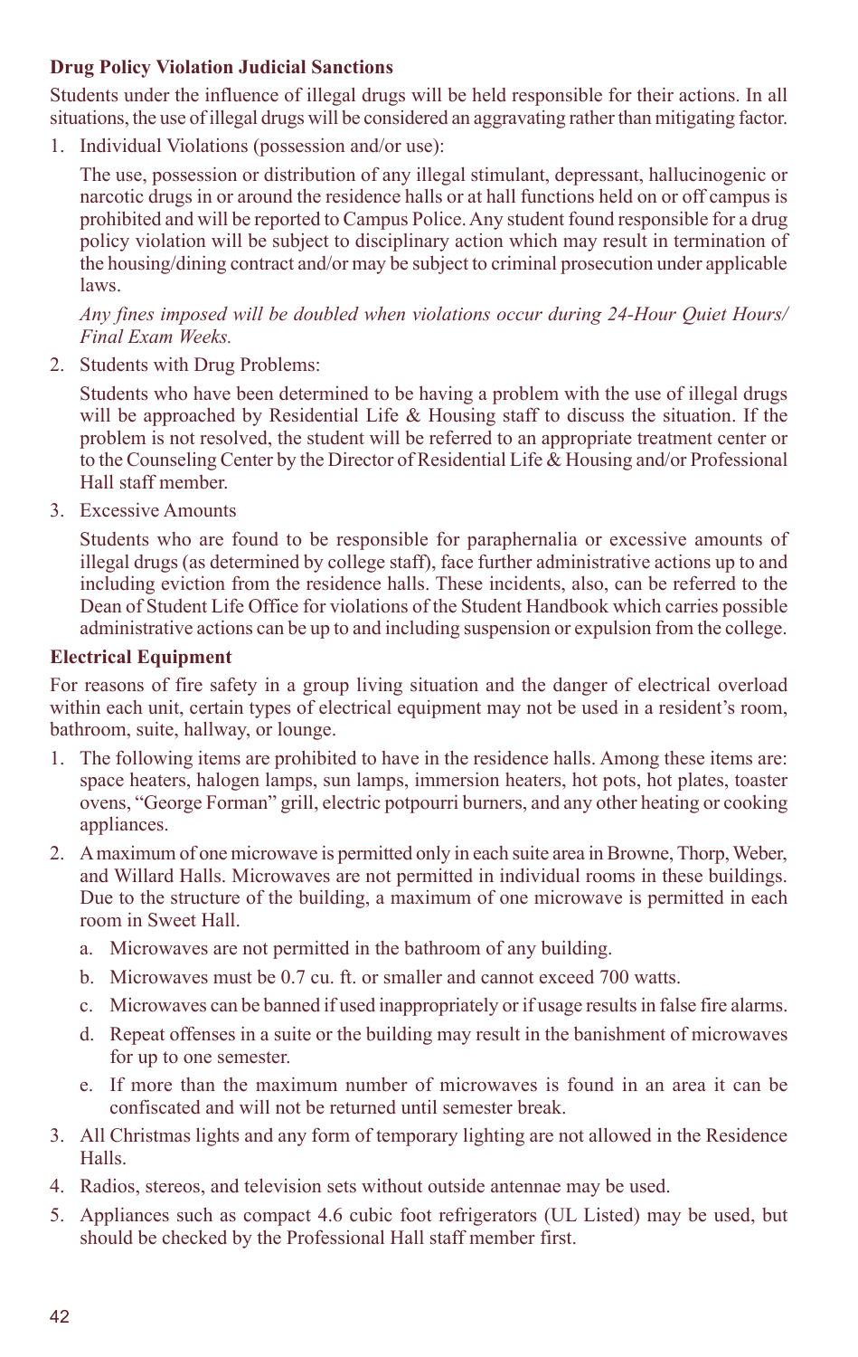### Drug Policy Violation Judicial Sanctions

Students under the influence of illegal drugs will be held responsible for their actions. In all situations, the use of illegal drugs will be considered an aggravating rather than mitigating factor.

1. Individual Violations (possession and/or use):

   The use, possession or distribution of any illegal stimulant, depressant, hallucinogenic or narcotic drugs in or around the residence halls or at hall functions held on or off campus is prohibited and will be reported to Campus Police. Any student found responsible for a drug policy violation will be subject to disciplinary action which may result in termination of the housing/dining contract and/or may be subject to criminal prosecution under applicable laws.

   *Any fines imposed will be doubled when violations occur during 24-Hour Quiet Hours/ Final Exam Weeks.*

2. Students with Drug Problems:

   Students who have been determined to be having a problem with the use of illegal drugs will be approached by Residential Life & Housing staff to discuss the situation. If the problem is not resolved, the student will be referred to an appropriate treatment center or to the Counseling Center by the Director of Residential Life & Housing and/or Professional Hall staff member.

3. Excessive Amounts

   Students who are found to be responsible for paraphernalia or excessive amounts of illegal drugs (as determined by college staff), face further administrative actions up to and including eviction from the residence halls. These incidents, also, can be referred to the Dean of Student Life Office for violations of the Student Handbook which carries possible administrative actions can be up to and including suspension or expulsion from the college.

### Electrical Equipment

For reasons of fire safety in a group living situation and the danger of electrical overload within each unit, certain types of electrical equipment may not be used in a resident's room, bathroom, suite, hallway, or lounge.

1. The following items are prohibited to have in the residence halls. Among these items are: space heaters, halogen lamps, sun lamps, immersion heaters, hot pots, hot plates, toaster ovens, "George Forman" grill, electric potpourri burners, and any other heating or cooking appliances.
2. A maximum of one microwave is permitted only in each suite area in Browne, Thorp, Weber, and Willard Halls. Microwaves are not permitted in individual rooms in these buildings. Due to the structure of the building, a maximum of one microwave is permitted in each room in Sweet Hall.
   a. Microwaves are not permitted in the bathroom of any building.
   b. Microwaves must be 0.7 cu. ft. or smaller and cannot exceed 700 watts.
   c. Microwaves can be banned if used inappropriately or if usage results in false fire alarms.
   d. Repeat offenses in a suite or the building may result in the banishment of microwaves for up to one semester.
   e. If more than the maximum number of microwaves is found in an area it can be confiscated and will not be returned until semester break.
3. All Christmas lights and any form of temporary lighting are not allowed in the Residence Halls.
4. Radios, stereos, and television sets without outside antennae may be used.
5. Appliances such as compact 4.6 cubic foot refrigerators (UL Listed) may be used, but should be checked by the Professional Hall staff member first.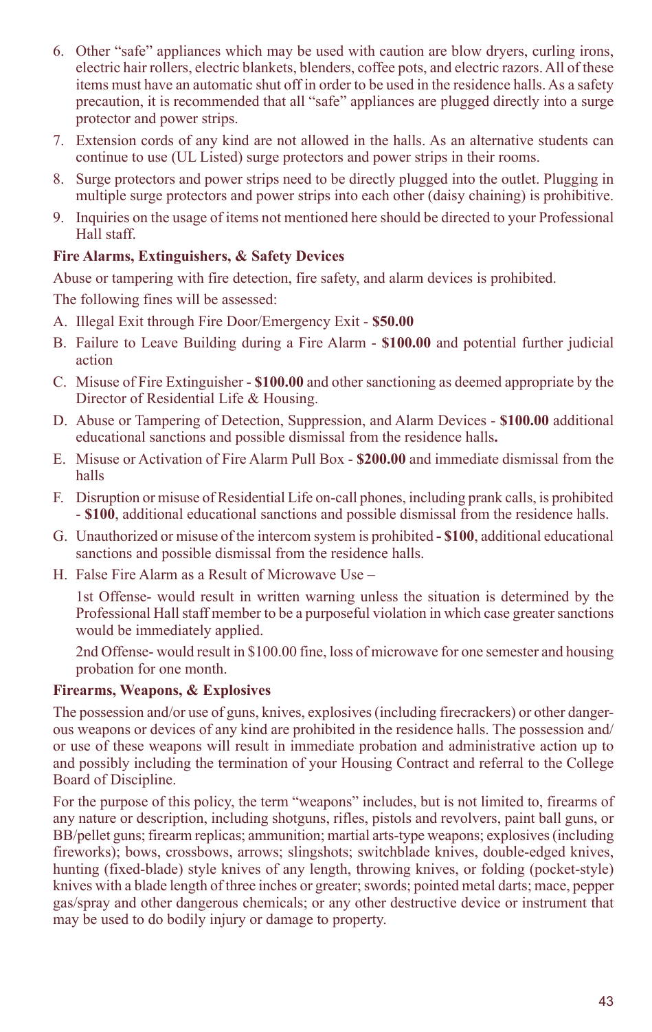6. Other "safe" appliances which may be used with caution are blow dryers, curling irons, electric hair rollers, electric blankets, blenders, coffee pots, and electric razors. All of these items must have an automatic shut off in order to be used in the residence halls. As a safety precaution, it is recommended that all "safe" appliances are plugged directly into a surge protector and power strips.
7. Extension cords of any kind are not allowed in the halls. As an alternative students can continue to use (UL Listed) surge protectors and power strips in their rooms.
8. Surge protectors and power strips need to be directly plugged into the outlet. Plugging in multiple surge protectors and power strips into each other (daisy chaining) is prohibitive.
9. Inquiries on the usage of items not mentioned here should be directed to your Professional Hall staff.

**Fire Alarms, Extinguishers, & Safety Devices**

Abuse or tampering with fire detection, fire safety, and alarm devices is prohibited.

The following fines will be assessed:

A. Illegal Exit through Fire Door/Emergency Exit - **$50.00**

B. Failure to Leave Building during a Fire Alarm - **$100.00** and potential further judicial action

C. Misuse of Fire Extinguisher - **$100.00** and other sanctioning as deemed appropriate by the Director of Residential Life & Housing.

D. Abuse or Tampering of Detection, Suppression, and Alarm Devices - **$100.00** additional educational sanctions and possible dismissal from the residence halls**.**

E. Misuse or Activation of Fire Alarm Pull Box - **$200.00** and immediate dismissal from the halls

F. Disruption or misuse of Residential Life on-call phones, including prank calls, is prohibited - **$100**, additional educational sanctions and possible dismissal from the residence halls.

G. Unauthorized or misuse of the intercom system is prohibited **- $100**, additional educational sanctions and possible dismissal from the residence halls.

H. False Fire Alarm as a Result of Microwave Use –

   1st Offense- would result in written warning unless the situation is determined by the Professional Hall staff member to be a purposeful violation in which case greater sanctions would be immediately applied.

   2nd Offense- would result in $100.00 fine, loss of microwave for one semester and housing probation for one month.

**Firearms, Weapons, & Explosives**

The possession and/or use of guns, knives, explosives (including firecrackers) or other dangerous weapons or devices of any kind are prohibited in the residence halls. The possession and/or use of these weapons will result in immediate probation and administrative action up to and possibly including the termination of your Housing Contract and referral to the College Board of Discipline.

For the purpose of this policy, the term "weapons" includes, but is not limited to, firearms of any nature or description, including shotguns, rifles, pistols and revolvers, paint ball guns, or BB/pellet guns; firearm replicas; ammunition; martial arts-type weapons; explosives (including fireworks); bows, crossbows, arrows; slingshots; switchblade knives, double-edged knives, hunting (fixed-blade) style knives of any length, throwing knives, or folding (pocket-style) knives with a blade length of three inches or greater; swords; pointed metal darts; mace, pepper gas/spray and other dangerous chemicals; or any other destructive device or instrument that may be used to do bodily injury or damage to property.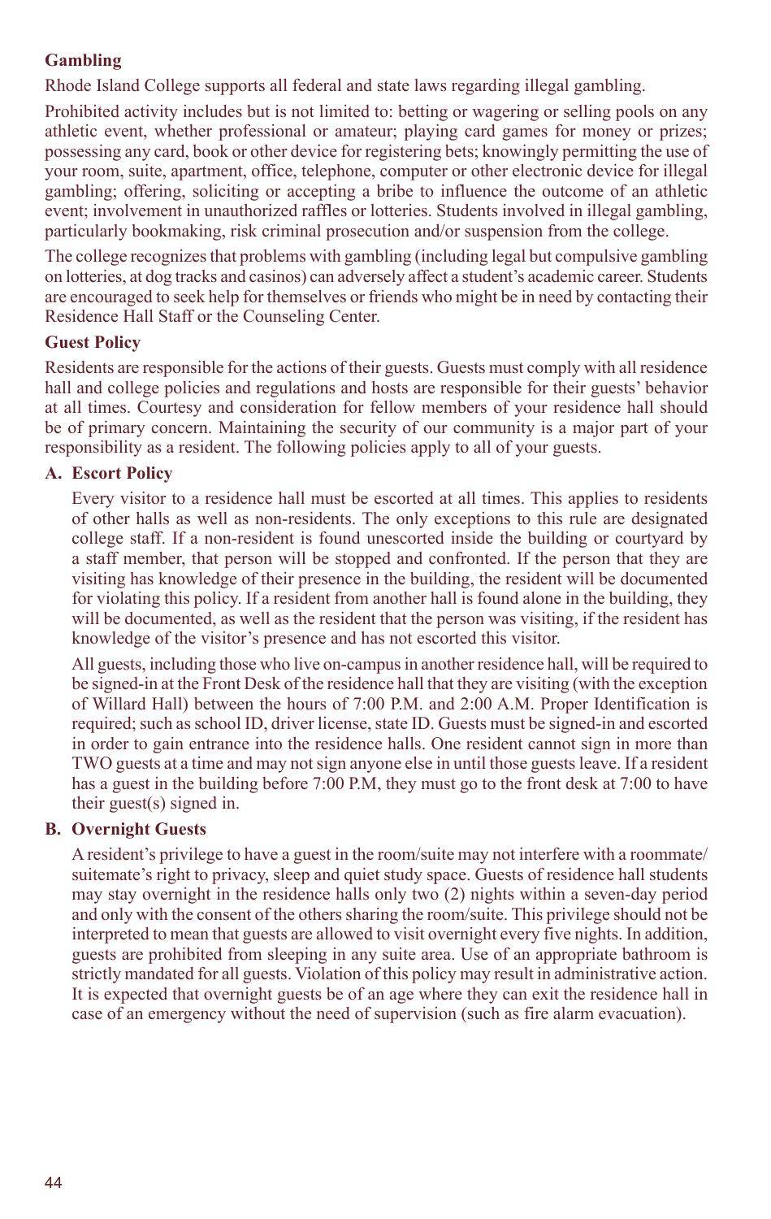## Gambling

Rhode Island College supports all federal and state laws regarding illegal gambling.

Prohibited activity includes but is not limited to: betting or wagering or selling pools on any athletic event, whether professional or amateur; playing card games for money or prizes; possessing any card, book or other device for registering bets; knowingly permitting the use of your room, suite, apartment, office, telephone, computer or other electronic device for illegal gambling; offering, soliciting or accepting a bribe to influence the outcome of an athletic event; involvement in unauthorized raffles or lotteries. Students involved in illegal gambling, particularly bookmaking, risk criminal prosecution and/or suspension from the college.

The college recognizes that problems with gambling (including legal but compulsive gambling on lotteries, at dog tracks and casinos) can adversely affect a student's academic career. Students are encouraged to seek help for themselves or friends who might be in need by contacting their Residence Hall Staff or the Counseling Center.

## Guest Policy

Residents are responsible for the actions of their guests. Guests must comply with all residence hall and college policies and regulations and hosts are responsible for their guests' behavior at all times. Courtesy and consideration for fellow members of your residence hall should be of primary concern. Maintaining the security of our community is a major part of your responsibility as a resident. The following policies apply to all of your guests.

### A. Escort Policy

Every visitor to a residence hall must be escorted at all times. This applies to residents of other halls as well as non-residents. The only exceptions to this rule are designated college staff. If a non-resident is found unescorted inside the building or courtyard by a staff member, that person will be stopped and confronted. If the person that they are visiting has knowledge of their presence in the building, the resident will be documented for violating this policy. If a resident from another hall is found alone in the building, they will be documented, as well as the resident that the person was visiting, if the resident has knowledge of the visitor's presence and has not escorted this visitor.

All guests, including those who live on-campus in another residence hall, will be required to be signed-in at the Front Desk of the residence hall that they are visiting (with the exception of Willard Hall) between the hours of 7:00 P.M. and 2:00 A.M. Proper Identification is required; such as school ID, driver license, state ID. Guests must be signed-in and escorted in order to gain entrance into the residence halls. One resident cannot sign in more than TWO guests at a time and may not sign anyone else in until those guests leave. If a resident has a guest in the building before 7:00 P.M, they must go to the front desk at 7:00 to have their guest(s) signed in.

### B. Overnight Guests

A resident's privilege to have a guest in the room/suite may not interfere with a roommate/suitemate's right to privacy, sleep and quiet study space. Guests of residence hall students may stay overnight in the residence halls only two (2) nights within a seven-day period and only with the consent of the others sharing the room/suite. This privilege should not be interpreted to mean that guests are allowed to visit overnight every five nights. In addition, guests are prohibited from sleeping in any suite area. Use of an appropriate bathroom is strictly mandated for all guests. Violation of this policy may result in administrative action. It is expected that overnight guests be of an age where they can exit the residence hall in case of an emergency without the need of supervision (such as fire alarm evacuation).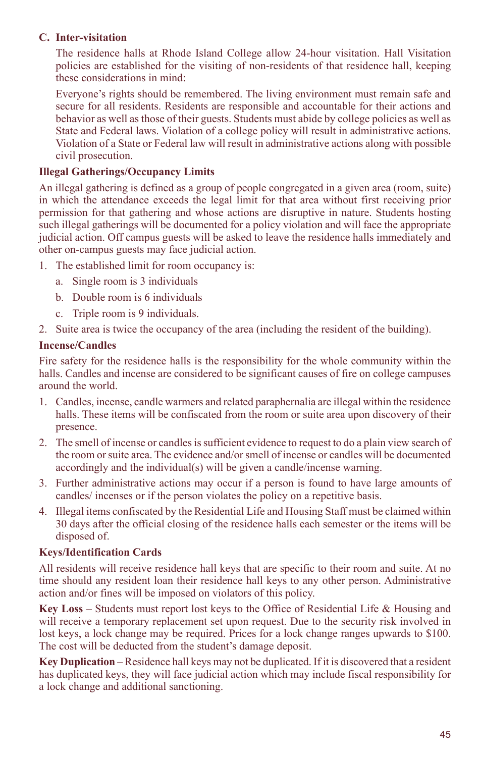### C. Inter-visitation

The residence halls at Rhode Island College allow 24-hour visitation. Hall Visitation policies are established for the visiting of non-residents of that residence hall, keeping these considerations in mind:

Everyone's rights should be remembered. The living environment must remain safe and secure for all residents. Residents are responsible and accountable for their actions and behavior as well as those of their guests. Students must abide by college policies as well as State and Federal laws. Violation of a college policy will result in administrative actions. Violation of a State or Federal law will result in administrative actions along with possible civil prosecution.

**Illegal Gatherings/Occupancy Limits**

An illegal gathering is defined as a group of people congregated in a given area (room, suite) in which the attendance exceeds the legal limit for that area without first receiving prior permission for that gathering and whose actions are disruptive in nature. Students hosting such illegal gatherings will be documented for a policy violation and will face the appropriate judicial action. Off campus guests will be asked to leave the residence halls immediately and other on-campus guests may face judicial action.

1. The established limit for room occupancy is:
   a. Single room is 3 individuals
   b. Double room is 6 individuals
   c. Triple room is 9 individuals.
2. Suite area is twice the occupancy of the area (including the resident of the building).

**Incense/Candles**

Fire safety for the residence halls is the responsibility for the whole community within the halls. Candles and incense are considered to be significant causes of fire on college campuses around the world.

1. Candles, incense, candle warmers and related paraphernalia are illegal within the residence halls. These items will be confiscated from the room or suite area upon discovery of their presence.
2. The smell of incense or candles is sufficient evidence to request to do a plain view search of the room or suite area. The evidence and/or smell of incense or candles will be documented accordingly and the individual(s) will be given a candle/incense warning.
3. Further administrative actions may occur if a person is found to have large amounts of candles/ incenses or if the person violates the policy on a repetitive basis.
4. Illegal items confiscated by the Residential Life and Housing Staff must be claimed within 30 days after the official closing of the residence halls each semester or the items will be disposed of.

**Keys/Identification Cards**

All residents will receive residence hall keys that are specific to their room and suite. At no time should any resident loan their residence hall keys to any other person. Administrative action and/or fines will be imposed on violators of this policy.

**Key Loss** – Students must report lost keys to the Office of Residential Life & Housing and will receive a temporary replacement set upon request. Due to the security risk involved in lost keys, a lock change may be required. Prices for a lock change ranges upwards to $100. The cost will be deducted from the student's damage deposit.

**Key Duplication** – Residence hall keys may not be duplicated. If it is discovered that a resident has duplicated keys, they will face judicial action which may include fiscal responsibility for a lock change and additional sanctioning.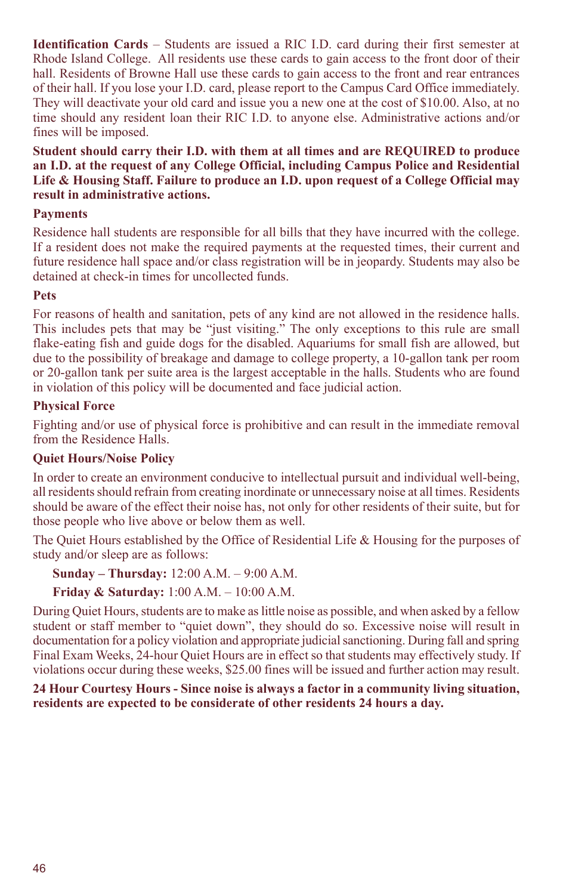**Identification Cards** – Students are issued a RIC I.D. card during their first semester at Rhode Island College. All residents use these cards to gain access to the front door of their hall. Residents of Browne Hall use these cards to gain access to the front and rear entrances of their hall. If you lose your I.D. card, please report to the Campus Card Office immediately. They will deactivate your old card and issue you a new one at the cost of $10.00. Also, at no time should any resident loan their RIC I.D. to anyone else. Administrative actions and/or fines will be imposed.

**Student should carry their I.D. with them at all times and are REQUIRED to produce an I.D. at the request of any College Official, including Campus Police and Residential Life & Housing Staff. Failure to produce an I.D. upon request of a College Official may result in administrative actions.**

### Payments

Residence hall students are responsible for all bills that they have incurred with the college. If a resident does not make the required payments at the requested times, their current and future residence hall space and/or class registration will be in jeopardy. Students may also be detained at check-in times for uncollected funds.

### Pets

For reasons of health and sanitation, pets of any kind are not allowed in the residence halls. This includes pets that may be "just visiting." The only exceptions to this rule are small flake-eating fish and guide dogs for the disabled. Aquariums for small fish are allowed, but due to the possibility of breakage and damage to college property, a 10-gallon tank per room or 20-gallon tank per suite area is the largest acceptable in the halls. Students who are found in violation of this policy will be documented and face judicial action.

### Physical Force

Fighting and/or use of physical force is prohibitive and can result in the immediate removal from the Residence Halls.

### Quiet Hours/Noise Policy

In order to create an environment conducive to intellectual pursuit and individual well-being, all residents should refrain from creating inordinate or unnecessary noise at all times. Residents should be aware of the effect their noise has, not only for other residents of their suite, but for those people who live above or below them as well.

The Quiet Hours established by the Office of Residential Life & Housing for the purposes of study and/or sleep are as follows:

**Sunday – Thursday:** 12:00 A.M. – 9:00 A.M.

**Friday & Saturday:** 1:00 A.M. – 10:00 A.M.

During Quiet Hours, students are to make as little noise as possible, and when asked by a fellow student or staff member to "quiet down", they should do so. Excessive noise will result in documentation for a policy violation and appropriate judicial sanctioning. During fall and spring Final Exam Weeks, 24-hour Quiet Hours are in effect so that students may effectively study. If violations occur during these weeks, $25.00 fines will be issued and further action may result.

**24 Hour Courtesy Hours - Since noise is always a factor in a community living situation, residents are expected to be considerate of other residents 24 hours a day.**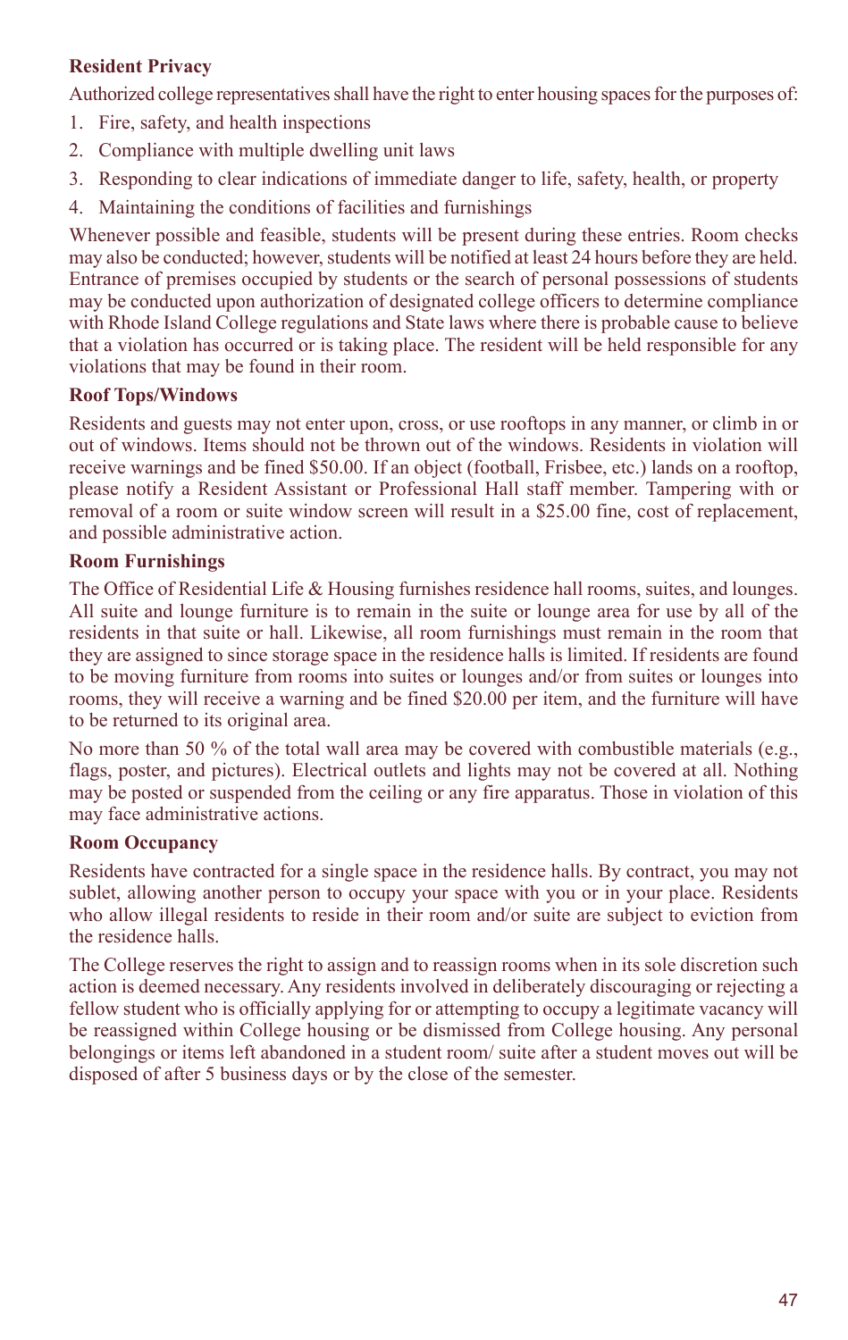**Resident Privacy**

Authorized college representatives shall have the right to enter housing spaces for the purposes of:

1. Fire, safety, and health inspections
2. Compliance with multiple dwelling unit laws
3. Responding to clear indications of immediate danger to life, safety, health, or property
4. Maintaining the conditions of facilities and furnishings

Whenever possible and feasible, students will be present during these entries. Room checks may also be conducted; however, students will be notified at least 24 hours before they are held. Entrance of premises occupied by students or the search of personal possessions of students may be conducted upon authorization of designated college officers to determine compliance with Rhode Island College regulations and State laws where there is probable cause to believe that a violation has occurred or is taking place. The resident will be held responsible for any violations that may be found in their room.

**Roof Tops/Windows**

Residents and guests may not enter upon, cross, or use rooftops in any manner, or climb in or out of windows. Items should not be thrown out of the windows. Residents in violation will receive warnings and be fined $50.00. If an object (football, Frisbee, etc.) lands on a rooftop, please notify a Resident Assistant or Professional Hall staff member. Tampering with or removal of a room or suite window screen will result in a $25.00 fine, cost of replacement, and possible administrative action.

**Room Furnishings**

The Office of Residential Life & Housing furnishes residence hall rooms, suites, and lounges. All suite and lounge furniture is to remain in the suite or lounge area for use by all of the residents in that suite or hall. Likewise, all room furnishings must remain in the room that they are assigned to since storage space in the residence halls is limited. If residents are found to be moving furniture from rooms into suites or lounges and/or from suites or lounges into rooms, they will receive a warning and be fined $20.00 per item, and the furniture will have to be returned to its original area.

No more than 50 % of the total wall area may be covered with combustible materials (e.g., flags, poster, and pictures). Electrical outlets and lights may not be covered at all. Nothing may be posted or suspended from the ceiling or any fire apparatus. Those in violation of this may face administrative actions.

**Room Occupancy**

Residents have contracted for a single space in the residence halls. By contract, you may not sublet, allowing another person to occupy your space with you or in your place. Residents who allow illegal residents to reside in their room and/or suite are subject to eviction from the residence halls.

The College reserves the right to assign and to reassign rooms when in its sole discretion such action is deemed necessary. Any residents involved in deliberately discouraging or rejecting a fellow student who is officially applying for or attempting to occupy a legitimate vacancy will be reassigned within College housing or be dismissed from College housing. Any personal belongings or items left abandoned in a student room/ suite after a student moves out will be disposed of after 5 business days or by the close of the semester.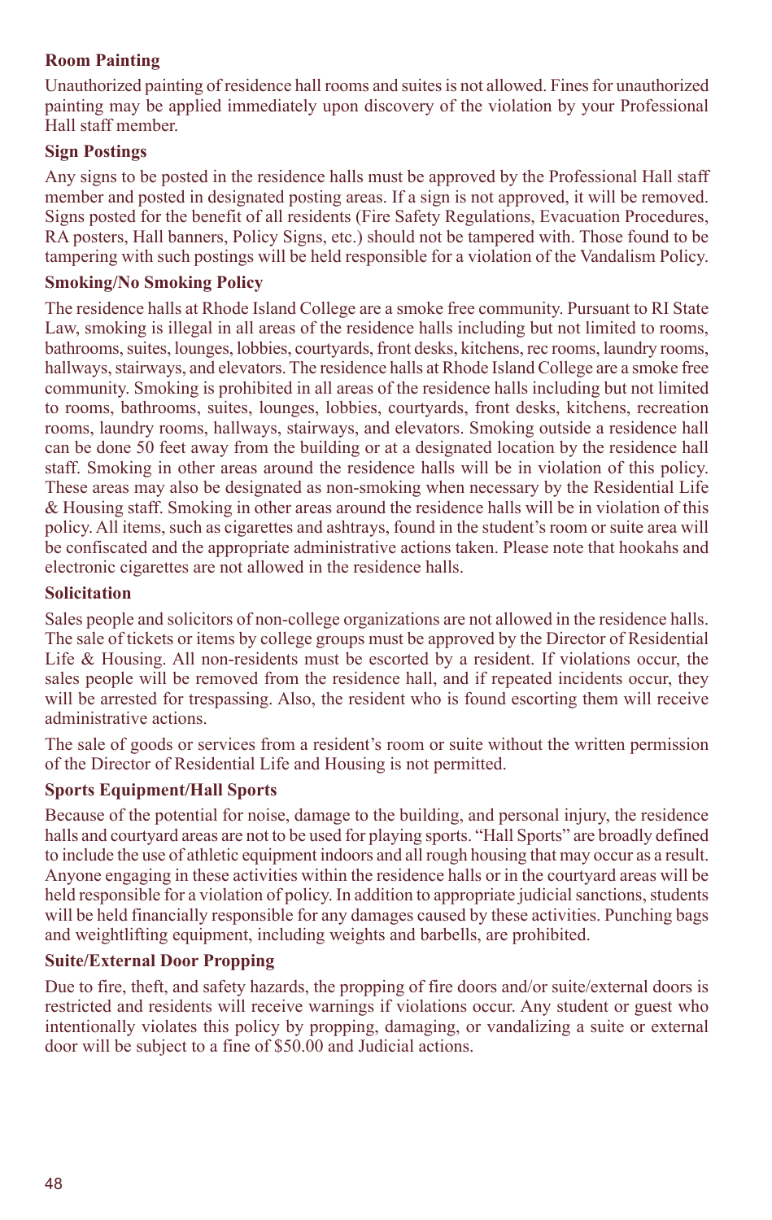**Room Painting**

Unauthorized painting of residence hall rooms and suites is not allowed. Fines for unauthorized painting may be applied immediately upon discovery of the violation by your Professional Hall staff member.

**Sign Postings**

Any signs to be posted in the residence halls must be approved by the Professional Hall staff member and posted in designated posting areas. If a sign is not approved, it will be removed. Signs posted for the benefit of all residents (Fire Safety Regulations, Evacuation Procedures, RA posters, Hall banners, Policy Signs, etc.) should not be tampered with. Those found to be tampering with such postings will be held responsible for a violation of the Vandalism Policy.

**Smoking/No Smoking Policy**

The residence halls at Rhode Island College are a smoke free community. Pursuant to RI State Law, smoking is illegal in all areas of the residence halls including but not limited to rooms, bathrooms, suites, lounges, lobbies, courtyards, front desks, kitchens, rec rooms, laundry rooms, hallways, stairways, and elevators. The residence halls at Rhode Island College are a smoke free community. Smoking is prohibited in all areas of the residence halls including but not limited to rooms, bathrooms, suites, lounges, lobbies, courtyards, front desks, kitchens, recreation rooms, laundry rooms, hallways, stairways, and elevators. Smoking outside a residence hall can be done 50 feet away from the building or at a designated location by the residence hall staff. Smoking in other areas around the residence halls will be in violation of this policy. These areas may also be designated as non-smoking when necessary by the Residential Life & Housing staff. Smoking in other areas around the residence halls will be in violation of this policy. All items, such as cigarettes and ashtrays, found in the student's room or suite area will be confiscated and the appropriate administrative actions taken. Please note that hookahs and electronic cigarettes are not allowed in the residence halls.

**Solicitation**

Sales people and solicitors of non-college organizations are not allowed in the residence halls. The sale of tickets or items by college groups must be approved by the Director of Residential Life & Housing. All non-residents must be escorted by a resident. If violations occur, the sales people will be removed from the residence hall, and if repeated incidents occur, they will be arrested for trespassing. Also, the resident who is found escorting them will receive administrative actions.

The sale of goods or services from a resident's room or suite without the written permission of the Director of Residential Life and Housing is not permitted.

**Sports Equipment/Hall Sports**

Because of the potential for noise, damage to the building, and personal injury, the residence halls and courtyard areas are not to be used for playing sports. "Hall Sports" are broadly defined to include the use of athletic equipment indoors and all rough housing that may occur as a result. Anyone engaging in these activities within the residence halls or in the courtyard areas will be held responsible for a violation of policy. In addition to appropriate judicial sanctions, students will be held financially responsible for any damages caused by these activities. Punching bags and weightlifting equipment, including weights and barbells, are prohibited.

**Suite/External Door Propping**

Due to fire, theft, and safety hazards, the propping of fire doors and/or suite/external doors is restricted and residents will receive warnings if violations occur. Any student or guest who intentionally violates this policy by propping, damaging, or vandalizing a suite or external door will be subject to a fine of $50.00 and Judicial actions.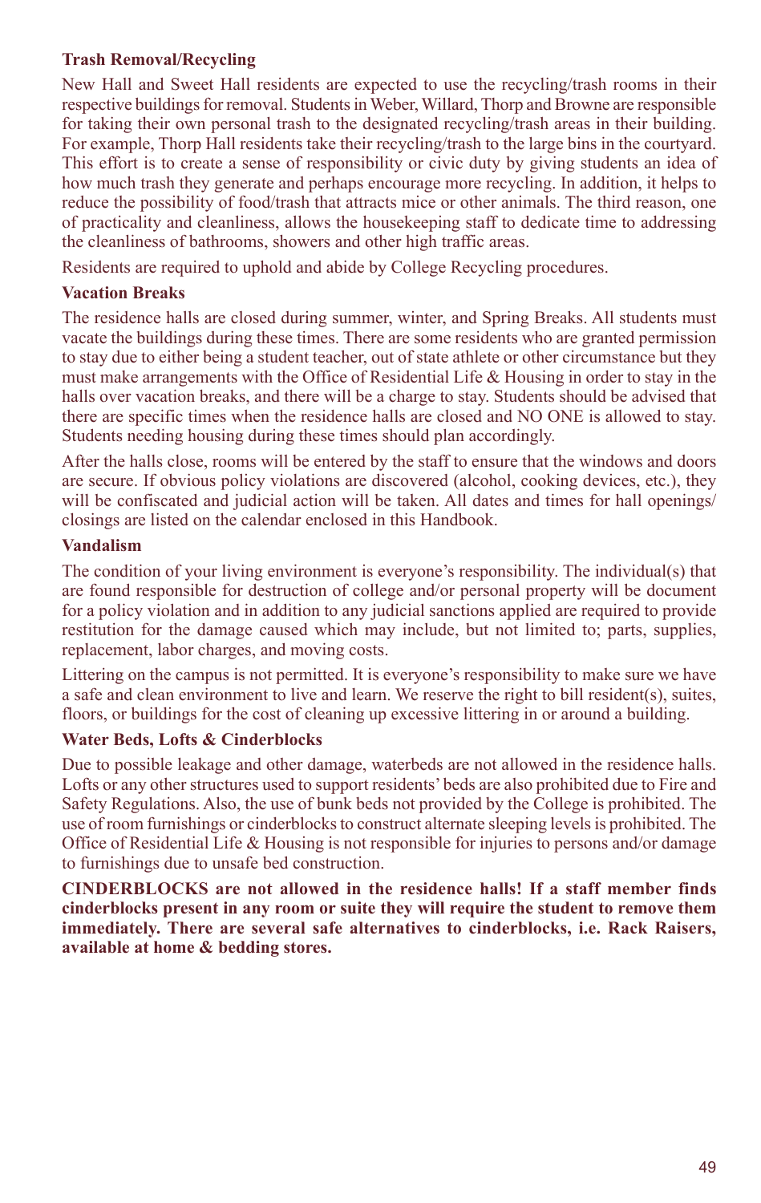**Trash Removal/Recycling**

New Hall and Sweet Hall residents are expected to use the recycling/trash rooms in their respective buildings for removal. Students in Weber, Willard, Thorp and Browne are responsible for taking their own personal trash to the designated recycling/trash areas in their building. For example, Thorp Hall residents take their recycling/trash to the large bins in the courtyard. This effort is to create a sense of responsibility or civic duty by giving students an idea of how much trash they generate and perhaps encourage more recycling. In addition, it helps to reduce the possibility of food/trash that attracts mice or other animals. The third reason, one of practicality and cleanliness, allows the housekeeping staff to dedicate time to addressing the cleanliness of bathrooms, showers and other high traffic areas.

Residents are required to uphold and abide by College Recycling procedures.

**Vacation Breaks**

The residence halls are closed during summer, winter, and Spring Breaks. All students must vacate the buildings during these times. There are some residents who are granted permission to stay due to either being a student teacher, out of state athlete or other circumstance but they must make arrangements with the Office of Residential Life & Housing in order to stay in the halls over vacation breaks, and there will be a charge to stay. Students should be advised that there are specific times when the residence halls are closed and NO ONE is allowed to stay. Students needing housing during these times should plan accordingly.

After the halls close, rooms will be entered by the staff to ensure that the windows and doors are secure. If obvious policy violations are discovered (alcohol, cooking devices, etc.), they will be confiscated and judicial action will be taken. All dates and times for hall openings/closings are listed on the calendar enclosed in this Handbook.

**Vandalism**

The condition of your living environment is everyone's responsibility. The individual(s) that are found responsible for destruction of college and/or personal property will be document for a policy violation and in addition to any judicial sanctions applied are required to provide restitution for the damage caused which may include, but not limited to; parts, supplies, replacement, labor charges, and moving costs.

Littering on the campus is not permitted. It is everyone's responsibility to make sure we have a safe and clean environment to live and learn. We reserve the right to bill resident(s), suites, floors, or buildings for the cost of cleaning up excessive littering in or around a building.

**Water Beds, Lofts & Cinderblocks**

Due to possible leakage and other damage, waterbeds are not allowed in the residence halls. Lofts or any other structures used to support residents' beds are also prohibited due to Fire and Safety Regulations. Also, the use of bunk beds not provided by the College is prohibited. The use of room furnishings or cinderblocks to construct alternate sleeping levels is prohibited. The Office of Residential Life & Housing is not responsible for injuries to persons and/or damage to furnishings due to unsafe bed construction.

**CINDERBLOCKS are not allowed in the residence halls! If a staff member finds cinderblocks present in any room or suite they will require the student to remove them immediately. There are several safe alternatives to cinderblocks, i.e. Rack Raisers, available at home & bedding stores.**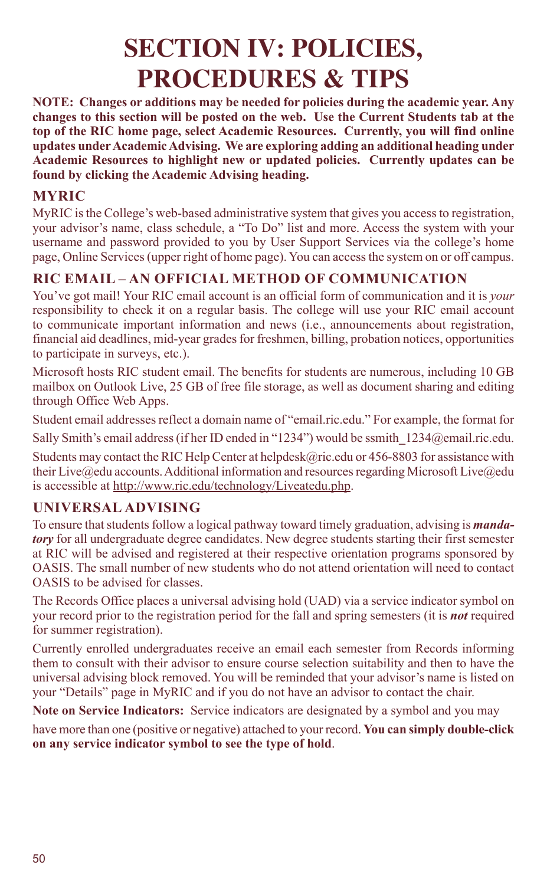# SECTION IV: POLICIES, PROCEDURES & TIPS

**NOTE: Changes or additions may be needed for policies during the academic year. Any changes to this section will be posted on the web. Use the Current Students tab at the top of the RIC home page, select Academic Resources. Currently, you will find online updates under Academic Advising. We are exploring adding an additional heading under Academic Resources to highlight new or updated policies. Currently updates can be found by clicking the Academic Advising heading.**

## MYRIC

MyRIC is the College's web-based administrative system that gives you access to registration, your advisor's name, class schedule, a "To Do" list and more. Access the system with your username and password provided to you by User Support Services via the college's home page, Online Services (upper right of home page). You can access the system on or off campus.

## RIC EMAIL – AN OFFICIAL METHOD OF COMMUNICATION

You've got mail! Your RIC email account is an official form of communication and it is *your* responsibility to check it on a regular basis. The college will use your RIC email account to communicate important information and news (i.e., announcements about registration, financial aid deadlines, mid-year grades for freshmen, billing, probation notices, opportunities to participate in surveys, etc.).

Microsoft hosts RIC student email. The benefits for students are numerous, including 10 GB mailbox on Outlook Live, 25 GB of free file storage, as well as document sharing and editing through Office Web Apps.

Student email addresses reflect a domain name of "email.ric.edu." For example, the format for Sally Smith's email address (if her ID ended in "1234") would be ssmith_1234@email.ric.edu.

Students may contact the RIC Help Center at helpdesk@ric.edu or 456-8803 for assistance with their Live@edu accounts. Additional information and resources regarding Microsoft Live@edu is accessible at http://www.ric.edu/technology/Liveatedu.php.

## UNIVERSAL ADVISING

To ensure that students follow a logical pathway toward timely graduation, advising is ***mandatory*** for all undergraduate degree candidates. New degree students starting their first semester at RIC will be advised and registered at their respective orientation programs sponsored by OASIS. The small number of new students who do not attend orientation will need to contact OASIS to be advised for classes.

The Records Office places a universal advising hold (UAD) via a service indicator symbol on your record prior to the registration period for the fall and spring semesters (it is ***not*** required for summer registration).

Currently enrolled undergraduates receive an email each semester from Records informing them to consult with their advisor to ensure course selection suitability and then to have the universal advising block removed. You will be reminded that your advisor's name is listed on your "Details" page in MyRIC and if you do not have an advisor to contact the chair.

**Note on Service Indicators:** Service indicators are designated by a symbol and you may have more than one (positive or negative) attached to your record. **You can simply double-click on any service indicator symbol to see the type of hold**.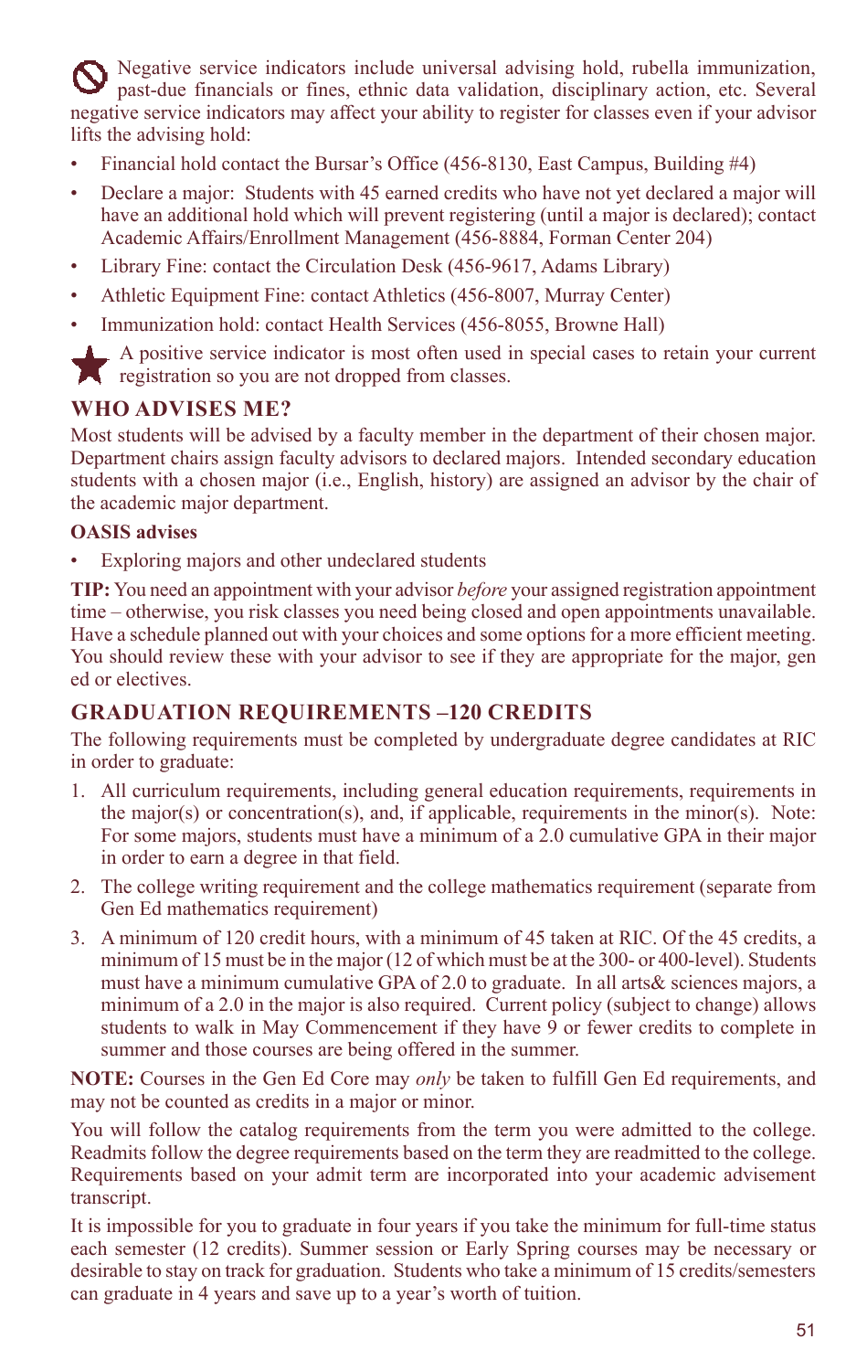Negative service indicators include universal advising hold, rubella immunization, past-due financials or fines, ethnic data validation, disciplinary action, etc. Several negative service indicators may affect your ability to register for classes even if your advisor lifts the advising hold:

- Financial hold contact the Bursar's Office (456-8130, East Campus, Building #4)
- Declare a major: Students with 45 earned credits who have not yet declared a major will have an additional hold which will prevent registering (until a major is declared); contact Academic Affairs/Enrollment Management (456-8884, Forman Center 204)
- Library Fine: contact the Circulation Desk (456-9617, Adams Library)
- Athletic Equipment Fine: contact Athletics (456-8007, Murray Center)
- Immunization hold: contact Health Services (456-8055, Browne Hall)

A positive service indicator is most often used in special cases to retain your current registration so you are not dropped from classes.

## WHO ADVISES ME?

Most students will be advised by a faculty member in the department of their chosen major. Department chairs assign faculty advisors to declared majors. Intended secondary education students with a chosen major (i.e., English, history) are assigned an advisor by the chair of the academic major department.

**OASIS advises**

- Exploring majors and other undeclared students

**TIP:** You need an appointment with your advisor *before* your assigned registration appointment time – otherwise, you risk classes you need being closed and open appointments unavailable. Have a schedule planned out with your choices and some options for a more efficient meeting. You should review these with your advisor to see if they are appropriate for the major, gen ed or electives.

## GRADUATION REQUIREMENTS –120 CREDITS

The following requirements must be completed by undergraduate degree candidates at RIC in order to graduate:

1. All curriculum requirements, including general education requirements, requirements in the major(s) or concentration(s), and, if applicable, requirements in the minor(s). Note: For some majors, students must have a minimum of a 2.0 cumulative GPA in their major in order to earn a degree in that field.
2. The college writing requirement and the college mathematics requirement (separate from Gen Ed mathematics requirement)
3. A minimum of 120 credit hours, with a minimum of 45 taken at RIC. Of the 45 credits, a minimum of 15 must be in the major (12 of which must be at the 300- or 400-level). Students must have a minimum cumulative GPA of 2.0 to graduate. In all arts& sciences majors, a minimum of a 2.0 in the major is also required. Current policy (subject to change) allows students to walk in May Commencement if they have 9 or fewer credits to complete in summer and those courses are being offered in the summer.

**NOTE:** Courses in the Gen Ed Core may *only* be taken to fulfill Gen Ed requirements, and may not be counted as credits in a major or minor.

You will follow the catalog requirements from the term you were admitted to the college. Readmits follow the degree requirements based on the term they are readmitted to the college. Requirements based on your admit term are incorporated into your academic advisement transcript.

It is impossible for you to graduate in four years if you take the minimum for full-time status each semester (12 credits). Summer session or Early Spring courses may be necessary or desirable to stay on track for graduation. Students who take a minimum of 15 credits/semesters can graduate in 4 years and save up to a year's worth of tuition.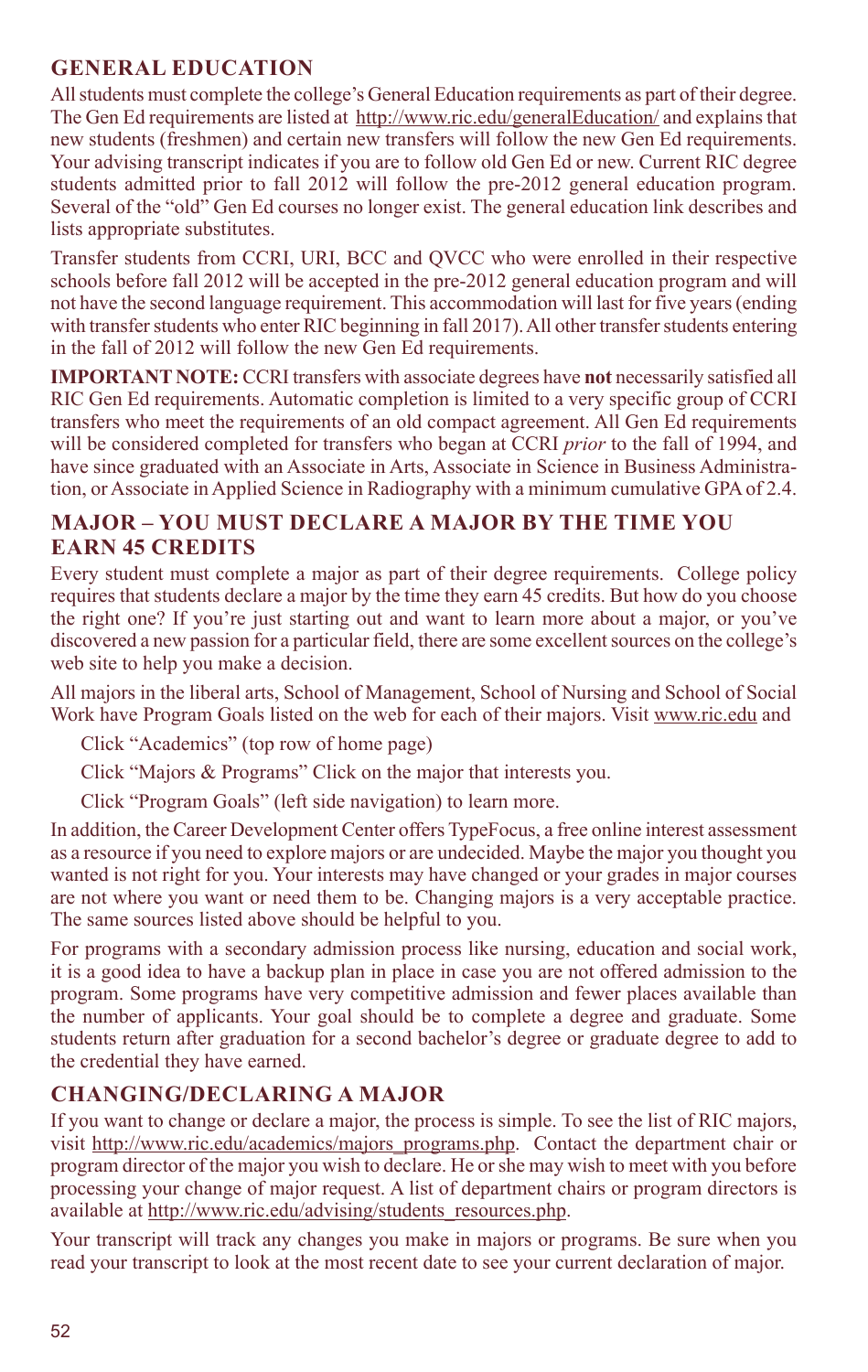## GENERAL EDUCATION

All students must complete the college's General Education requirements as part of their degree. The Gen Ed requirements are listed at http://www.ric.edu/generalEducation/ and explains that new students (freshmen) and certain new transfers will follow the new Gen Ed requirements. Your advising transcript indicates if you are to follow old Gen Ed or new. Current RIC degree students admitted prior to fall 2012 will follow the pre-2012 general education program. Several of the "old" Gen Ed courses no longer exist. The general education link describes and lists appropriate substitutes.

Transfer students from CCRI, URI, BCC and QVCC who were enrolled in their respective schools before fall 2012 will be accepted in the pre-2012 general education program and will not have the second language requirement. This accommodation will last for five years (ending with transfer students who enter RIC beginning in fall 2017). All other transfer students entering in the fall of 2012 will follow the new Gen Ed requirements.

**IMPORTANT NOTE:** CCRI transfers with associate degrees have **not** necessarily satisfied all RIC Gen Ed requirements. Automatic completion is limited to a very specific group of CCRI transfers who meet the requirements of an old compact agreement. All Gen Ed requirements will be considered completed for transfers who began at CCRI *prior* to the fall of 1994, and have since graduated with an Associate in Arts, Associate in Science in Business Administration, or Associate in Applied Science in Radiography with a minimum cumulative GPA of 2.4.

## MAJOR – YOU MUST DECLARE A MAJOR BY THE TIME YOU EARN 45 CREDITS

Every student must complete a major as part of their degree requirements. College policy requires that students declare a major by the time they earn 45 credits. But how do you choose the right one? If you're just starting out and want to learn more about a major, or you've discovered a new passion for a particular field, there are some excellent sources on the college's web site to help you make a decision.

All majors in the liberal arts, School of Management, School of Nursing and School of Social Work have Program Goals listed on the web for each of their majors. Visit www.ric.edu and

Click "Academics" (top row of home page)

Click "Majors & Programs" Click on the major that interests you.

Click "Program Goals" (left side navigation) to learn more.

In addition, the Career Development Center offers TypeFocus, a free online interest assessment as a resource if you need to explore majors or are undecided. Maybe the major you thought you wanted is not right for you. Your interests may have changed or your grades in major courses are not where you want or need them to be. Changing majors is a very acceptable practice. The same sources listed above should be helpful to you.

For programs with a secondary admission process like nursing, education and social work, it is a good idea to have a backup plan in place in case you are not offered admission to the program. Some programs have very competitive admission and fewer places available than the number of applicants. Your goal should be to complete a degree and graduate. Some students return after graduation for a second bachelor's degree or graduate degree to add to the credential they have earned.

## CHANGING/DECLARING A MAJOR

If you want to change or declare a major, the process is simple. To see the list of RIC majors, visit http://www.ric.edu/academics/majors_programs.php. Contact the department chair or program director of the major you wish to declare. He or she may wish to meet with you before processing your change of major request. A list of department chairs or program directors is available at http://www.ric.edu/advising/students_resources.php.

Your transcript will track any changes you make in majors or programs. Be sure when you read your transcript to look at the most recent date to see your current declaration of major.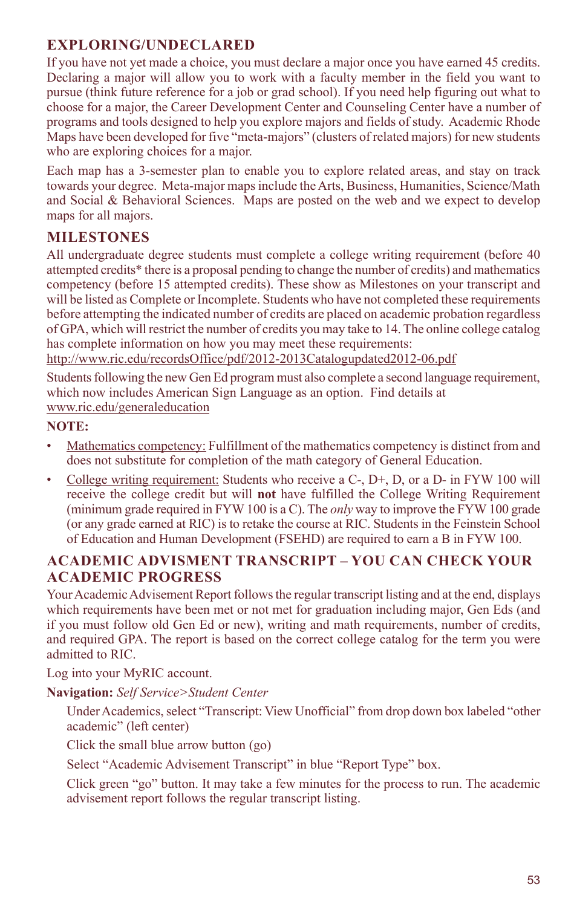## EXPLORING/UNDECLARED

If you have not yet made a choice, you must declare a major once you have earned 45 credits. Declaring a major will allow you to work with a faculty member in the field you want to pursue (think future reference for a job or grad school). If you need help figuring out what to choose for a major, the Career Development Center and Counseling Center have a number of programs and tools designed to help you explore majors and fields of study. Academic Rhode Maps have been developed for five "meta-majors" (clusters of related majors) for new students who are exploring choices for a major.

Each map has a 3-semester plan to enable you to explore related areas, and stay on track towards your degree. Meta-major maps include the Arts, Business, Humanities, Science/Math and Social & Behavioral Sciences. Maps are posted on the web and we expect to develop maps for all majors.

## MILESTONES

All undergraduate degree students must complete a college writing requirement (before 40 attempted credits* there is a proposal pending to change the number of credits) and mathematics competency (before 15 attempted credits). These show as Milestones on your transcript and will be listed as Complete or Incomplete. Students who have not completed these requirements before attempting the indicated number of credits are placed on academic probation regardless of GPA, which will restrict the number of credits you may take to 14. The online college catalog has complete information on how you may meet these requirements:
http://www.ric.edu/recordsOffice/pdf/2012-2013Catalogupdated2012-06.pdf

Students following the new Gen Ed program must also complete a second language requirement, which now includes American Sign Language as an option. Find details at www.ric.edu/generaleducation

**NOTE:**

- Mathematics competency: Fulfillment of the mathematics competency is distinct from and does not substitute for completion of the math category of General Education.
- College writing requirement: Students who receive a C-, D+, D, or a D- in FYW 100 will receive the college credit but will **not** have fulfilled the College Writing Requirement (minimum grade required in FYW 100 is a C). The *only* way to improve the FYW 100 grade (or any grade earned at RIC) is to retake the course at RIC. Students in the Feinstein School of Education and Human Development (FSEHD) are required to earn a B in FYW 100.

## ACADEMIC ADVISMENT TRANSCRIPT – YOU CAN CHECK YOUR ACADEMIC PROGRESS

Your Academic Advisement Report follows the regular transcript listing and at the end, displays which requirements have been met or not met for graduation including major, Gen Eds (and if you must follow old Gen Ed or new), writing and math requirements, number of credits, and required GPA. The report is based on the correct college catalog for the term you were admitted to RIC.

Log into your MyRIC account.

**Navigation:** *Self Service>Student Center*

Under Academics, select "Transcript: View Unofficial" from drop down box labeled "other academic" (left center)

Click the small blue arrow button (go)

Select "Academic Advisement Transcript" in blue "Report Type" box.

Click green "go" button. It may take a few minutes for the process to run. The academic advisement report follows the regular transcript listing.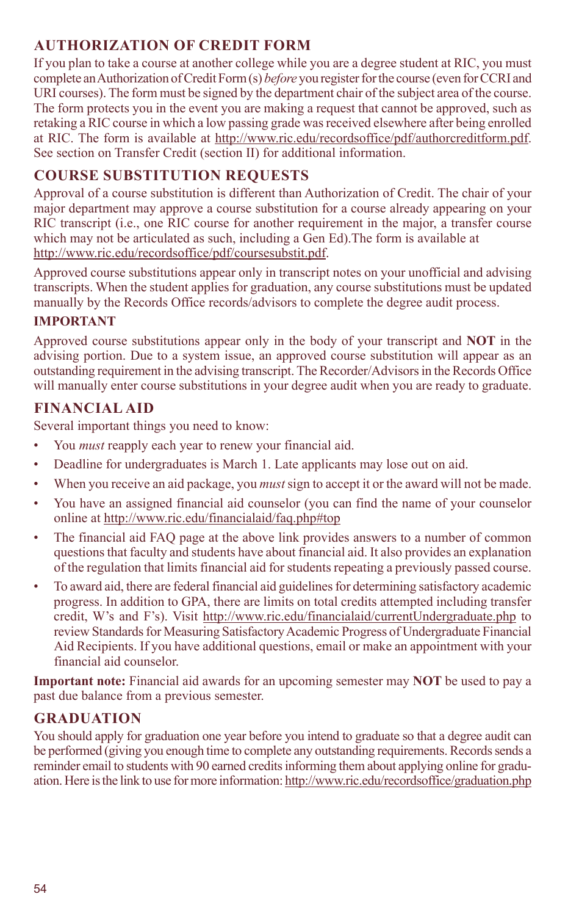## AUTHORIZATION OF CREDIT FORM

If you plan to take a course at another college while you are a degree student at RIC, you must complete an Authorization of Credit Form (s) *before* you register for the course (even for CCRI and URI courses). The form must be signed by the department chair of the subject area of the course. The form protects you in the event you are making a request that cannot be approved, such as retaking a RIC course in which a low passing grade was received elsewhere after being enrolled at RIC. The form is available at http://www.ric.edu/recordsoffice/pdf/authorcreditform.pdf. See section on Transfer Credit (section II) for additional information.

## COURSE SUBSTITUTION REQUESTS

Approval of a course substitution is different than Authorization of Credit. The chair of your major department may approve a course substitution for a course already appearing on your RIC transcript (i.e., one RIC course for another requirement in the major, a transfer course which may not be articulated as such, including a Gen Ed).The form is available at http://www.ric.edu/recordsoffice/pdf/coursesubstit.pdf.

Approved course substitutions appear only in transcript notes on your unofficial and advising transcripts. When the student applies for graduation, any course substitutions must be updated manually by the Records Office records/advisors to complete the degree audit process.

### IMPORTANT

Approved course substitutions appear only in the body of your transcript and **NOT** in the advising portion. Due to a system issue, an approved course substitution will appear as an outstanding requirement in the advising transcript. The Recorder/Advisors in the Records Office will manually enter course substitutions in your degree audit when you are ready to graduate.

## FINANCIAL AID

Several important things you need to know:

- You *must* reapply each year to renew your financial aid.
- Deadline for undergraduates is March 1. Late applicants may lose out on aid.
- When you receive an aid package, you *must* sign to accept it or the award will not be made.
- You have an assigned financial aid counselor (you can find the name of your counselor online at http://www.ric.edu/financialaid/faq.php#top
- The financial aid FAQ page at the above link provides answers to a number of common questions that faculty and students have about financial aid. It also provides an explanation of the regulation that limits financial aid for students repeating a previously passed course.
- To award aid, there are federal financial aid guidelines for determining satisfactory academic progress. In addition to GPA, there are limits on total credits attempted including transfer credit, W's and F's). Visit http://www.ric.edu/financialaid/currentUndergraduate.php to review Standards for Measuring Satisfactory Academic Progress of Undergraduate Financial Aid Recipients. If you have additional questions, email or make an appointment with your financial aid counselor.

**Important note:** Financial aid awards for an upcoming semester may **NOT** be used to pay a past due balance from a previous semester.

## GRADUATION

You should apply for graduation one year before you intend to graduate so that a degree audit can be performed (giving you enough time to complete any outstanding requirements. Records sends a reminder email to students with 90 earned credits informing them about applying online for graduation. Here is the link to use for more information: http://www.ric.edu/recordsoffice/graduation.php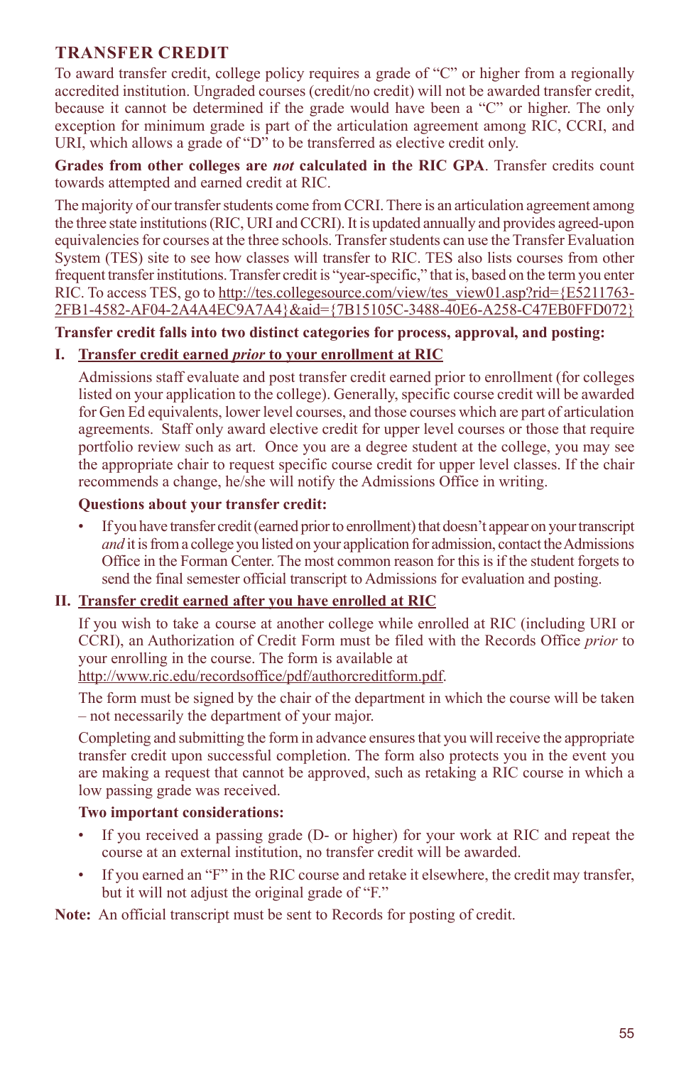## TRANSFER CREDIT

To award transfer credit, college policy requires a grade of "C" or higher from a regionally accredited institution. Ungraded courses (credit/no credit) will not be awarded transfer credit, because it cannot be determined if the grade would have been a "C" or higher. The only exception for minimum grade is part of the articulation agreement among RIC, CCRI, and URI, which allows a grade of "D" to be transferred as elective credit only.

**Grades from other colleges are *not* calculated in the RIC GPA**. Transfer credits count towards attempted and earned credit at RIC.

The majority of our transfer students come from CCRI. There is an articulation agreement among the three state institutions (RIC, URI and CCRI). It is updated annually and provides agreed-upon equivalencies for courses at the three schools. Transfer students can use the Transfer Evaluation System (TES) site to see how classes will transfer to RIC. TES also lists courses from other frequent transfer institutions. Transfer credit is "year-specific," that is, based on the term you enter RIC. To access TES, go to http://tes.collegesource.com/view/tes_view01.asp?rid={E5211763-2FB1-4582-AF04-2A4A4EC9A7A4}&aid={7B15105C-3488-40E6-A258-C47EB0FFD072}

**Transfer credit falls into two distinct categories for process, approval, and posting:**

**I. Transfer credit earned *prior* to your enrollment at RIC**

Admissions staff evaluate and post transfer credit earned prior to enrollment (for colleges listed on your application to the college). Generally, specific course credit will be awarded for Gen Ed equivalents, lower level courses, and those courses which are part of articulation agreements. Staff only award elective credit for upper level courses or those that require portfolio review such as art. Once you are a degree student at the college, you may see the appropriate chair to request specific course credit for upper level classes. If the chair recommends a change, he/she will notify the Admissions Office in writing.

**Questions about your transfer credit:**

- If you have transfer credit (earned prior to enrollment) that doesn't appear on your transcript *and* it is from a college you listed on your application for admission, contact the Admissions Office in the Forman Center. The most common reason for this is if the student forgets to send the final semester official transcript to Admissions for evaluation and posting.

**II. Transfer credit earned after you have enrolled at RIC**

If you wish to take a course at another college while enrolled at RIC (including URI or CCRI), an Authorization of Credit Form must be filed with the Records Office *prior* to your enrolling in the course. The form is available at http://www.ric.edu/recordsoffice/pdf/authorcreditform.pdf.

The form must be signed by the chair of the department in which the course will be taken – not necessarily the department of your major.

Completing and submitting the form in advance ensures that you will receive the appropriate transfer credit upon successful completion. The form also protects you in the event you are making a request that cannot be approved, such as retaking a RIC course in which a low passing grade was received.

**Two important considerations:**

- If you received a passing grade (D- or higher) for your work at RIC and repeat the course at an external institution, no transfer credit will be awarded.
- If you earned an "F" in the RIC course and retake it elsewhere, the credit may transfer, but it will not adjust the original grade of "F."

**Note:** An official transcript must be sent to Records for posting of credit.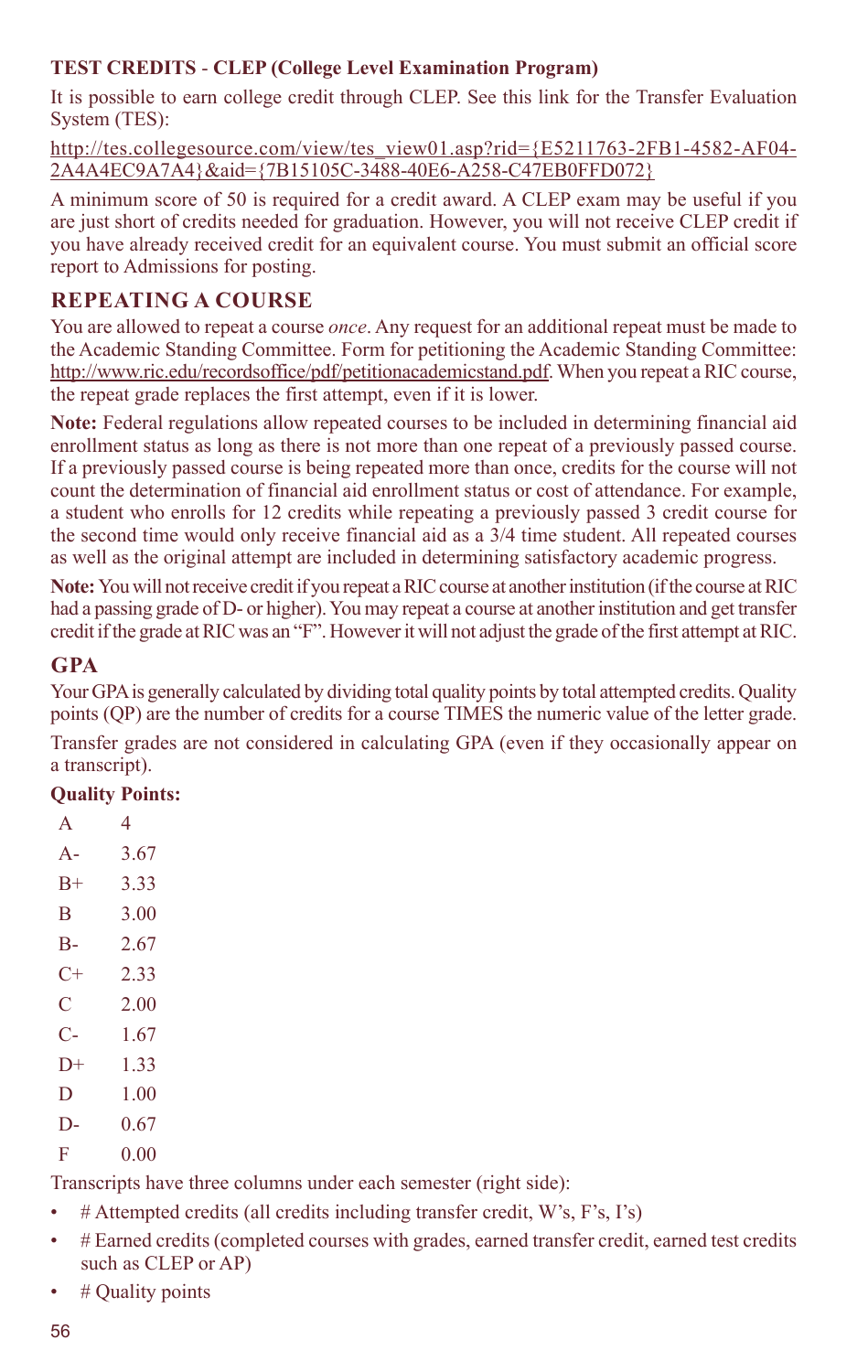**TEST CREDITS - CLEP (College Level Examination Program)**

It is possible to earn college credit through CLEP. See this link for the Transfer Evaluation System (TES):

http://tes.collegesource.com/view/tes_view01.asp?rid={E5211763-2FB1-4582-AF04-2A4A4EC9A7A4}&aid={7B15105C-3488-40E6-A258-C47EB0FFD072}

A minimum score of 50 is required for a credit award. A CLEP exam may be useful if you are just short of credits needed for graduation. However, you will not receive CLEP credit if you have already received credit for an equivalent course. You must submit an official score report to Admissions for posting.

## REPEATING A COURSE

You are allowed to repeat a course *once*. Any request for an additional repeat must be made to the Academic Standing Committee. Form for petitioning the Academic Standing Committee: http://www.ric.edu/recordsoffice/pdf/petitionacademicstand.pdf. When you repeat a RIC course, the repeat grade replaces the first attempt, even if it is lower.

**Note:** Federal regulations allow repeated courses to be included in determining financial aid enrollment status as long as there is not more than one repeat of a previously passed course. If a previously passed course is being repeated more than once, credits for the course will not count the determination of financial aid enrollment status or cost of attendance. For example, a student who enrolls for 12 credits while repeating a previously passed 3 credit course for the second time would only receive financial aid as a 3/4 time student. All repeated courses as well as the original attempt are included in determining satisfactory academic progress.

**Note:** You will not receive credit if you repeat a RIC course at another institution (if the course at RIC had a passing grade of D- or higher). You may repeat a course at another institution and get transfer credit if the grade at RIC was an "F". However it will not adjust the grade of the first attempt at RIC.

## GPA

Your GPA is generally calculated by dividing total quality points by total attempted credits. Quality points (QP) are the number of credits for a course TIMES the numeric value of the letter grade.

Transfer grades are not considered in calculating GPA (even if they occasionally appear on a transcript).

**Quality Points:**

| | |
|---|---|
| A | 4 |
| A- | 3.67 |
| B+ | 3.33 |
| B | 3.00 |
| B- | 2.67 |
| C+ | 2.33 |
| C | 2.00 |
| C- | 1.67 |
| D+ | 1.33 |
| D | 1.00 |
| D- | 0.67 |
| F | 0.00 |

Transcripts have three columns under each semester (right side):

- # Attempted credits (all credits including transfer credit, W's, F's, I's)
- # Earned credits (completed courses with grades, earned transfer credit, earned test credits such as CLEP or AP)
- # Quality points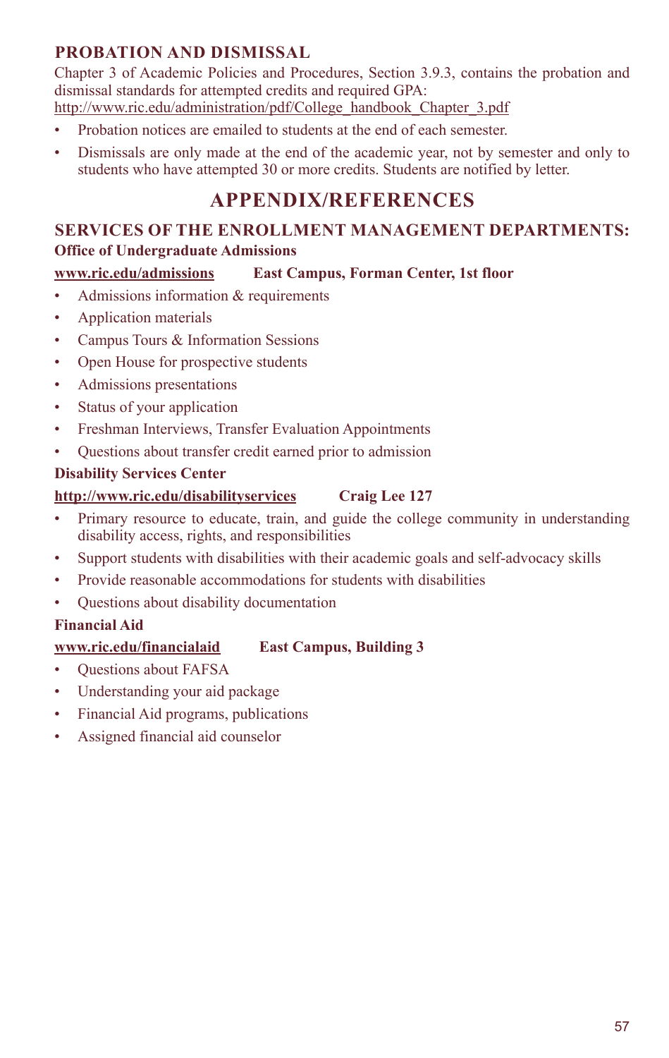## PROBATION AND DISMISSAL

Chapter 3 of Academic Policies and Procedures, Section 3.9.3, contains the probation and dismissal standards for attempted credits and required GPA:
http://www.ric.edu/administration/pdf/College_handbook_Chapter_3.pdf

- Probation notices are emailed to students at the end of each semester.
- Dismissals are only made at the end of the academic year, not by semester and only to students who have attempted 30 or more credits. Students are notified by letter.

# APPENDIX/REFERENCES

## SERVICES OF THE ENROLLMENT MANAGEMENT DEPARTMENTS:

### Office of Undergraduate Admissions

**www.ric.edu/admissions** **East Campus, Forman Center, 1st floor**

- Admissions information & requirements
- Application materials
- Campus Tours & Information Sessions
- Open House for prospective students
- Admissions presentations
- Status of your application
- Freshman Interviews, Transfer Evaluation Appointments
- Questions about transfer credit earned prior to admission

### Disability Services Center

**http://www.ric.edu/disabilityservices** **Craig Lee 127**

- Primary resource to educate, train, and guide the college community in understanding disability access, rights, and responsibilities
- Support students with disabilities with their academic goals and self-advocacy skills
- Provide reasonable accommodations for students with disabilities
- Questions about disability documentation

### Financial Aid

**www.ric.edu/financialaid** **East Campus, Building 3**

- Questions about FAFSA
- Understanding your aid package
- Financial Aid programs, publications
- Assigned financial aid counselor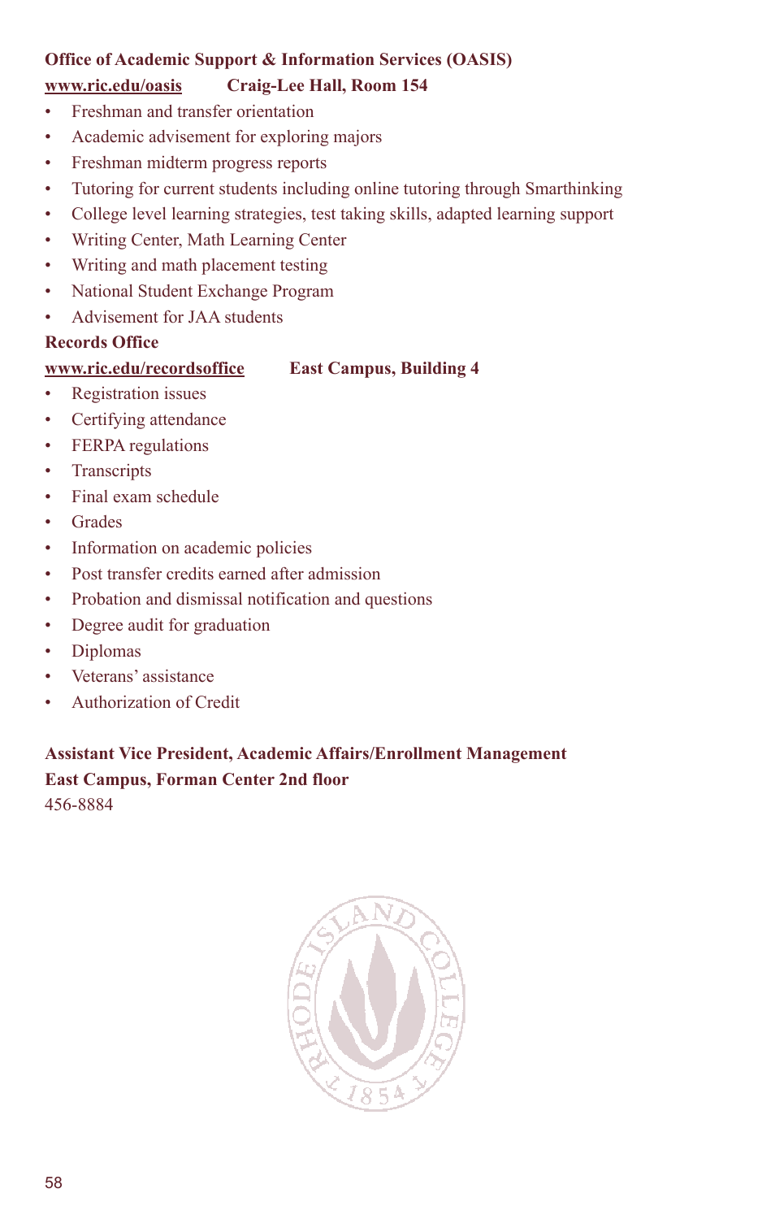**Office of Academic Support & Information Services (OASIS)**

**www.ric.edu/oasis** **Craig-Lee Hall, Room 154**

- Freshman and transfer orientation
- Academic advisement for exploring majors
- Freshman midterm progress reports
- Tutoring for current students including online tutoring through Smarthinking
- College level learning strategies, test taking skills, adapted learning support
- Writing Center, Math Learning Center
- Writing and math placement testing
- National Student Exchange Program
- Advisement for JAA students

**Records Office**

**www.ric.edu/recordsoffice** **East Campus, Building 4**

- Registration issues
- Certifying attendance
- FERPA regulations
- Transcripts
- Final exam schedule
- Grades
- Information on academic policies
- Post transfer credits earned after admission
- Probation and dismissal notification and questions
- Degree audit for graduation
- Diplomas
- Veterans' assistance
- Authorization of Credit

**Assistant Vice President, Academic Affairs/Enrollment Management**
**East Campus, Forman Center 2nd floor**
456-8884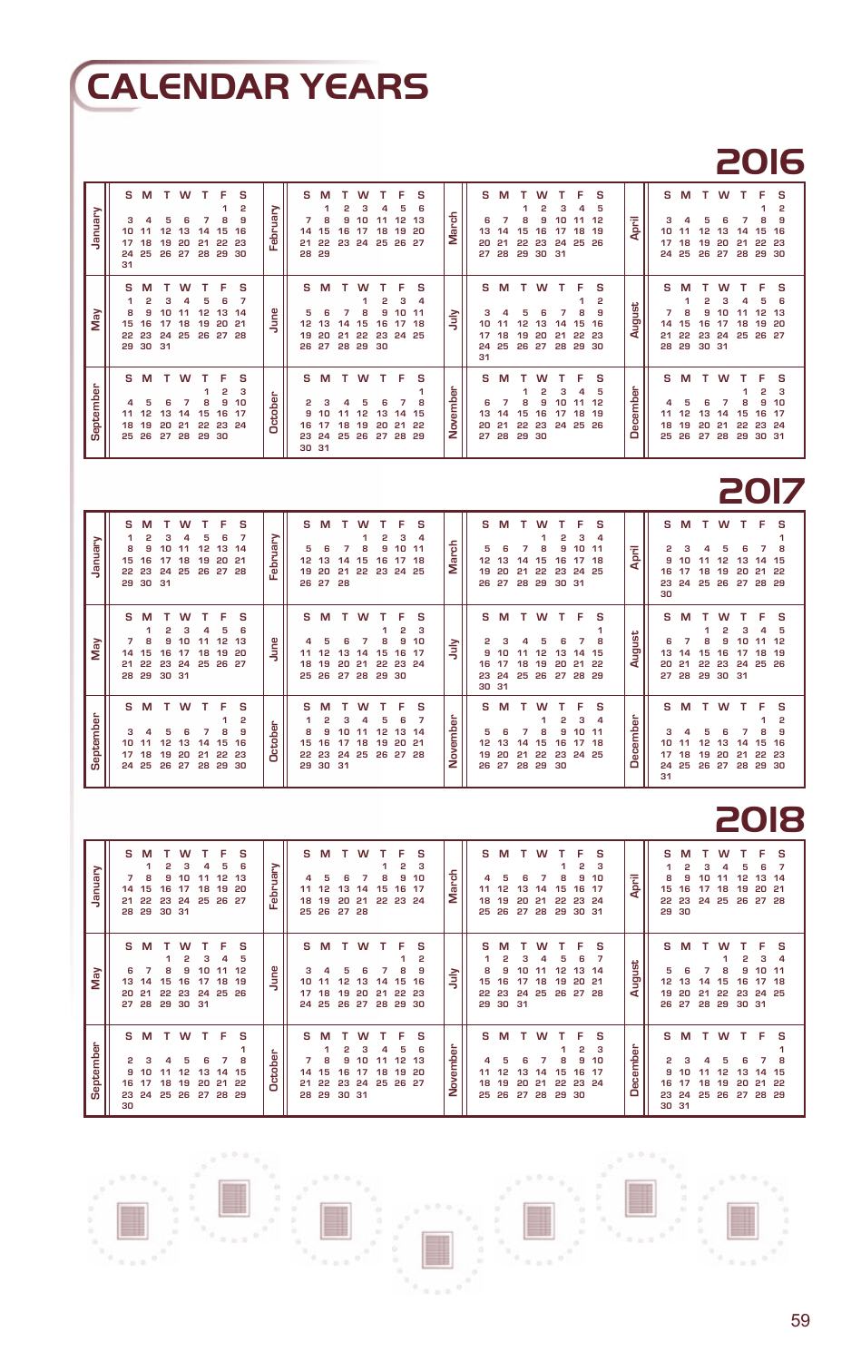# CALENDAR YEARS

## 2016

### January

| S | M | T | W | T | F | S |
|---|---|---|---|---|---|---|
| | | | | | 1 | 2 |
| 3 | 4 | 5 | 6 | 7 | 8 | 9 |
| 10 | 11 | 12 | 13 | 14 | 15 | 16 |
| 17 | 18 | 19 | 20 | 21 | 22 | 23 |
| 24 | 25 | 26 | 27 | 28 | 29 | 30 |
| 31 | | | | | | |

### February

| S | M | T | W | T | F | S |
|---|---|---|---|---|---|---|
| | 1 | 2 | 3 | 4 | 5 | 6 |
| 7 | 8 | 9 | 10 | 11 | 12 | 13 |
| 14 | 15 | 16 | 17 | 18 | 19 | 20 |
| 21 | 22 | 23 | 24 | 25 | 26 | 27 |
| 28 | 29 | | | | | |

### March

| S | M | T | W | T | F | S |
|---|---|---|---|---|---|---|
| | | 1 | 2 | 3 | 4 | 5 |
| 6 | 7 | 8 | 9 | 10 | 11 | 12 |
| 13 | 14 | 15 | 16 | 17 | 18 | 19 |
| 20 | 21 | 22 | 23 | 24 | 25 | 26 |
| 27 | 28 | 29 | 30 | 31 | | |

### April

| S | M | T | W | T | F | S |
|---|---|---|---|---|---|---|
| | | | | | 1 | 2 |
| 3 | 4 | 5 | 6 | 7 | 8 | 9 |
| 10 | 11 | 12 | 13 | 14 | 15 | 16 |
| 17 | 18 | 19 | 20 | 21 | 22 | 23 |
| 24 | 25 | 26 | 27 | 28 | 29 | 30 |

### May

| S | M | T | W | T | F | S |
|---|---|---|---|---|---|---|
| 1 | 2 | 3 | 4 | 5 | 6 | 7 |
| 8 | 9 | 10 | 11 | 12 | 13 | 14 |
| 15 | 16 | 17 | 18 | 19 | 20 | 21 |
| 22 | 23 | 24 | 25 | 26 | 27 | 28 |
| 29 | 30 | 31 | | | | |

### June

| S | M | T | W | T | F | S |
|---|---|---|---|---|---|---|
| | | | 1 | 2 | 3 | 4 |
| 5 | 6 | 7 | 8 | 9 | 10 | 11 |
| 12 | 13 | 14 | 15 | 16 | 17 | 18 |
| 19 | 20 | 21 | 22 | 23 | 24 | 25 |
| 26 | 27 | 28 | 29 | 30 | | |

### July

| S | M | T | W | T | F | S |
|---|---|---|---|---|---|---|
| | | | | | 1 | 2 |
| 3 | 4 | 5 | 6 | 7 | 8 | 9 |
| 10 | 11 | 12 | 13 | 14 | 15 | 16 |
| 17 | 18 | 19 | 20 | 21 | 22 | 23 |
| 24 | 25 | 26 | 27 | 28 | 29 | 30 |
| 31 | | | | | | |

### August

| S | M | T | W | T | F | S |
|---|---|---|---|---|---|---|
| | 1 | 2 | 3 | 4 | 5 | 6 |
| 7 | 8 | 9 | 10 | 11 | 12 | 13 |
| 14 | 15 | 16 | 17 | 18 | 19 | 20 |
| 21 | 22 | 23 | 24 | 25 | 26 | 27 |
| 28 | 29 | 30 | 31 | | | |

### September

| S | M | T | W | T | F | S |
|---|---|---|---|---|---|---|
| | | | | 1 | 2 | 3 |
| 4 | 5 | 6 | 7 | 8 | 9 | 10 |
| 11 | 12 | 13 | 14 | 15 | 16 | 17 |
| 18 | 19 | 20 | 21 | 22 | 23 | 24 |
| 25 | 26 | 27 | 28 | 29 | 30 | |

### October

| S | M | T | W | T | F | S |
|---|---|---|---|---|---|---|
| | | | | | | 1 |
| 2 | 3 | 4 | 5 | 6 | 7 | 8 |
| 9 | 10 | 11 | 12 | 13 | 14 | 15 |
| 16 | 17 | 18 | 19 | 20 | 21 | 22 |
| 23 | 24 | 25 | 26 | 27 | 28 | 29 |
| 30 | 31 | | | | | |

### November

| S | M | T | W | T | F | S |
|---|---|---|---|---|---|---|
| | | 1 | 2 | 3 | 4 | 5 |
| 6 | 7 | 8 | 9 | 10 | 11 | 12 |
| 13 | 14 | 15 | 16 | 17 | 18 | 19 |
| 20 | 21 | 22 | 23 | 24 | 25 | 26 |
| 27 | 28 | 29 | 30 | | | |

### December

| S | M | T | W | T | F | S |
|---|---|---|---|---|---|---|
| | | | | 1 | 2 | 3 |
| 4 | 5 | 6 | 7 | 8 | 9 | 10 |
| 11 | 12 | 13 | 14 | 15 | 16 | 17 |
| 18 | 19 | 20 | 21 | 22 | 23 | 24 |
| 25 | 26 | 27 | 28 | 29 | 30 | 31 |

## 2017

### January

| S | M | T | W | T | F | S |
|---|---|---|---|---|---|---|
| 1 | 2 | 3 | 4 | 5 | 6 | 7 |
| 8 | 9 | 10 | 11 | 12 | 13 | 14 |
| 15 | 16 | 17 | 18 | 19 | 20 | 21 |
| 22 | 23 | 24 | 25 | 26 | 27 | 28 |
| 29 | 30 | 31 | | | | |

### February

| S | M | T | W | T | F | S |
|---|---|---|---|---|---|---|
| | | | 1 | 2 | 3 | 4 |
| 5 | 6 | 7 | 8 | 9 | 10 | 11 |
| 12 | 13 | 14 | 15 | 16 | 17 | 18 |
| 19 | 20 | 21 | 22 | 23 | 24 | 25 |
| 26 | 27 | 28 | | | | |

### March

| S | M | T | W | T | F | S |
|---|---|---|---|---|---|---|
| | | | 1 | 2 | 3 | 4 |
| 5 | 6 | 7 | 8 | 9 | 10 | 11 |
| 12 | 13 | 14 | 15 | 16 | 17 | 18 |
| 19 | 20 | 21 | 22 | 23 | 24 | 25 |
| 26 | 27 | 28 | 29 | 30 | 31 | |

### April

| S | M | T | W | T | F | S |
|---|---|---|---|---|---|---|
| | | | | | | 1 |
| 2 | 3 | 4 | 5 | 6 | 7 | 8 |
| 9 | 10 | 11 | 12 | 13 | 14 | 15 |
| 16 | 17 | 18 | 19 | 20 | 21 | 22 |
| 23 | 24 | 25 | 26 | 27 | 28 | 29 |
| 30 | | | | | | |

### May

| S | M | T | W | T | F | S |
|---|---|---|---|---|---|---|
| | 1 | 2 | 3 | 4 | 5 | 6 |
| 7 | 8 | 9 | 10 | 11 | 12 | 13 |
| 14 | 15 | 16 | 17 | 18 | 19 | 20 |
| 21 | 22 | 23 | 24 | 25 | 26 | 27 |
| 28 | 29 | 30 | 31 | | | |

### June

| S | M | T | W | T | F | S |
|---|---|---|---|---|---|---|
| | | | | 1 | 2 | 3 |
| 4 | 5 | 6 | 7 | 8 | 9 | 10 |
| 11 | 12 | 13 | 14 | 15 | 16 | 17 |
| 18 | 19 | 20 | 21 | 22 | 23 | 24 |
| 25 | 26 | 27 | 28 | 29 | 30 | |

### July

| S | M | T | W | T | F | S |
|---|---|---|---|---|---|---|
| | | | | | | 1 |
| 2 | 3 | 4 | 5 | 6 | 7 | 8 |
| 9 | 10 | 11 | 12 | 13 | 14 | 15 |
| 16 | 17 | 18 | 19 | 20 | 21 | 22 |
| 23 | 24 | 25 | 26 | 27 | 28 | 29 |
| 30 | 31 | | | | | |

### August

| S | M | T | W | T | F | S |
|---|---|---|---|---|---|---|
| | | 1 | 2 | 3 | 4 | 5 |
| 6 | 7 | 8 | 9 | 10 | 11 | 12 |
| 13 | 14 | 15 | 16 | 17 | 18 | 19 |
| 20 | 21 | 22 | 23 | 24 | 25 | 26 |
| 27 | 28 | 29 | 30 | 31 | | |

### September

| S | M | T | W | T | F | S |
|---|---|---|---|---|---|---|
| | | | | | 1 | 2 |
| 3 | 4 | 5 | 6 | 7 | 8 | 9 |
| 10 | 11 | 12 | 13 | 14 | 15 | 16 |
| 17 | 18 | 19 | 20 | 21 | 22 | 23 |
| 24 | 25 | 26 | 27 | 28 | 29 | 30 |

### October

| S | M | T | W | T | F | S |
|---|---|---|---|---|---|---|
| 1 | 2 | 3 | 4 | 5 | 6 | 7 |
| 8 | 9 | 10 | 11 | 12 | 13 | 14 |
| 15 | 16 | 17 | 18 | 19 | 20 | 21 |
| 22 | 23 | 24 | 25 | 26 | 27 | 28 |
| 29 | 30 | 31 | | | | |

### November

| S | M | T | W | T | F | S |
|---|---|---|---|---|---|---|
| | | | 1 | 2 | 3 | 4 |
| 5 | 6 | 7 | 8 | 9 | 10 | 11 |
| 12 | 13 | 14 | 15 | 16 | 17 | 18 |
| 19 | 20 | 21 | 22 | 23 | 24 | 25 |
| 26 | 27 | 28 | 29 | 30 | | |

### December

| S | M | T | W | T | F | S |
|---|---|---|---|---|---|---|
| | | | | | 1 | 2 |
| 3 | 4 | 5 | 6 | 7 | 8 | 9 |
| 10 | 11 | 12 | 13 | 14 | 15 | 16 |
| 17 | 18 | 19 | 20 | 21 | 22 | 23 |
| 24 | 25 | 26 | 27 | 28 | 29 | 30 |
| 31 | | | | | | |

## 2018

### January

| S | M | T | W | T | F | S |
|---|---|---|---|---|---|---|
| | 1 | 2 | 3 | 4 | 5 | 6 |
| 7 | 8 | 9 | 10 | 11 | 12 | 13 |
| 14 | 15 | 16 | 17 | 18 | 19 | 20 |
| 21 | 22 | 23 | 24 | 25 | 26 | 27 |
| 28 | 29 | 30 | 31 | | | |

### February

| S | M | T | W | T | F | S |
|---|---|---|---|---|---|---|
| | | | | 1 | 2 | 3 |
| 4 | 5 | 6 | 7 | 8 | 9 | 10 |
| 11 | 12 | 13 | 14 | 15 | 16 | 17 |
| 18 | 19 | 20 | 21 | 22 | 23 | 24 |
| 25 | 26 | 27 | 28 | | | |

### March

| S | M | T | W | T | F | S |
|---|---|---|---|---|---|---|
| | | | | 1 | 2 | 3 |
| 4 | 5 | 6 | 7 | 8 | 9 | 10 |
| 11 | 12 | 13 | 14 | 15 | 16 | 17 |
| 18 | 19 | 20 | 21 | 22 | 23 | 24 |
| 25 | 26 | 27 | 28 | 29 | 30 | 31 |

### April

| S | M | T | W | T | F | S |
|---|---|---|---|---|---|---|
| 1 | 2 | 3 | 4 | 5 | 6 | 7 |
| 8 | 9 | 10 | 11 | 12 | 13 | 14 |
| 15 | 16 | 17 | 18 | 19 | 20 | 21 |
| 22 | 23 | 24 | 25 | 26 | 27 | 28 |
| 29 | 30 | | | | | |

### May

| S | M | T | W | T | F | S |
|---|---|---|---|---|---|---|
| | | 1 | 2 | 3 | 4 | 5 |
| 6 | 7 | 8 | 9 | 10 | 11 | 12 |
| 13 | 14 | 15 | 16 | 17 | 18 | 19 |
| 20 | 21 | 22 | 23 | 24 | 25 | 26 |
| 27 | 28 | 29 | 30 | 31 | | |

### June

| S | M | T | W | T | F | S |
|---|---|---|---|---|---|---|
| | | | | | 1 | 2 |
| 3 | 4 | 5 | 6 | 7 | 8 | 9 |
| 10 | 11 | 12 | 13 | 14 | 15 | 16 |
| 17 | 18 | 19 | 20 | 21 | 22 | 23 |
| 24 | 25 | 26 | 27 | 28 | 29 | 30 |

### July

| S | M | T | W | T | F | S |
|---|---|---|---|---|---|---|
| 1 | 2 | 3 | 4 | 5 | 6 | 7 |
| 8 | 9 | 10 | 11 | 12 | 13 | 14 |
| 15 | 16 | 17 | 18 | 19 | 20 | 21 |
| 22 | 23 | 24 | 25 | 26 | 27 | 28 |
| 29 | 30 | 31 | | | | |

### August

| S | M | T | W | T | F | S |
|---|---|---|---|---|---|---|
| | | | 1 | 2 | 3 | 4 |
| 5 | 6 | 7 | 8 | 9 | 10 | 11 |
| 12 | 13 | 14 | 15 | 16 | 17 | 18 |
| 19 | 20 | 21 | 22 | 23 | 24 | 25 |
| 26 | 27 | 28 | 29 | 30 | 31 | |

### September

| S | M | T | W | T | F | S |
|---|---|---|---|---|---|---|
| | | | | | | 1 |
| 2 | 3 | 4 | 5 | 6 | 7 | 8 |
| 9 | 10 | 11 | 12 | 13 | 14 | 15 |
| 16 | 17 | 18 | 19 | 20 | 21 | 22 |
| 23 | 24 | 25 | 26 | 27 | 28 | 29 |
| 30 | | | | | | |

### October

| S | M | T | W | T | F | S |
|---|---|---|---|---|---|---|
| | 1 | 2 | 3 | 4 | 5 | 6 |
| 7 | 8 | 9 | 10 | 11 | 12 | 13 |
| 14 | 15 | 16 | 17 | 18 | 19 | 20 |
| 21 | 22 | 23 | 24 | 25 | 26 | 27 |
| 28 | 29 | 30 | 31 | | | |

### November

| S | M | T | W | T | F | S |
|---|---|---|---|---|---|---|
| | | | | 1 | 2 | 3 |
| 4 | 5 | 6 | 7 | 8 | 9 | 10 |
| 11 | 12 | 13 | 14 | 15 | 16 | 17 |
| 18 | 19 | 20 | 21 | 22 | 23 | 24 |
| 25 | 26 | 27 | 28 | 29 | 30 | |

### December

| S | M | T | W | T | F | S |
|---|---|---|---|---|---|---|
| | | | | | | 1 |
| 2 | 3 | 4 | 5 | 6 | 7 | 8 |
| 9 | 10 | 11 | 12 | 13 | 14 | 15 |
| 16 | 17 | 18 | 19 | 20 | 21 | 22 |
| 23 | 24 | 25 | 26 | 27 | 28 | 29 |
| 30 | 31 | | | | | |